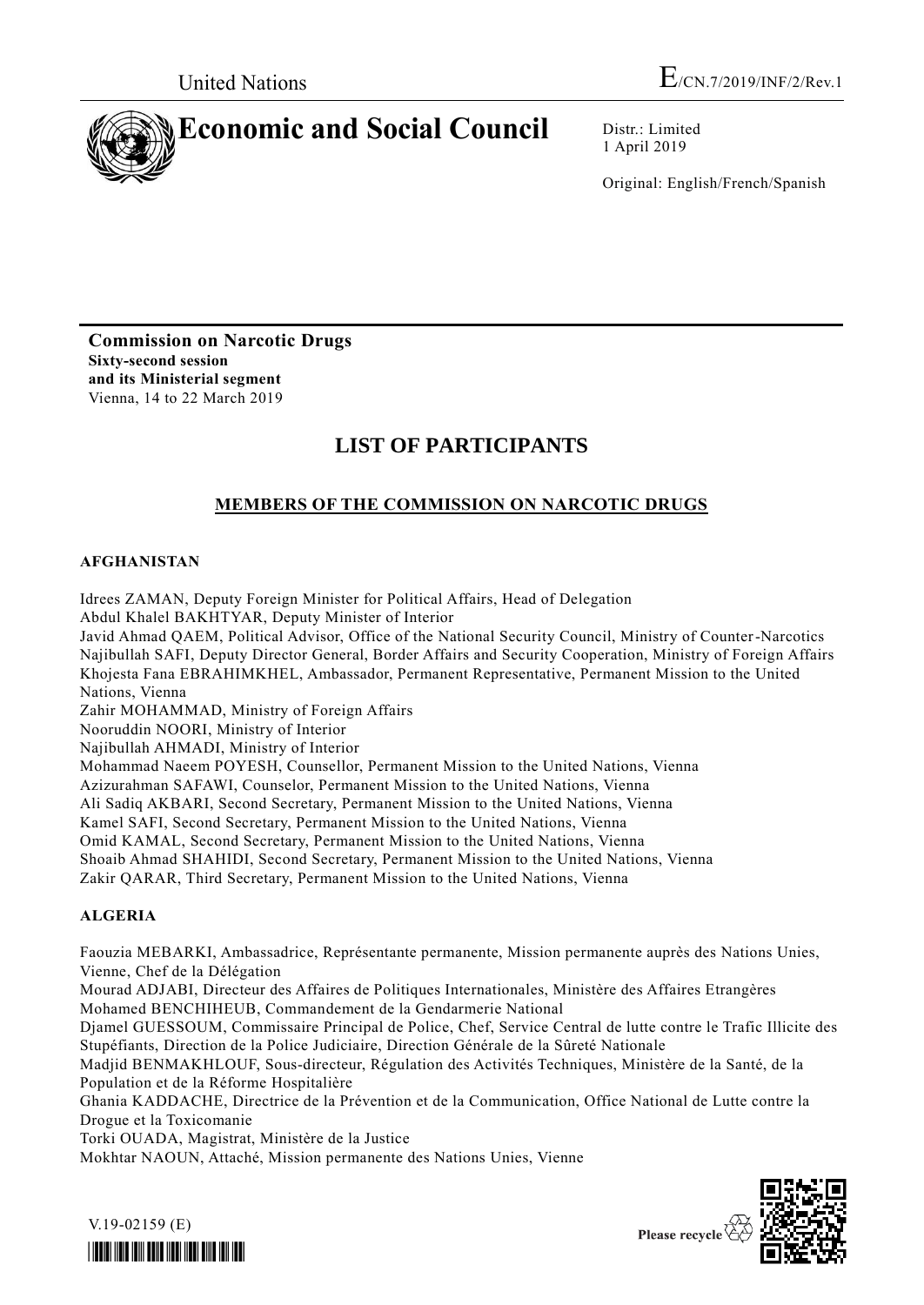United Nations E/CN.7/2019/INF/2/Rev.1

# Economic and Social Council

Distr.: Limited
1 April 2019

Original: English/French/Spanish

**Commission on Narcotic Drugs**
**Sixty-second session**
**and its Ministerial segment**
Vienna, 14 to 22 March 2019

# LIST OF PARTICIPANTS

## MEMBERS OF THE COMMISSION ON NARCOTIC DRUGS

### AFGHANISTAN

Idrees ZAMAN, Deputy Foreign Minister for Political Affairs, Head of Delegation
Abdul Khalel BAKHTYAR, Deputy Minister of Interior
Javid Ahmad QAEM, Political Advisor, Office of the National Security Council, Ministry of Counter-Narcotics
Najibullah SAFI, Deputy Director General, Border Affairs and Security Cooperation, Ministry of Foreign Affairs
Khojesta Fana EBRAHIMKHEL, Ambassador, Permanent Representative, Permanent Mission to the United Nations, Vienna
Zahir MOHAMMAD, Ministry of Foreign Affairs
Nooruddin NOORI, Ministry of Interior
Najibullah AHMADI, Ministry of Interior
Mohammad Naeem POYESH, Counsellor, Permanent Mission to the United Nations, Vienna
Azizurahman SAFAWI, Counselor, Permanent Mission to the United Nations, Vienna
Ali Sadiq AKBARI, Second Secretary, Permanent Mission to the United Nations, Vienna
Kamel SAFI, Second Secretary, Permanent Mission to the United Nations, Vienna
Omid KAMAL, Second Secretary, Permanent Mission to the United Nations, Vienna
Shoaib Ahmad SHAHIDI, Second Secretary, Permanent Mission to the United Nations, Vienna
Zakir QARAR, Third Secretary, Permanent Mission to the United Nations, Vienna

### ALGERIA

Faouzia MEBARKI, Ambassadrice, Représentante permanente, Mission permanente auprès des Nations Unies, Vienne, Chef de la Délégation
Mourad ADJABI, Directeur des Affaires de Politiques Internationales, Ministère des Affaires Etrangères
Mohamed BENCHIHEUB, Commandement de la Gendarmerie National
Djamel GUESSOUM, Commissaire Principal de Police, Chef, Service Central de lutte contre le Trafic Illicite des Stupéfiants, Direction de la Police Judiciaire, Direction Générale de la Sûreté Nationale
Madjid BENMAKHLOUF, Sous-directeur, Régulation des Activités Techniques, Ministère de la Santé, de la Population et de la Réforme Hospitalière
Ghania KADDACHE, Directrice de la Prévention et de la Communication, Office National de Lutte contre la Drogue et la Toxicomanie
Torki OUADA, Magistrat, Ministère de la Justice
Mokhtar NAOUN, Attaché, Mission permanente des Nations Unies, Vienne

V.19-02159 (E)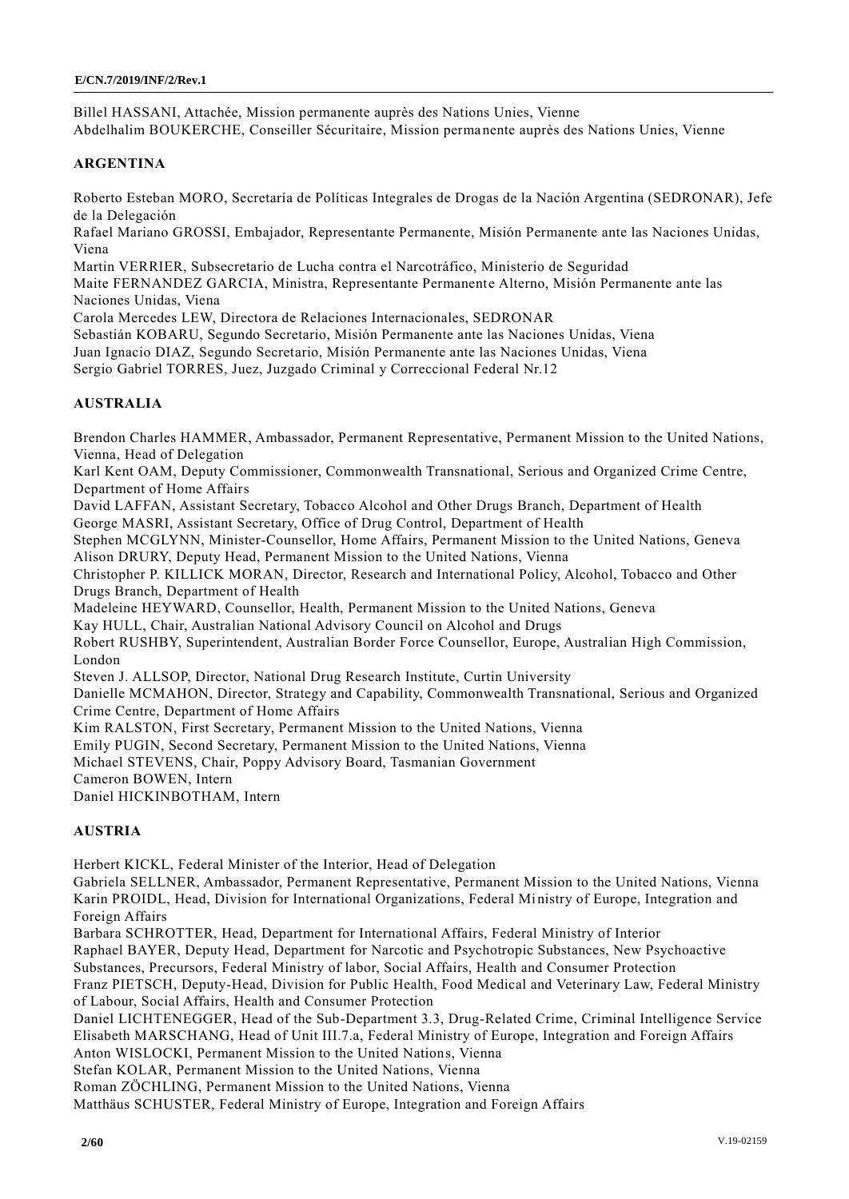Billel HASSANI, Attachée, Mission permanente auprès des Nations Unies, Vienne
Abdelhalim BOUKERCHE, Conseiller Sécuritaire, Mission permanente auprès des Nations Unies, Vienne

**ARGENTINA**

Roberto Esteban MORO, Secretaría de Políticas Integrales de Drogas de la Nación Argentina (SEDRONAR), Jefe de la Delegación
Rafael Mariano GROSSI, Embajador, Representante Permanente, Misión Permanente ante las Naciones Unidas, Viena
Martin VERRIER, Subsecretario de Lucha contra el Narcotráfico, Ministerio de Seguridad
Maite FERNANDEZ GARCIA, Ministra, Representante Permanente Alterno, Misión Permanente ante las Naciones Unidas, Viena
Carola Mercedes LEW, Directora de Relaciones Internacionales, SEDRONAR
Sebastián KOBARU, Segundo Secretario, Misión Permanente ante las Naciones Unidas, Viena
Juan Ignacio DIAZ, Segundo Secretario, Misión Permanente ante las Naciones Unidas, Viena
Sergio Gabriel TORRES, Juez, Juzgado Criminal y Correccional Federal Nr.12

**AUSTRALIA**

Brendon Charles HAMMER, Ambassador, Permanent Representative, Permanent Mission to the United Nations, Vienna, Head of Delegation
Karl Kent OAM, Deputy Commissioner, Commonwealth Transnational, Serious and Organized Crime Centre, Department of Home Affairs
David LAFFAN, Assistant Secretary, Tobacco Alcohol and Other Drugs Branch, Department of Health
George MASRI, Assistant Secretary, Office of Drug Control, Department of Health
Stephen MCGLYNN, Minister-Counsellor, Home Affairs, Permanent Mission to the United Nations, Geneva
Alison DRURY, Deputy Head, Permanent Mission to the United Nations, Vienna
Christopher P. KILLICK MORAN, Director, Research and International Policy, Alcohol, Tobacco and Other Drugs Branch, Department of Health
Madeleine HEYWARD, Counsellor, Health, Permanent Mission to the United Nations, Geneva
Kay HULL, Chair, Australian National Advisory Council on Alcohol and Drugs
Robert RUSHBY, Superintendent, Australian Border Force Counsellor, Europe, Australian High Commission, London
Steven J. ALLSOP, Director, National Drug Research Institute, Curtin University
Danielle MCMAHON, Director, Strategy and Capability, Commonwealth Transnational, Serious and Organized Crime Centre, Department of Home Affairs
Kim RALSTON, First Secretary, Permanent Mission to the United Nations, Vienna
Emily PUGIN, Second Secretary, Permanent Mission to the United Nations, Vienna
Michael STEVENS, Chair, Poppy Advisory Board, Tasmanian Government
Cameron BOWEN, Intern
Daniel HICKINBOTHAM, Intern

**AUSTRIA**

Herbert KICKL, Federal Minister of the Interior, Head of Delegation
Gabriela SELLNER, Ambassador, Permanent Representative, Permanent Mission to the United Nations, Vienna
Karin PROIDL, Head, Division for International Organizations, Federal Ministry of Europe, Integration and Foreign Affairs
Barbara SCHROTTER, Head, Department for International Affairs, Federal Ministry of Interior
Raphael BAYER, Deputy Head, Department for Narcotic and Psychotropic Substances, New Psychoactive Substances, Precursors, Federal Ministry of labor, Social Affairs, Health and Consumer Protection
Franz PIETSCH, Deputy-Head, Division for Public Health, Food Medical and Veterinary Law, Federal Ministry of Labour, Social Affairs, Health and Consumer Protection
Daniel LICHTENEGGER, Head of the Sub-Department 3.3, Drug-Related Crime, Criminal Intelligence Service
Elisabeth MARSCHANG, Head of Unit III.7.a, Federal Ministry of Europe, Integration and Foreign Affairs
Anton WISLOCKI, Permanent Mission to the United Nations, Vienna
Stefan KOLAR, Permanent Mission to the United Nations, Vienna
Roman ZÖCHLING, Permanent Mission to the United Nations, Vienna
Matthäus SCHUSTER, Federal Ministry of Europe, Integration and Foreign Affairs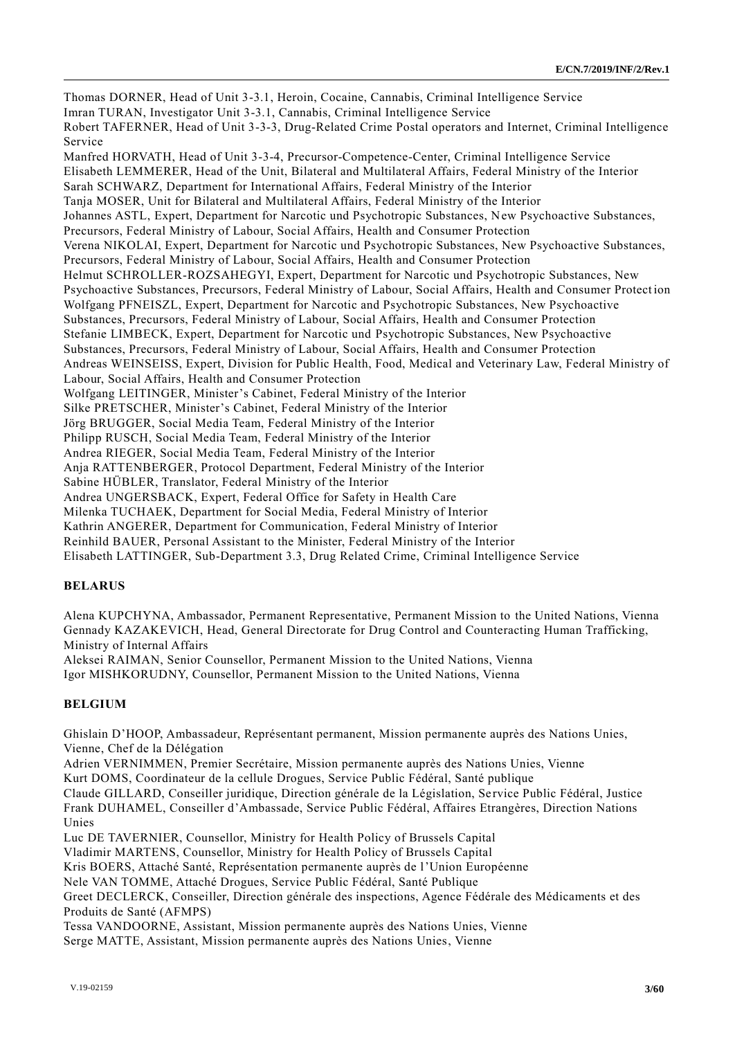Thomas DORNER, Head of Unit 3-3.1, Heroin, Cocaine, Cannabis, Criminal Intelligence Service
Imran TURAN, Investigator Unit 3-3.1, Cannabis, Criminal Intelligence Service
Robert TAFERNER, Head of Unit 3-3-3, Drug-Related Crime Postal operators and Internet, Criminal Intelligence Service
Manfred HORVATH, Head of Unit 3-3-4, Precursor-Competence-Center, Criminal Intelligence Service
Elisabeth LEMMERER, Head of the Unit, Bilateral and Multilateral Affairs, Federal Ministry of the Interior
Sarah SCHWARZ, Department for International Affairs, Federal Ministry of the Interior
Tanja MOSER, Unit for Bilateral and Multilateral Affairs, Federal Ministry of the Interior
Johannes ASTL, Expert, Department for Narcotic und Psychotropic Substances, New Psychoactive Substances, Precursors, Federal Ministry of Labour, Social Affairs, Health and Consumer Protection
Verena NIKOLAI, Expert, Department for Narcotic und Psychotropic Substances, New Psychoactive Substances, Precursors, Federal Ministry of Labour, Social Affairs, Health and Consumer Protection
Helmut SCHROLLER-ROZSAHEGYI, Expert, Department for Narcotic und Psychotropic Substances, New Psychoactive Substances, Precursors, Federal Ministry of Labour, Social Affairs, Health and Consumer Protection
Wolfgang PFNEISZL, Expert, Department for Narcotic and Psychotropic Substances, New Psychoactive Substances, Precursors, Federal Ministry of Labour, Social Affairs, Health and Consumer Protection
Stefanie LIMBECK, Expert, Department for Narcotic und Psychotropic Substances, New Psychoactive Substances, Precursors, Federal Ministry of Labour, Social Affairs, Health and Consumer Protection
Andreas WEINSEISS, Expert, Division for Public Health, Food, Medical and Veterinary Law, Federal Ministry of Labour, Social Affairs, Health and Consumer Protection
Wolfgang LEITINGER, Minister's Cabinet, Federal Ministry of the Interior
Silke PRETSCHER, Minister's Cabinet, Federal Ministry of the Interior
Jörg BRUGGER, Social Media Team, Federal Ministry of the Interior
Philipp RUSCH, Social Media Team, Federal Ministry of the Interior
Andrea RIEGER, Social Media Team, Federal Ministry of the Interior
Anja RATTENBERGER, Protocol Department, Federal Ministry of the Interior
Sabine HÜBLER, Translator, Federal Ministry of the Interior
Andrea UNGERSBACK, Expert, Federal Office for Safety in Health Care
Milenka TUCHAEK, Department for Social Media, Federal Ministry of Interior
Kathrin ANGERER, Department for Communication, Federal Ministry of Interior
Reinhild BAUER, Personal Assistant to the Minister, Federal Ministry of the Interior
Elisabeth LATTINGER, Sub-Department 3.3, Drug Related Crime, Criminal Intelligence Service

**BELARUS**

Alena KUPCHYNA, Ambassador, Permanent Representative, Permanent Mission to the United Nations, Vienna
Gennady KAZAKEVICH, Head, General Directorate for Drug Control and Counteracting Human Trafficking, Ministry of Internal Affairs
Aleksei RAIMAN, Senior Counsellor, Permanent Mission to the United Nations, Vienna
Igor MISHKORUDNY, Counsellor, Permanent Mission to the United Nations, Vienna

**BELGIUM**

Ghislain D'HOOP, Ambassadeur, Représentant permanent, Mission permanente auprès des Nations Unies, Vienne, Chef de la Délégation
Adrien VERNIMMEN, Premier Secrétaire, Mission permanente auprès des Nations Unies, Vienne
Kurt DOMS, Coordinateur de la cellule Drogues, Service Public Fédéral, Santé publique
Claude GILLARD, Conseiller juridique, Direction générale de la Législation, Service Public Fédéral, Justice
Frank DUHAMEL, Conseiller d'Ambassade, Service Public Fédéral, Affaires Etrangères, Direction Nations Unies
Luc DE TAVERNIER, Counsellor, Ministry for Health Policy of Brussels Capital
Vladimir MARTENS, Counsellor, Ministry for Health Policy of Brussels Capital
Kris BOERS, Attaché Santé, Représentation permanente auprès de l'Union Européenne
Nele VAN TOMME, Attaché Drogues, Service Public Fédéral, Santé Publique
Greet DECLERCK, Conseiller, Direction générale des inspections, Agence Fédérale des Médicaments et des Produits de Santé (AFMPS)
Tessa VANDOORNE, Assistant, Mission permanente auprès des Nations Unies, Vienne
Serge MATTE, Assistant, Mission permanente auprès des Nations Unies, Vienne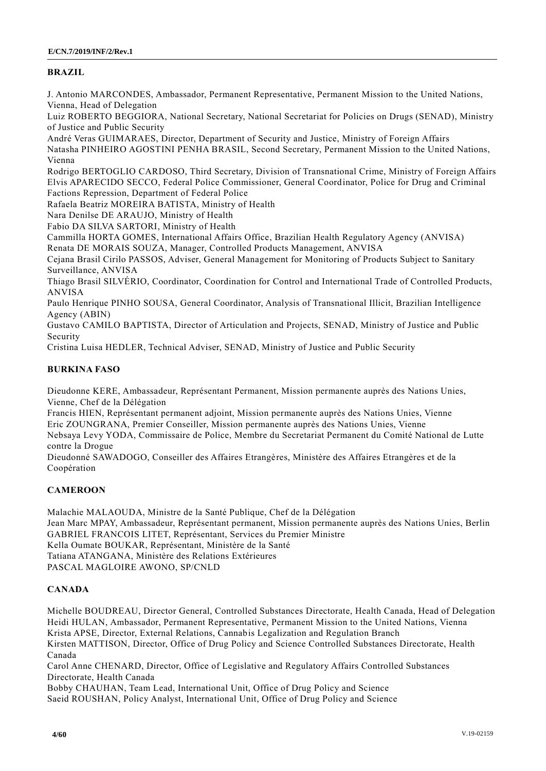**BRAZIL**

J. Antonio MARCONDES, Ambassador, Permanent Representative, Permanent Mission to the United Nations, Vienna, Head of Delegation
Luiz ROBERTO BEGGIORA, National Secretary, National Secretariat for Policies on Drugs (SENAD), Ministry of Justice and Public Security
André Veras GUIMARAES, Director, Department of Security and Justice, Ministry of Foreign Affairs
Natasha PINHEIRO AGOSTINI PENHA BRASIL, Second Secretary, Permanent Mission to the United Nations, Vienna
Rodrigo BERTOGLIO CARDOSO, Third Secretary, Division of Transnational Crime, Ministry of Foreign Affairs
Elvis APARECIDO SECCO, Federal Police Commissioner, General Coordinator, Police for Drug and Criminal Factions Repression, Department of Federal Police
Rafaela Beatriz MOREIRA BATISTA, Ministry of Health
Nara Denilse DE ARAUJO, Ministry of Health
Fabio DA SILVA SARTORI, Ministry of Health
Cammilla HORTA GOMES, International Affairs Office, Brazilian Health Regulatory Agency (ANVISA)
Renata DE MORAIS SOUZA, Manager, Controlled Products Management, ANVISA
Cejana Brasil Cirilo PASSOS, Adviser, General Management for Monitoring of Products Subject to Sanitary Surveillance, ANVISA
Thiago Brasil SILVÉRIO, Coordinator, Coordination for Control and International Trade of Controlled Products, ANVISA
Paulo Henrique PINHO SOUSA, General Coordinator, Analysis of Transnational Illicit, Brazilian Intelligence Agency (ABIN)
Gustavo CAMILO BAPTISTA, Director of Articulation and Projects, SENAD, Ministry of Justice and Public Security
Cristina Luisa HEDLER, Technical Adviser, SENAD, Ministry of Justice and Public Security

**BURKINA FASO**

Dieudonne KERE, Ambassadeur, Représentant Permanent, Mission permanente auprès des Nations Unies, Vienne, Chef de la Délégation
Francis HIEN, Représentant permanent adjoint, Mission permanente auprès des Nations Unies, Vienne
Eric ZOUNGRANA, Premier Conseiller, Mission permanente auprès des Nations Unies, Vienne
Nebsaya Levy YODA, Commissaire de Police, Membre du Secretariat Permanent du Comité National de Lutte contre la Drogue
Dieudonné SAWADOGO, Conseiller des Affaires Etrangères, Ministère des Affaires Etrangères et de la Coopération

**CAMEROON**

Malachie MALAOUDA, Ministre de la Santé Publique, Chef de la Délégation
Jean Marc MPAY, Ambassadeur, Représentant permanent, Mission permanente auprès des Nations Unies, Berlin
GABRIEL FRANCOIS LITET, Représentant, Services du Premier Ministre
Kella Oumate BOUKAR, Représentant, Ministère de la Santé
Tatiana ATANGANA, Ministère des Relations Extérieures
PASCAL MAGLOIRE AWONO, SP/CNLD

**CANADA**

Michelle BOUDREAU, Director General, Controlled Substances Directorate, Health Canada, Head of Delegation
Heidi HULAN, Ambassador, Permanent Representative, Permanent Mission to the United Nations, Vienna
Krista APSE, Director, External Relations, Cannabis Legalization and Regulation Branch
Kirsten MATTISON, Director, Office of Drug Policy and Science Controlled Substances Directorate, Health Canada
Carol Anne CHENARD, Director, Office of Legislative and Regulatory Affairs Controlled Substances Directorate, Health Canada
Bobby CHAUHAN, Team Lead, International Unit, Office of Drug Policy and Science
Saeid ROUSHAN, Policy Analyst, International Unit, Office of Drug Policy and Science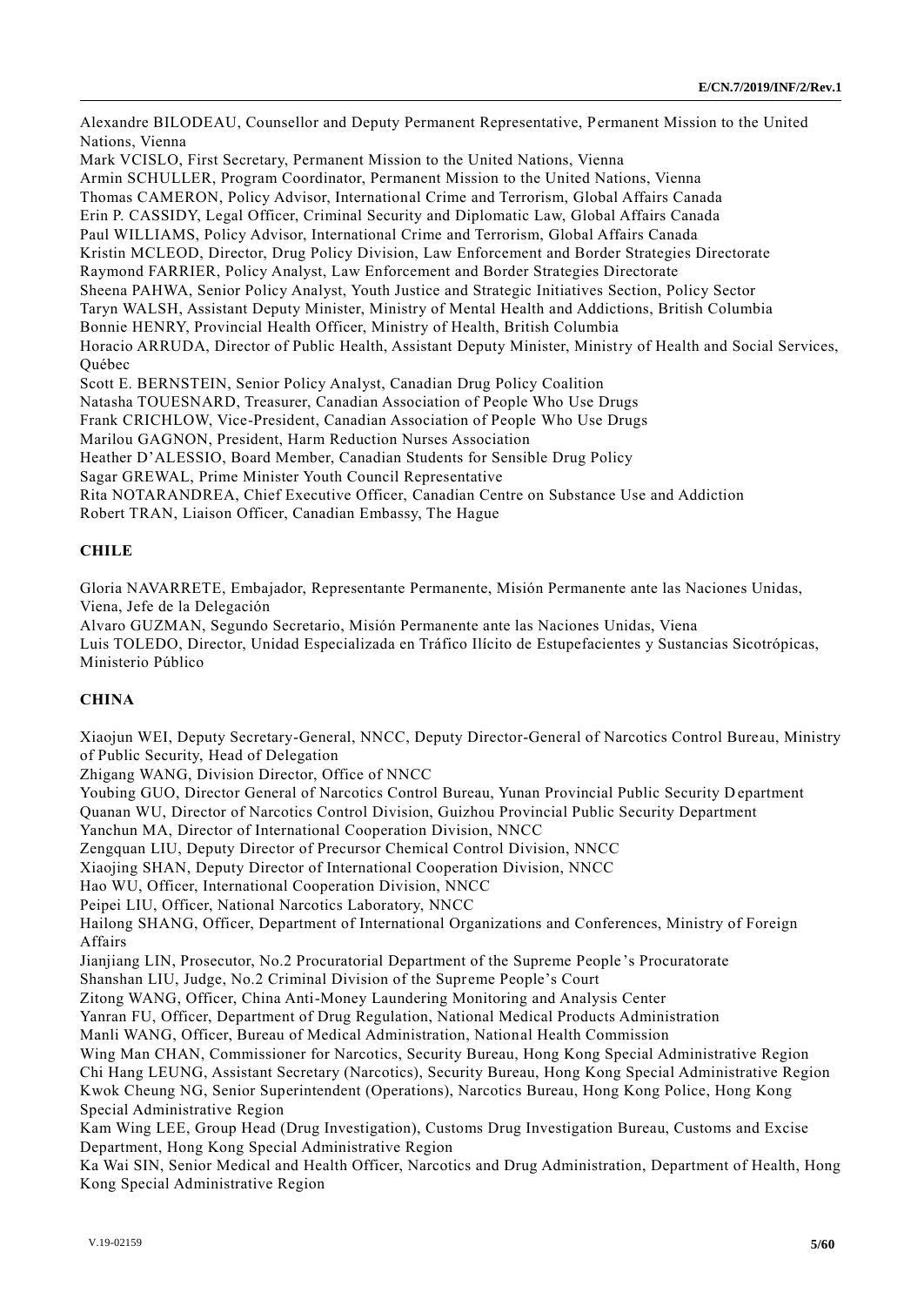Alexandre BILODEAU, Counsellor and Deputy Permanent Representative, Permanent Mission to the United Nations, Vienna
Mark VCISLO, First Secretary, Permanent Mission to the United Nations, Vienna
Armin SCHULLER, Program Coordinator, Permanent Mission to the United Nations, Vienna
Thomas CAMERON, Policy Advisor, International Crime and Terrorism, Global Affairs Canada
Erin P. CASSIDY, Legal Officer, Criminal Security and Diplomatic Law, Global Affairs Canada
Paul WILLIAMS, Policy Advisor, International Crime and Terrorism, Global Affairs Canada
Kristin MCLEOD, Director, Drug Policy Division, Law Enforcement and Border Strategies Directorate
Raymond FARRIER, Policy Analyst, Law Enforcement and Border Strategies Directorate
Sheena PAHWA, Senior Policy Analyst, Youth Justice and Strategic Initiatives Section, Policy Sector
Taryn WALSH, Assistant Deputy Minister, Ministry of Mental Health and Addictions, British Columbia
Bonnie HENRY, Provincial Health Officer, Ministry of Health, British Columbia
Horacio ARRUDA, Director of Public Health, Assistant Deputy Minister, Ministry of Health and Social Services, Québec
Scott E. BERNSTEIN, Senior Policy Analyst, Canadian Drug Policy Coalition
Natasha TOUESNARD, Treasurer, Canadian Association of People Who Use Drugs
Frank CRICHLOW, Vice-President, Canadian Association of People Who Use Drugs
Marilou GAGNON, President, Harm Reduction Nurses Association
Heather D'ALESSIO, Board Member, Canadian Students for Sensible Drug Policy
Sagar GREWAL, Prime Minister Youth Council Representative
Rita NOTARANDREA, Chief Executive Officer, Canadian Centre on Substance Use and Addiction
Robert TRAN, Liaison Officer, Canadian Embassy, The Hague

**CHILE**

Gloria NAVARRETE, Embajador, Representante Permanente, Misión Permanente ante las Naciones Unidas, Viena, Jefe de la Delegación
Alvaro GUZMAN, Segundo Secretario, Misión Permanente ante las Naciones Unidas, Viena
Luis TOLEDO, Director, Unidad Especializada en Tráfico Ilícito de Estupefacientes y Sustancias Sicotrópicas, Ministerio Público

**CHINA**

Xiaojun WEI, Deputy Secretary-General, NNCC, Deputy Director-General of Narcotics Control Bureau, Ministry of Public Security, Head of Delegation
Zhigang WANG, Division Director, Office of NNCC
Youbing GUO, Director General of Narcotics Control Bureau, Yunan Provincial Public Security Department
Quanan WU, Director of Narcotics Control Division, Guizhou Provincial Public Security Department
Yanchun MA, Director of International Cooperation Division, NNCC
Zengquan LIU, Deputy Director of Precursor Chemical Control Division, NNCC
Xiaojing SHAN, Deputy Director of International Cooperation Division, NNCC
Hao WU, Officer, International Cooperation Division, NNCC
Peipei LIU, Officer, National Narcotics Laboratory, NNCC
Hailong SHANG, Officer, Department of International Organizations and Conferences, Ministry of Foreign Affairs
Jianjiang LIN, Prosecutor, No.2 Procuratorial Department of the Supreme People's Procuratorate
Shanshan LIU, Judge, No.2 Criminal Division of the Supreme People's Court
Zitong WANG, Officer, China Anti-Money Laundering Monitoring and Analysis Center
Yanran FU, Officer, Department of Drug Regulation, National Medical Products Administration
Manli WANG, Officer, Bureau of Medical Administration, National Health Commission
Wing Man CHAN, Commissioner for Narcotics, Security Bureau, Hong Kong Special Administrative Region
Chi Hang LEUNG, Assistant Secretary (Narcotics), Security Bureau, Hong Kong Special Administrative Region
Kwok Cheung NG, Senior Superintendent (Operations), Narcotics Bureau, Hong Kong Police, Hong Kong Special Administrative Region
Kam Wing LEE, Group Head (Drug Investigation), Customs Drug Investigation Bureau, Customs and Excise Department, Hong Kong Special Administrative Region
Ka Wai SIN, Senior Medical and Health Officer, Narcotics and Drug Administration, Department of Health, Hong Kong Special Administrative Region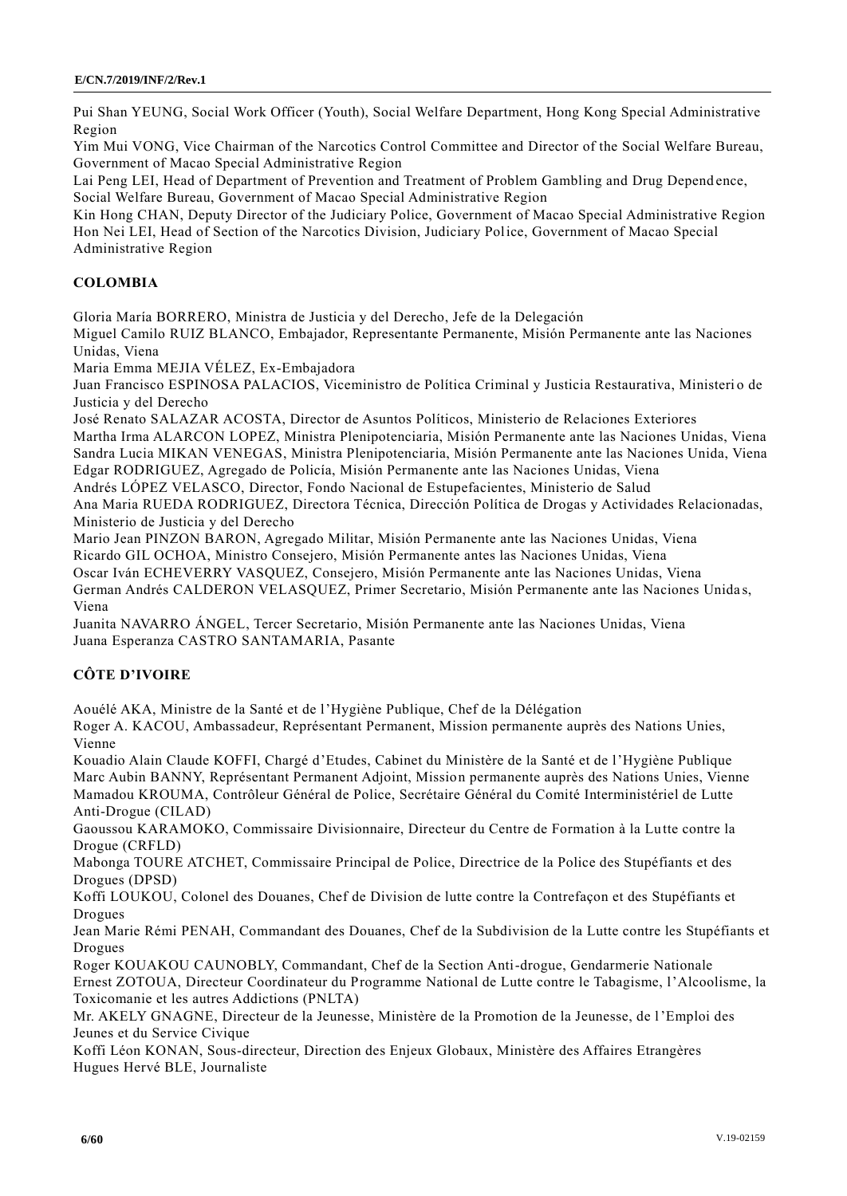Pui Shan YEUNG, Social Work Officer (Youth), Social Welfare Department, Hong Kong Special Administrative Region

Yim Mui VONG, Vice Chairman of the Narcotics Control Committee and Director of the Social Welfare Bureau, Government of Macao Special Administrative Region

Lai Peng LEI, Head of Department of Prevention and Treatment of Problem Gambling and Drug Dependence, Social Welfare Bureau, Government of Macao Special Administrative Region

Kin Hong CHAN, Deputy Director of the Judiciary Police, Government of Macao Special Administrative Region

Hon Nei LEI, Head of Section of the Narcotics Division, Judiciary Police, Government of Macao Special Administrative Region

## COLOMBIA

Gloria María BORRERO, Ministra de Justicia y del Derecho, Jefe de la Delegación

Miguel Camilo RUIZ BLANCO, Embajador, Representante Permanente, Misión Permanente ante las Naciones Unidas, Viena

Maria Emma MEJIA VÉLEZ, Ex-Embajadora

Juan Francisco ESPINOSA PALACIOS, Viceministro de Política Criminal y Justicia Restaurativa, Ministerio de Justicia y del Derecho

José Renato SALAZAR ACOSTA, Director de Asuntos Políticos, Ministerio de Relaciones Exteriores

Martha Irma ALARCON LOPEZ, Ministra Plenipotenciaria, Misión Permanente ante las Naciones Unidas, Viena

Sandra Lucia MIKAN VENEGAS, Ministra Plenipotenciaria, Misión Permanente ante las Naciones Unida, Viena

Edgar RODRIGUEZ, Agregado de Policía, Misión Permanente ante las Naciones Unidas, Viena

Andrés LÓPEZ VELASCO, Director, Fondo Nacional de Estupefacientes, Ministerio de Salud

Ana Maria RUEDA RODRIGUEZ, Directora Técnica, Dirección Política de Drogas y Actividades Relacionadas, Ministerio de Justicia y del Derecho

Mario Jean PINZON BARON, Agregado Militar, Misión Permanente ante las Naciones Unidas, Viena

Ricardo GIL OCHOA, Ministro Consejero, Misión Permanente antes las Naciones Unidas, Viena

Oscar Iván ECHEVERRY VASQUEZ, Consejero, Misión Permanente ante las Naciones Unidas, Viena

German Andrés CALDERON VELASQUEZ, Primer Secretario, Misión Permanente ante las Naciones Unidas, Viena

Juanita NAVARRO ÁNGEL, Tercer Secretario, Misión Permanente ante las Naciones Unidas, Viena

Juana Esperanza CASTRO SANTAMARIA, Pasante

## CÔTE D'IVOIRE

Aouélé AKA, Ministre de la Santé et de l'Hygiène Publique, Chef de la Délégation

Roger A. KACOU, Ambassadeur, Représentant Permanent, Mission permanente auprès des Nations Unies, Vienne

Kouadio Alain Claude KOFFI, Chargé d'Etudes, Cabinet du Ministère de la Santé et de l'Hygiène Publique

Marc Aubin BANNY, Représentant Permanent Adjoint, Mission permanente auprès des Nations Unies, Vienne

Mamadou KROUMA, Contrôleur Général de Police, Secrétaire Général du Comité Interministériel de Lutte Anti-Drogue (CILAD)

Gaoussou KARAMOKO, Commissaire Divisionnaire, Directeur du Centre de Formation à la Lutte contre la Drogue (CRFLD)

Mabonga TOURE ATCHET, Commissaire Principal de Police, Directrice de la Police des Stupéfiants et des Drogues (DPSD)

Koffi LOUKOU, Colonel des Douanes, Chef de Division de lutte contre la Contrefaçon et des Stupéfiants et Drogues

Jean Marie Rémi PENAH, Commandant des Douanes, Chef de la Subdivision de la Lutte contre les Stupéfiants et Drogues

Roger KOUAKOU CAUNOBLY, Commandant, Chef de la Section Anti-drogue, Gendarmerie Nationale

Ernest ZOTOUA, Directeur Coordinateur du Programme National de Lutte contre le Tabagisme, l'Alcoolisme, la Toxicomanie et les autres Addictions (PNLTA)

Mr. AKELY GNAGNE, Directeur de la Jeunesse, Ministère de la Promotion de la Jeunesse, de l'Emploi des Jeunes et du Service Civique

Koffi Léon KONAN, Sous-directeur, Direction des Enjeux Globaux, Ministère des Affaires Etrangères

Hugues Hervé BLE, Journaliste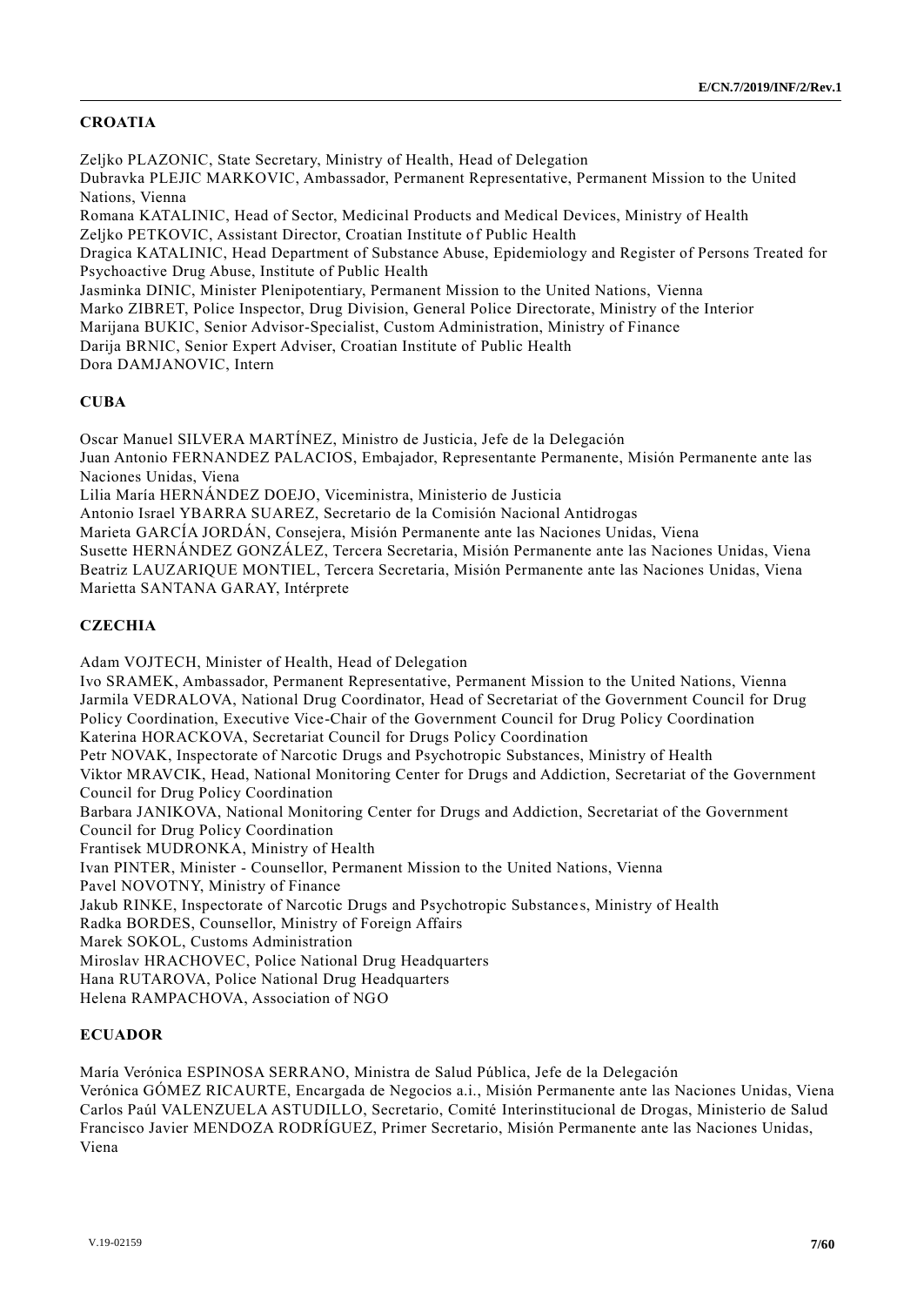## CROATIA

Zeljko PLAZONIC, State Secretary, Ministry of Health, Head of Delegation
Dubravka PLEJIC MARKOVIC, Ambassador, Permanent Representative, Permanent Mission to the United Nations, Vienna
Romana KATALINIC, Head of Sector, Medicinal Products and Medical Devices, Ministry of Health
Zeljko PETKOVIC, Assistant Director, Croatian Institute of Public Health
Dragica KATALINIC, Head Department of Substance Abuse, Epidemiology and Register of Persons Treated for Psychoactive Drug Abuse, Institute of Public Health
Jasminka DINIC, Minister Plenipotentiary, Permanent Mission to the United Nations, Vienna
Marko ZIBRET, Police Inspector, Drug Division, General Police Directorate, Ministry of the Interior
Marijana BUKIC, Senior Advisor-Specialist, Custom Administration, Ministry of Finance
Darija BRNIC, Senior Expert Adviser, Croatian Institute of Public Health
Dora DAMJANOVIC, Intern

## CUBA

Oscar Manuel SILVERA MARTÍNEZ, Ministro de Justicia, Jefe de la Delegación
Juan Antonio FERNANDEZ PALACIOS, Embajador, Representante Permanente, Misión Permanente ante las Naciones Unidas, Viena
Lilia María HERNÁNDEZ DOEJO, Viceministra, Ministerio de Justicia
Antonio Israel YBARRA SUAREZ, Secretario de la Comisión Nacional Antidrogas
Marieta GARCÍA JORDÁN, Consejera, Misión Permanente ante las Naciones Unidas, Viena
Susette HERNÁNDEZ GONZÁLEZ, Tercera Secretaria, Misión Permanente ante las Naciones Unidas, Viena
Beatriz LAUZARIQUE MONTIEL, Tercera Secretaria, Misión Permanente ante las Naciones Unidas, Viena
Marietta SANTANA GARAY, Intérprete

## CZECHIA

Adam VOJTECH, Minister of Health, Head of Delegation
Ivo SRAMEK, Ambassador, Permanent Representative, Permanent Mission to the United Nations, Vienna
Jarmila VEDRALOVA, National Drug Coordinator, Head of Secretariat of the Government Council for Drug Policy Coordination, Executive Vice-Chair of the Government Council for Drug Policy Coordination
Katerina HORACKOVA, Secretariat Council for Drugs Policy Coordination
Petr NOVAK, Inspectorate of Narcotic Drugs and Psychotropic Substances, Ministry of Health
Viktor MRAVCIK, Head, National Monitoring Center for Drugs and Addiction, Secretariat of the Government Council for Drug Policy Coordination
Barbara JANIKOVA, National Monitoring Center for Drugs and Addiction, Secretariat of the Government Council for Drug Policy Coordination
Frantisek MUDRONKA, Ministry of Health
Ivan PINTER, Minister - Counsellor, Permanent Mission to the United Nations, Vienna
Pavel NOVOTNY, Ministry of Finance
Jakub RINKE, Inspectorate of Narcotic Drugs and Psychotropic Substances, Ministry of Health
Radka BORDES, Counsellor, Ministry of Foreign Affairs
Marek SOKOL, Customs Administration
Miroslav HRACHOVEC, Police National Drug Headquarters
Hana RUTAROVA, Police National Drug Headquarters
Helena RAMPACHOVA, Association of NGO

## ECUADOR

María Verónica ESPINOSA SERRANO, Ministra de Salud Pública, Jefe de la Delegación
Verónica GÓMEZ RICAURTE, Encargada de Negocios a.i., Misión Permanente ante las Naciones Unidas, Viena
Carlos Paúl VALENZUELA ASTUDILLO, Secretario, Comité Interinstitucional de Drogas, Ministerio de Salud
Francisco Javier MENDOZA RODRÍGUEZ, Primer Secretario, Misión Permanente ante las Naciones Unidas, Viena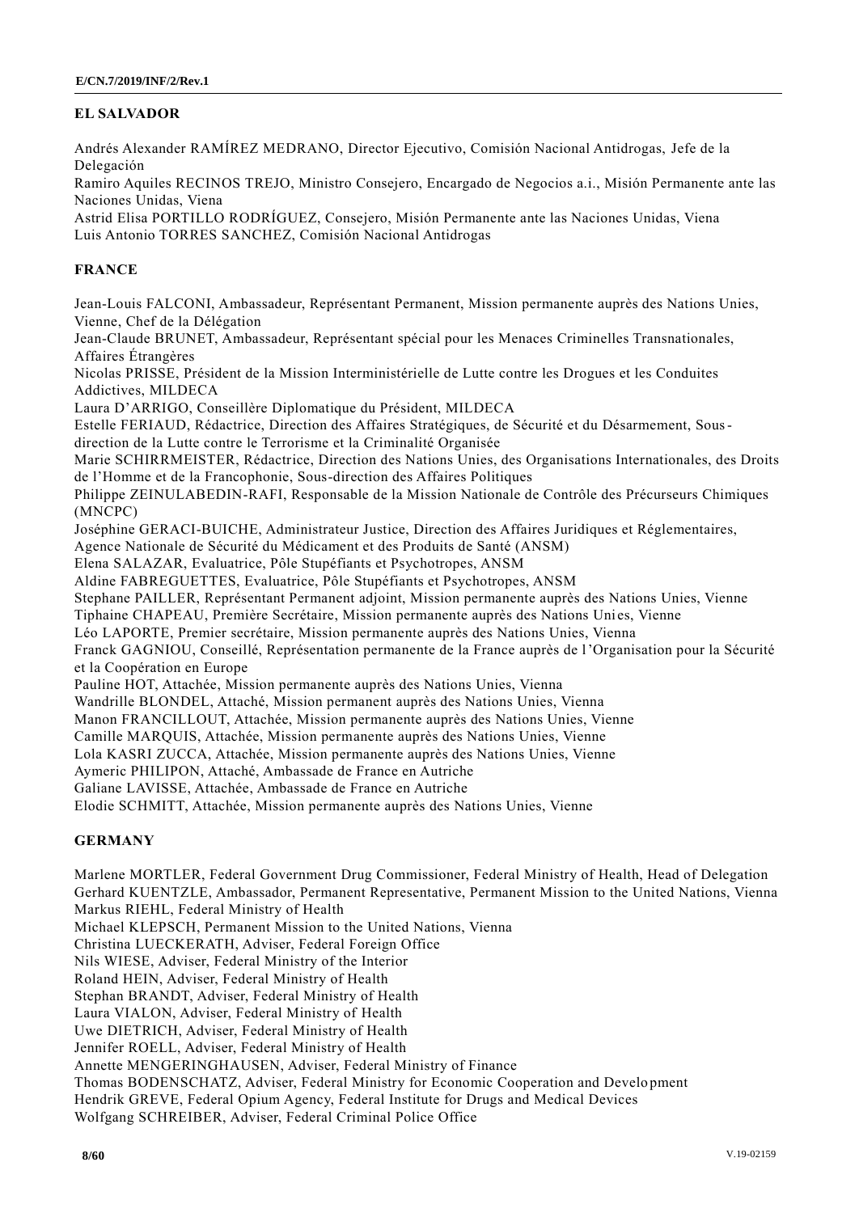## EL SALVADOR

Andrés Alexander RAMÍREZ MEDRANO, Director Ejecutivo, Comisión Nacional Antidrogas, Jefe de la Delegación
Ramiro Aquiles RECINOS TREJO, Ministro Consejero, Encargado de Negocios a.i., Misión Permanente ante las Naciones Unidas, Viena
Astrid Elisa PORTILLO RODRÍGUEZ, Consejero, Misión Permanente ante las Naciones Unidas, Viena
Luis Antonio TORRES SANCHEZ, Comisión Nacional Antidrogas

## FRANCE

Jean-Louis FALCONI, Ambassadeur, Représentant Permanent, Mission permanente auprès des Nations Unies, Vienne, Chef de la Délégation
Jean-Claude BRUNET, Ambassadeur, Représentant spécial pour les Menaces Criminelles Transnationales, Affaires Étrangères
Nicolas PRISSE, Président de la Mission Interministérielle de Lutte contre les Drogues et les Conduites Addictives, MILDECA
Laura D'ARRIGO, Conseillère Diplomatique du Président, MILDECA
Estelle FERIAUD, Rédactrice, Direction des Affaires Stratégiques, de Sécurité et du Désarmement, Sous-direction de la Lutte contre le Terrorisme et la Criminalité Organisée
Marie SCHIRRMEISTER, Rédactrice, Direction des Nations Unies, des Organisations Internationales, des Droits de l'Homme et de la Francophonie, Sous-direction des Affaires Politiques
Philippe ZEINULABEDIN-RAFI, Responsable de la Mission Nationale de Contrôle des Précurseurs Chimiques (MNCPC)
Joséphine GERACI-BUICHE, Administrateur Justice, Direction des Affaires Juridiques et Réglementaires, Agence Nationale de Sécurité du Médicament et des Produits de Santé (ANSM)
Elena SALAZAR, Evaluatrice, Pôle Stupéfiants et Psychotropes, ANSM
Aldine FABREGUETTES, Evaluatrice, Pôle Stupéfiants et Psychotropes, ANSM
Stephane PAILLER, Représentant Permanent adjoint, Mission permanente auprès des Nations Unies, Vienne
Tiphaine CHAPEAU, Première Secrétaire, Mission permanente auprès des Nations Unies, Vienne
Léo LAPORTE, Premier secrétaire, Mission permanente auprès des Nations Unies, Vienna
Franck GAGNIOU, Conseillé, Représentation permanente de la France auprès de l'Organisation pour la Sécurité et la Coopération en Europe
Pauline HOT, Attachée, Mission permanente auprès des Nations Unies, Vienna
Wandrille BLONDEL, Attaché, Mission permanent auprès des Nations Unies, Vienna
Manon FRANCILLOUT, Attachée, Mission permanente auprès des Nations Unies, Vienne
Camille MARQUIS, Attachée, Mission permanente auprès des Nations Unies, Vienne
Lola KASRI ZUCCA, Attachée, Mission permanente auprès des Nations Unies, Vienne
Aymeric PHILIPON, Attaché, Ambassade de France en Autriche
Galiane LAVISSE, Attachée, Ambassade de France en Autriche
Elodie SCHMITT, Attachée, Mission permanente auprès des Nations Unies, Vienne

## GERMANY

Marlene MORTLER, Federal Government Drug Commissioner, Federal Ministry of Health, Head of Delegation
Gerhard KUENTZLE, Ambassador, Permanent Representative, Permanent Mission to the United Nations, Vienna
Markus RIEHL, Federal Ministry of Health
Michael KLEPSCH, Permanent Mission to the United Nations, Vienna
Christina LUECKERATH, Adviser, Federal Foreign Office
Nils WIESE, Adviser, Federal Ministry of the Interior
Roland HEIN, Adviser, Federal Ministry of Health
Stephan BRANDT, Adviser, Federal Ministry of Health
Laura VIALON, Adviser, Federal Ministry of Health
Uwe DIETRICH, Adviser, Federal Ministry of Health
Jennifer ROELL, Adviser, Federal Ministry of Health
Annette MENGERINGHAUSEN, Adviser, Federal Ministry of Finance
Thomas BODENSCHATZ, Adviser, Federal Ministry for Economic Cooperation and Development
Hendrik GREVE, Federal Opium Agency, Federal Institute for Drugs and Medical Devices
Wolfgang SCHREIBER, Adviser, Federal Criminal Police Office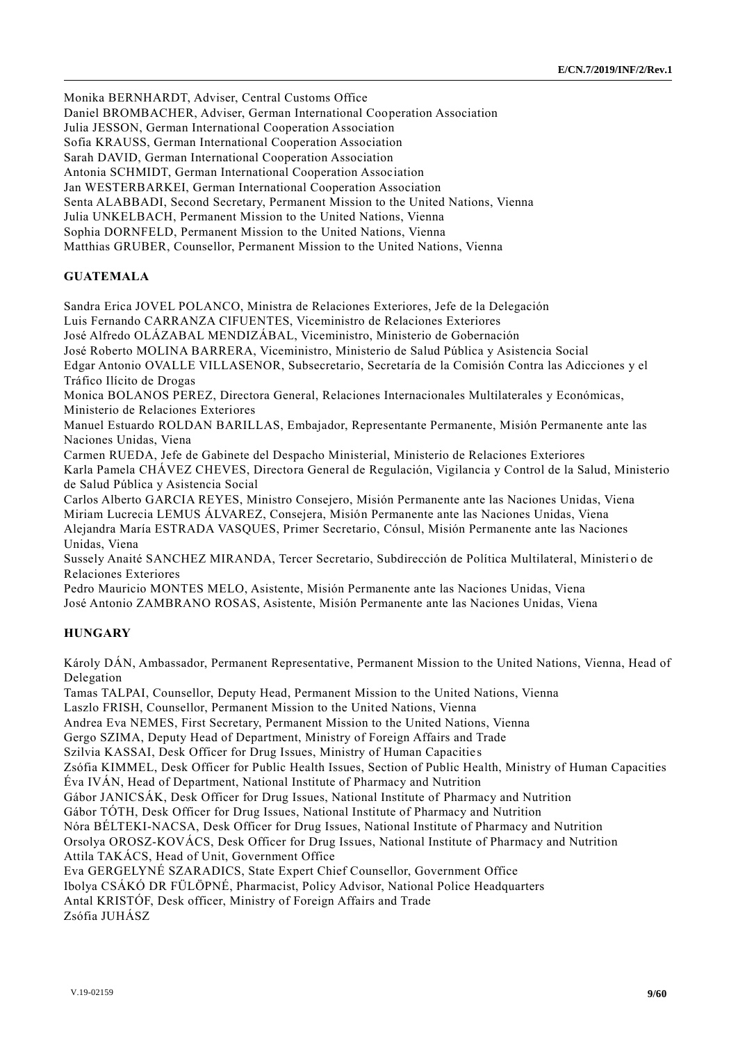Monika BERNHARDT, Adviser, Central Customs Office
Daniel BROMBACHER, Adviser, German International Cooperation Association
Julia JESSON, German International Cooperation Association
Sofia KRAUSS, German International Cooperation Association
Sarah DAVID, German International Cooperation Association
Antonia SCHMIDT, German International Cooperation Association
Jan WESTERBARKEI, German International Cooperation Association
Senta ALABBADI, Second Secretary, Permanent Mission to the United Nations, Vienna
Julia UNKELBACH, Permanent Mission to the United Nations, Vienna
Sophia DORNFELD, Permanent Mission to the United Nations, Vienna
Matthias GRUBER, Counsellor, Permanent Mission to the United Nations, Vienna

## GUATEMALA

Sandra Erica JOVEL POLANCO, Ministra de Relaciones Exteriores, Jefe de la Delegación
Luis Fernando CARRANZA CIFUENTES, Viceministro de Relaciones Exteriores
José Alfredo OLÁZABAL MENDIZÁBAL, Viceministro, Ministerio de Gobernación
José Roberto MOLINA BARRERA, Viceministro, Ministerio de Salud Pública y Asistencia Social
Edgar Antonio OVALLE VILLASENOR, Subsecretario, Secretaría de la Comisión Contra las Adicciones y el Tráfico Ilícito de Drogas
Monica BOLANOS PEREZ, Directora General, Relaciones Internacionales Multilaterales y Económicas, Ministerio de Relaciones Exteriores
Manuel Estuardo ROLDAN BARILLAS, Embajador, Representante Permanente, Misión Permanente ante las Naciones Unidas, Viena
Carmen RUEDA, Jefe de Gabinete del Despacho Ministerial, Ministerio de Relaciones Exteriores
Karla Pamela CHÁVEZ CHEVES, Directora General de Regulación, Vigilancia y Control de la Salud, Ministerio de Salud Pública y Asistencia Social
Carlos Alberto GARCIA REYES, Ministro Consejero, Misión Permanente ante las Naciones Unidas, Viena
Miriam Lucrecia LEMUS ÁLVAREZ, Consejera, Misión Permanente ante las Naciones Unidas, Viena
Alejandra María ESTRADA VASQUES, Primer Secretario, Cónsul, Misión Permanente ante las Naciones Unidas, Viena
Sussely Anaité SANCHEZ MIRANDA, Tercer Secretario, Subdirección de Política Multilateral, Ministerio de Relaciones Exteriores
Pedro Mauricio MONTES MELO, Asistente, Misión Permanente ante las Naciones Unidas, Viena
José Antonio ZAMBRANO ROSAS, Asistente, Misión Permanente ante las Naciones Unidas, Viena

## HUNGARY

Károly DÁN, Ambassador, Permanent Representative, Permanent Mission to the United Nations, Vienna, Head of Delegation
Tamas TALPAI, Counsellor, Deputy Head, Permanent Mission to the United Nations, Vienna
Laszlo FRISH, Counsellor, Permanent Mission to the United Nations, Vienna
Andrea Eva NEMES, First Secretary, Permanent Mission to the United Nations, Vienna
Gergo SZIMA, Deputy Head of Department, Ministry of Foreign Affairs and Trade
Szilvia KASSAI, Desk Officer for Drug Issues, Ministry of Human Capacities
Zsófia KIMMEL, Desk Officer for Public Health Issues, Section of Public Health, Ministry of Human Capacities
Éva IVÁN, Head of Department, National Institute of Pharmacy and Nutrition
Gábor JANICSÁK, Desk Officer for Drug Issues, National Institute of Pharmacy and Nutrition
Gábor TÓTH, Desk Officer for Drug Issues, National Institute of Pharmacy and Nutrition
Nóra BÉLTEKI-NACSA, Desk Officer for Drug Issues, National Institute of Pharmacy and Nutrition
Orsolya OROSZ-KOVÁCS, Desk Officer for Drug Issues, National Institute of Pharmacy and Nutrition
Attila TAKÁCS, Head of Unit, Government Office
Eva GERGELYNÉ SZARADICS, State Expert Chief Counsellor, Government Office
Ibolya CSÁKÓ DR FÜLÖPNÉ, Pharmacist, Policy Advisor, National Police Headquarters
Antal KRISTÓF, Desk officer, Ministry of Foreign Affairs and Trade
Zsófia JUHÁSZ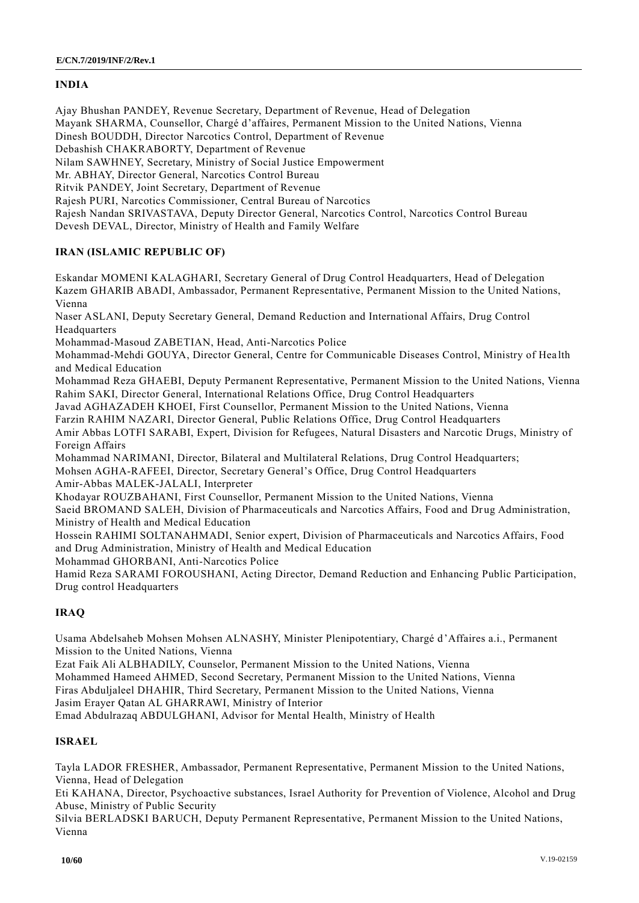**INDIA**

Ajay Bhushan PANDEY, Revenue Secretary, Department of Revenue, Head of Delegation
Mayank SHARMA, Counsellor, Chargé d'affaires, Permanent Mission to the United Nations, Vienna
Dinesh BOUDDH, Director Narcotics Control, Department of Revenue
Debashish CHAKRABORTY, Department of Revenue
Nilam SAWHNEY, Secretary, Ministry of Social Justice Empowerment
Mr. ABHAY, Director General, Narcotics Control Bureau
Ritvik PANDEY, Joint Secretary, Department of Revenue
Rajesh PURI, Narcotics Commissioner, Central Bureau of Narcotics
Rajesh Nandan SRIVASTAVA, Deputy Director General, Narcotics Control, Narcotics Control Bureau
Devesh DEVAL, Director, Ministry of Health and Family Welfare

**IRAN (ISLAMIC REPUBLIC OF)**

Eskandar MOMENI KALAGHARI, Secretary General of Drug Control Headquarters, Head of Delegation
Kazem GHARIB ABADI, Ambassador, Permanent Representative, Permanent Mission to the United Nations, Vienna
Naser ASLANI, Deputy Secretary General, Demand Reduction and International Affairs, Drug Control Headquarters
Mohammad-Masoud ZABETIAN, Head, Anti-Narcotics Police
Mohammad-Mehdi GOUYA, Director General, Centre for Communicable Diseases Control, Ministry of Health and Medical Education
Mohammad Reza GHAEBI, Deputy Permanent Representative, Permanent Mission to the United Nations, Vienna
Rahim SAKI, Director General, International Relations Office, Drug Control Headquarters
Javad AGHAZADEH KHOEI, First Counsellor, Permanent Mission to the United Nations, Vienna
Farzin RAHIM NAZARI, Director General, Public Relations Office, Drug Control Headquarters
Amir Abbas LOTFI SARABI, Expert, Division for Refugees, Natural Disasters and Narcotic Drugs, Ministry of Foreign Affairs
Mohammad NARIMANI, Director, Bilateral and Multilateral Relations, Drug Control Headquarters;
Mohsen AGHA-RAFEEI, Director, Secretary General's Office, Drug Control Headquarters
Amir-Abbas MALEK-JALALI, Interpreter
Khodayar ROUZBAHANI, First Counsellor, Permanent Mission to the United Nations, Vienna
Saeid BROMAND SALEH, Division of Pharmaceuticals and Narcotics Affairs, Food and Drug Administration, Ministry of Health and Medical Education
Hossein RAHIMI SOLTANAHMADI, Senior expert, Division of Pharmaceuticals and Narcotics Affairs, Food and Drug Administration, Ministry of Health and Medical Education
Mohammad GHORBANI, Anti-Narcotics Police
Hamid Reza SARAMI FOROUSHANI, Acting Director, Demand Reduction and Enhancing Public Participation, Drug control Headquarters

**IRAQ**

Usama Abdelsaheb Mohsen Mohsen ALNASHY, Minister Plenipotentiary, Chargé d'Affaires a.i., Permanent Mission to the United Nations, Vienna
Ezat Faik Ali ALBHADILY, Counselor, Permanent Mission to the United Nations, Vienna
Mohammed Hameed AHMED, Second Secretary, Permanent Mission to the United Nations, Vienna
Firas Abduljaleel DHAHIR, Third Secretary, Permanent Mission to the United Nations, Vienna
Jasim Erayer Qatan AL GHARRAWI, Ministry of Interior
Emad Abdulrazaq ABDULGHANI, Advisor for Mental Health, Ministry of Health

**ISRAEL**

Tayla LADOR FRESHER, Ambassador, Permanent Representative, Permanent Mission to the United Nations, Vienna, Head of Delegation
Eti KAHANA, Director, Psychoactive substances, Israel Authority for Prevention of Violence, Alcohol and Drug Abuse, Ministry of Public Security
Silvia BERLADSKI BARUCH, Deputy Permanent Representative, Permanent Mission to the United Nations, Vienna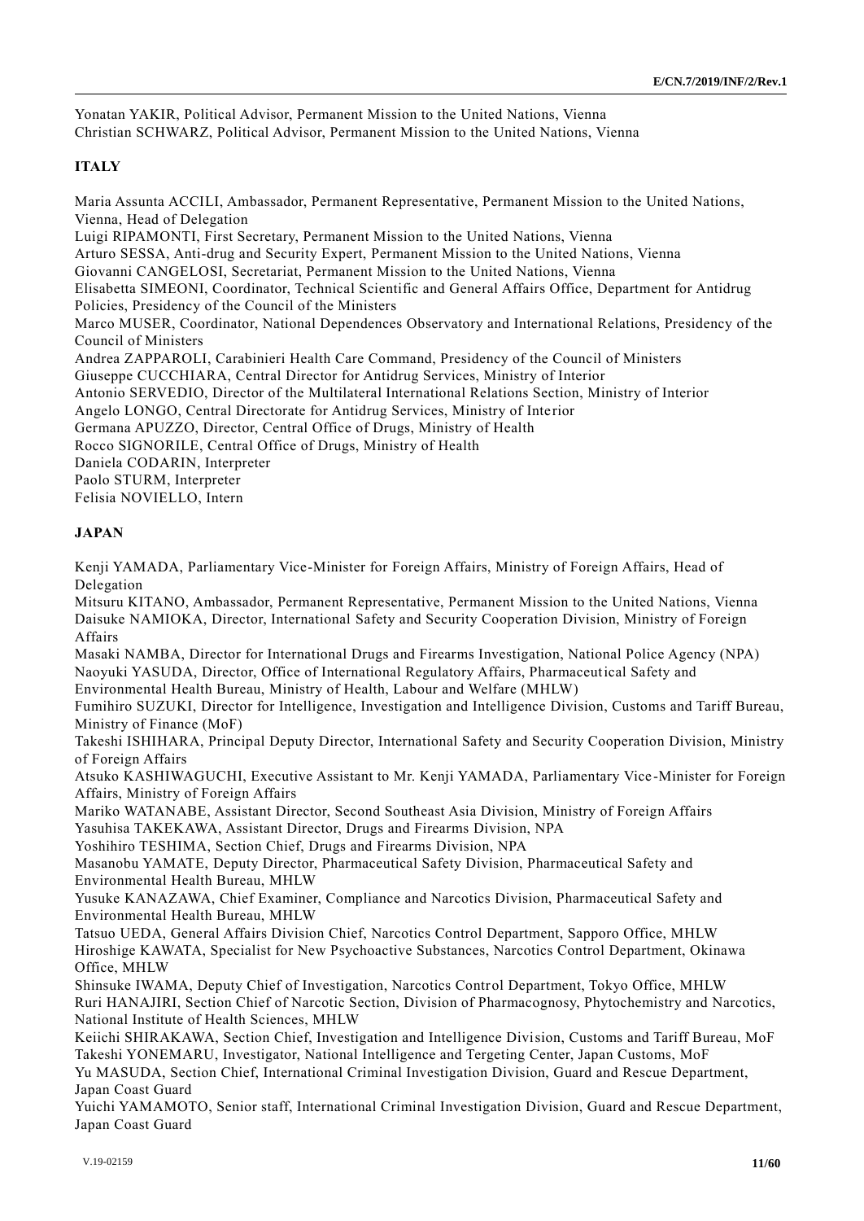Yonatan YAKIR, Political Advisor, Permanent Mission to the United Nations, Vienna
Christian SCHWARZ, Political Advisor, Permanent Mission to the United Nations, Vienna

**ITALY**

Maria Assunta ACCILI, Ambassador, Permanent Representative, Permanent Mission to the United Nations, Vienna, Head of Delegation
Luigi RIPAMONTI, First Secretary, Permanent Mission to the United Nations, Vienna
Arturo SESSA, Anti-drug and Security Expert, Permanent Mission to the United Nations, Vienna
Giovanni CANGELOSI, Secretariat, Permanent Mission to the United Nations, Vienna
Elisabetta SIMEONI, Coordinator, Technical Scientific and General Affairs Office, Department for Antidrug Policies, Presidency of the Council of the Ministers
Marco MUSER, Coordinator, National Dependences Observatory and International Relations, Presidency of the Council of Ministers
Andrea ZAPPAROLI, Carabinieri Health Care Command, Presidency of the Council of Ministers
Giuseppe CUCCHIARA, Central Director for Antidrug Services, Ministry of Interior
Antonio SERVEDIO, Director of the Multilateral International Relations Section, Ministry of Interior
Angelo LONGO, Central Directorate for Antidrug Services, Ministry of Interior
Germana APUZZO, Director, Central Office of Drugs, Ministry of Health
Rocco SIGNORILE, Central Office of Drugs, Ministry of Health
Daniela CODARIN, Interpreter
Paolo STURM, Interpreter
Felisia NOVIELLO, Intern

**JAPAN**

Kenji YAMADA, Parliamentary Vice-Minister for Foreign Affairs, Ministry of Foreign Affairs, Head of Delegation
Mitsuru KITANO, Ambassador, Permanent Representative, Permanent Mission to the United Nations, Vienna
Daisuke NAMIOKA, Director, International Safety and Security Cooperation Division, Ministry of Foreign Affairs
Masaki NAMBA, Director for International Drugs and Firearms Investigation, National Police Agency (NPA)
Naoyuki YASUDA, Director, Office of International Regulatory Affairs, Pharmaceutical Safety and Environmental Health Bureau, Ministry of Health, Labour and Welfare (MHLW)
Fumihiro SUZUKI, Director for Intelligence, Investigation and Intelligence Division, Customs and Tariff Bureau, Ministry of Finance (MoF)
Takeshi ISHIHARA, Principal Deputy Director, International Safety and Security Cooperation Division, Ministry of Foreign Affairs
Atsuko KASHIWAGUCHI, Executive Assistant to Mr. Kenji YAMADA, Parliamentary Vice-Minister for Foreign Affairs, Ministry of Foreign Affairs
Mariko WATANABE, Assistant Director, Second Southeast Asia Division, Ministry of Foreign Affairs
Yasuhisa TAKEKAWA, Assistant Director, Drugs and Firearms Division, NPA
Yoshihiro TESHIMA, Section Chief, Drugs and Firearms Division, NPA
Masanobu YAMATE, Deputy Director, Pharmaceutical Safety Division, Pharmaceutical Safety and Environmental Health Bureau, MHLW
Yusuke KANAZAWA, Chief Examiner, Compliance and Narcotics Division, Pharmaceutical Safety and Environmental Health Bureau, MHLW
Tatsuo UEDA, General Affairs Division Chief, Narcotics Control Department, Sapporo Office, MHLW
Hiroshige KAWATA, Specialist for New Psychoactive Substances, Narcotics Control Department, Okinawa Office, MHLW
Shinsuke IWAMA, Deputy Chief of Investigation, Narcotics Control Department, Tokyo Office, MHLW
Ruri HANAJIRI, Section Chief of Narcotic Section, Division of Pharmacognosy, Phytochemistry and Narcotics, National Institute of Health Sciences, MHLW
Keiichi SHIRAKAWA, Section Chief, Investigation and Intelligence Division, Customs and Tariff Bureau, MoF
Takeshi YONEMARU, Investigator, National Intelligence and Tergeting Center, Japan Customs, MoF
Yu MASUDA, Section Chief, International Criminal Investigation Division, Guard and Rescue Department, Japan Coast Guard
Yuichi YAMAMOTO, Senior staff, International Criminal Investigation Division, Guard and Rescue Department, Japan Coast Guard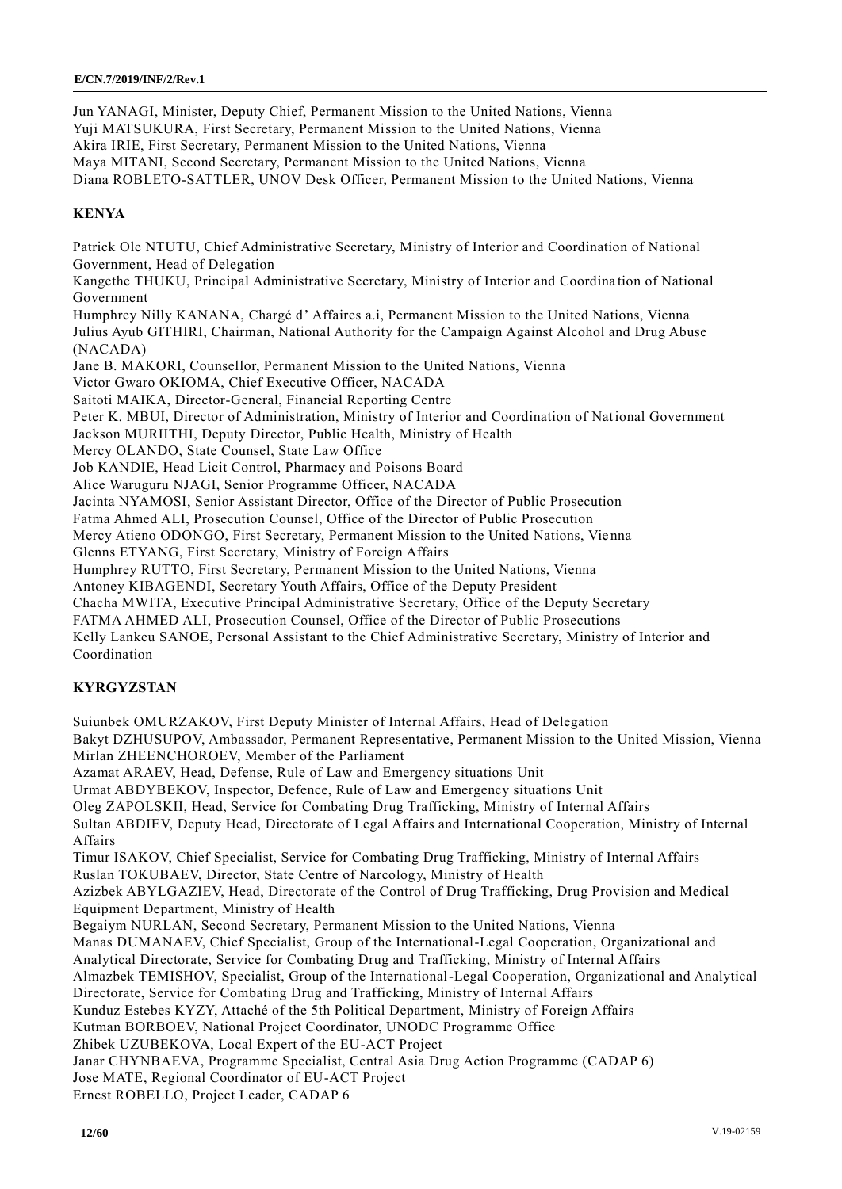Jun YANAGI, Minister, Deputy Chief, Permanent Mission to the United Nations, Vienna
Yuji MATSUKURA, First Secretary, Permanent Mission to the United Nations, Vienna
Akira IRIE, First Secretary, Permanent Mission to the United Nations, Vienna
Maya MITANI, Second Secretary, Permanent Mission to the United Nations, Vienna
Diana ROBLETO-SATTLER, UNOV Desk Officer, Permanent Mission to the United Nations, Vienna

**KENYA**

Patrick Ole NTUTU, Chief Administrative Secretary, Ministry of Interior and Coordination of National Government, Head of Delegation
Kangethe THUKU, Principal Administrative Secretary, Ministry of Interior and Coordination of National Government
Humphrey Nilly KANANA, Chargé d' Affaires a.i, Permanent Mission to the United Nations, Vienna
Julius Ayub GITHIRI, Chairman, National Authority for the Campaign Against Alcohol and Drug Abuse (NACADA)
Jane B. MAKORI, Counsellor, Permanent Mission to the United Nations, Vienna
Victor Gwaro OKIOMA, Chief Executive Officer, NACADA
Saitoti MAIKA, Director-General, Financial Reporting Centre
Peter K. MBUI, Director of Administration, Ministry of Interior and Coordination of National Government
Jackson MURIITHI, Deputy Director, Public Health, Ministry of Health
Mercy OLANDO, State Counsel, State Law Office
Job KANDIE, Head Licit Control, Pharmacy and Poisons Board
Alice Waruguru NJAGI, Senior Programme Officer, NACADA
Jacinta NYAMOSI, Senior Assistant Director, Office of the Director of Public Prosecution
Fatma Ahmed ALI, Prosecution Counsel, Office of the Director of Public Prosecution
Mercy Atieno ODONGO, First Secretary, Permanent Mission to the United Nations, Vienna
Glenns ETYANG, First Secretary, Ministry of Foreign Affairs
Humphrey RUTTO, First Secretary, Permanent Mission to the United Nations, Vienna
Antoney KIBAGENDI, Secretary Youth Affairs, Office of the Deputy President
Chacha MWITA, Executive Principal Administrative Secretary, Office of the Deputy Secretary
FATMA AHMED ALI, Prosecution Counsel, Office of the Director of Public Prosecutions
Kelly Lankeu SANOE, Personal Assistant to the Chief Administrative Secretary, Ministry of Interior and Coordination

**KYRGYZSTAN**

Suiunbek OMURZAKOV, First Deputy Minister of Internal Affairs, Head of Delegation
Bakyt DZHUSUPOV, Ambassador, Permanent Representative, Permanent Mission to the United Mission, Vienna
Mirlan ZHEENCHOROEV, Member of the Parliament
Azamat ARAEV, Head, Defense, Rule of Law and Emergency situations Unit
Urmat ABDYBEKOV, Inspector, Defence, Rule of Law and Emergency situations Unit
Oleg ZAPOLSKII, Head, Service for Combating Drug Trafficking, Ministry of Internal Affairs
Sultan ABDIEV, Deputy Head, Directorate of Legal Affairs and International Cooperation, Ministry of Internal Affairs
Timur ISAKOV, Chief Specialist, Service for Combating Drug Trafficking, Ministry of Internal Affairs
Ruslan TOKUBAEV, Director, State Centre of Narcology, Ministry of Health
Azizbek ABYLGAZIEV, Head, Directorate of the Control of Drug Trafficking, Drug Provision and Medical Equipment Department, Ministry of Health
Begaiym NURLAN, Second Secretary, Permanent Mission to the United Nations, Vienna
Manas DUMANAEV, Chief Specialist, Group of the International-Legal Cooperation, Organizational and Analytical Directorate, Service for Combating Drug and Trafficking, Ministry of Internal Affairs
Almazbek TEMISHOV, Specialist, Group of the International-Legal Cooperation, Organizational and Analytical Directorate, Service for Combating Drug and Trafficking, Ministry of Internal Affairs
Kunduz Estebes KYZY, Attaché of the 5th Political Department, Ministry of Foreign Affairs
Kutman BORBOEV, National Project Coordinator, UNODC Programme Office
Zhibek UZUBEKOVA, Local Expert of the EU-ACT Project
Janar CHYNBAEVA, Programme Specialist, Central Asia Drug Action Programme (CADAP 6)
Jose MATE, Regional Coordinator of EU-ACT Project
Ernest ROBELLO, Project Leader, CADAP 6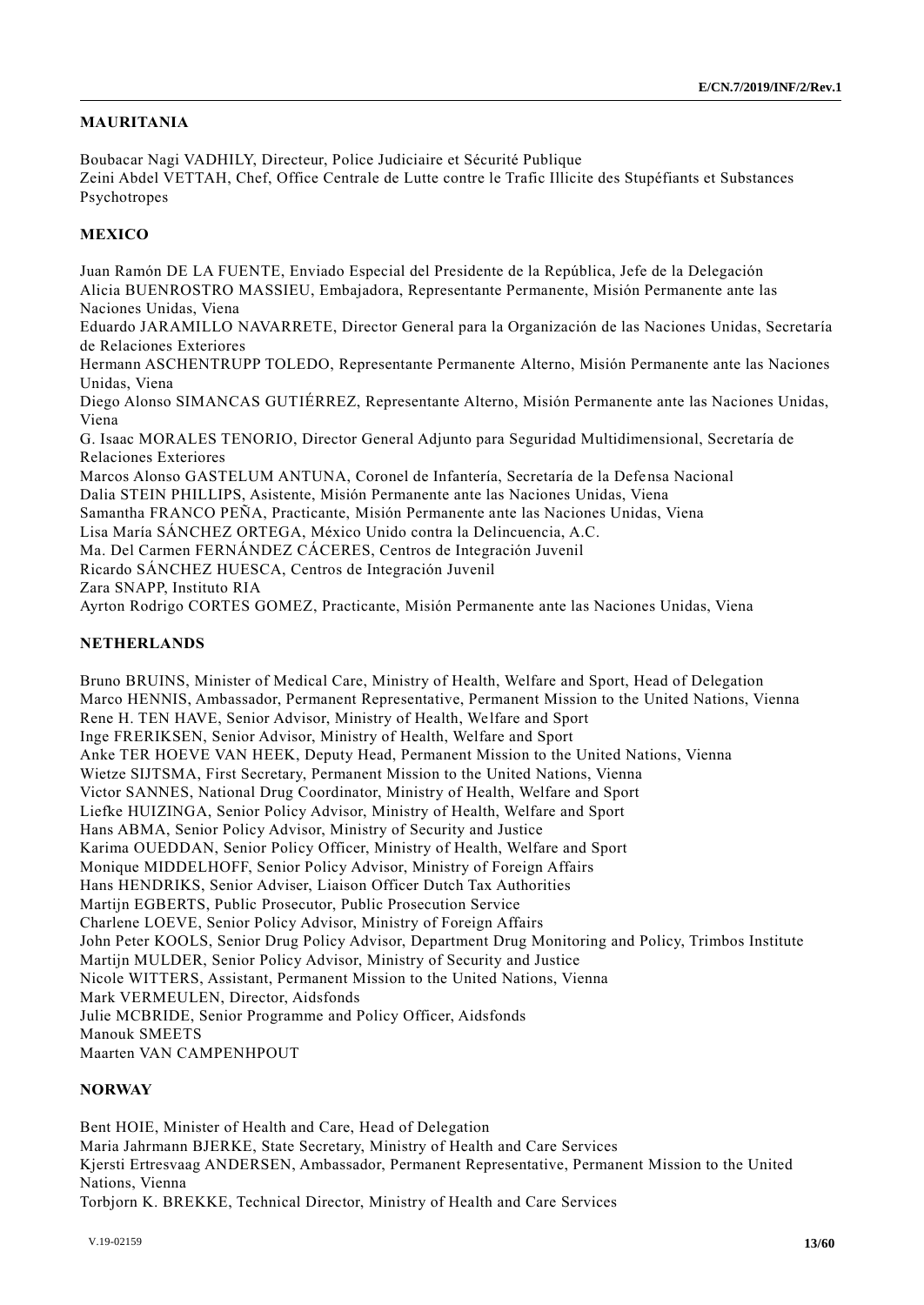**MAURITANIA**

Boubacar Nagi VADHILY, Directeur, Police Judiciaire et Sécurité Publique
Zeini Abdel VETTAH, Chef, Office Centrale de Lutte contre le Trafic Illicite des Stupéfiants et Substances Psychotropes

**MEXICO**

Juan Ramón DE LA FUENTE, Enviado Especial del Presidente de la República, Jefe de la Delegación
Alicia BUENROSTRO MASSIEU, Embajadora, Representante Permanente, Misión Permanente ante las Naciones Unidas, Viena
Eduardo JARAMILLO NAVARRETE, Director General para la Organización de las Naciones Unidas, Secretaría de Relaciones Exteriores
Hermann ASCHENTRUPP TOLEDO, Representante Permanente Alterno, Misión Permanente ante las Naciones Unidas, Viena
Diego Alonso SIMANCAS GUTIÉRREZ, Representante Alterno, Misión Permanente ante las Naciones Unidas, Viena
G. Isaac MORALES TENORIO, Director General Adjunto para Seguridad Multidimensional, Secretaría de Relaciones Exteriores
Marcos Alonso GASTELUM ANTUNA, Coronel de Infantería, Secretaría de la Defensa Nacional
Dalia STEIN PHILLIPS, Asistente, Misión Permanente ante las Naciones Unidas, Viena
Samantha FRANCO PEÑA, Practicante, Misión Permanente ante las Naciones Unidas, Viena
Lisa María SÁNCHEZ ORTEGA, México Unido contra la Delincuencia, A.C.
Ma. Del Carmen FERNÁNDEZ CÁCERES, Centros de Integración Juvenil
Ricardo SÁNCHEZ HUESCA, Centros de Integración Juvenil
Zara SNAPP, Instituto RIA
Ayrton Rodrigo CORTES GOMEZ, Practicante, Misión Permanente ante las Naciones Unidas, Viena

**NETHERLANDS**

Bruno BRUINS, Minister of Medical Care, Ministry of Health, Welfare and Sport, Head of Delegation
Marco HENNIS, Ambassador, Permanent Representative, Permanent Mission to the United Nations, Vienna
Rene H. TEN HAVE, Senior Advisor, Ministry of Health, Welfare and Sport
Inge FRERIKSEN, Senior Advisor, Ministry of Health, Welfare and Sport
Anke TER HOEVE VAN HEEK, Deputy Head, Permanent Mission to the United Nations, Vienna
Wietze SIJTSMA, First Secretary, Permanent Mission to the United Nations, Vienna
Victor SANNES, National Drug Coordinator, Ministry of Health, Welfare and Sport
Liefke HUIZINGA, Senior Policy Advisor, Ministry of Health, Welfare and Sport
Hans ABMA, Senior Policy Advisor, Ministry of Security and Justice
Karima OUEDDAN, Senior Policy Officer, Ministry of Health, Welfare and Sport
Monique MIDDELHOFF, Senior Policy Advisor, Ministry of Foreign Affairs
Hans HENDRIKS, Senior Adviser, Liaison Officer Dutch Tax Authorities
Martijn EGBERTS, Public Prosecutor, Public Prosecution Service
Charlene LOEVE, Senior Policy Advisor, Ministry of Foreign Affairs
John Peter KOOLS, Senior Drug Policy Advisor, Department Drug Monitoring and Policy, Trimbos Institute
Martijn MULDER, Senior Policy Advisor, Ministry of Security and Justice
Nicole WITTERS, Assistant, Permanent Mission to the United Nations, Vienna
Mark VERMEULEN, Director, Aidsfonds
Julie MCBRIDE, Senior Programme and Policy Officer, Aidsfonds
Manouk SMEETS
Maarten VAN CAMPENHPOUT

**NORWAY**

Bent HOIE, Minister of Health and Care, Head of Delegation
Maria Jahrmann BJERKE, State Secretary, Ministry of Health and Care Services
Kjersti Ertresvaag ANDERSEN, Ambassador, Permanent Representative, Permanent Mission to the United Nations, Vienna
Torbjorn K. BREKKE, Technical Director, Ministry of Health and Care Services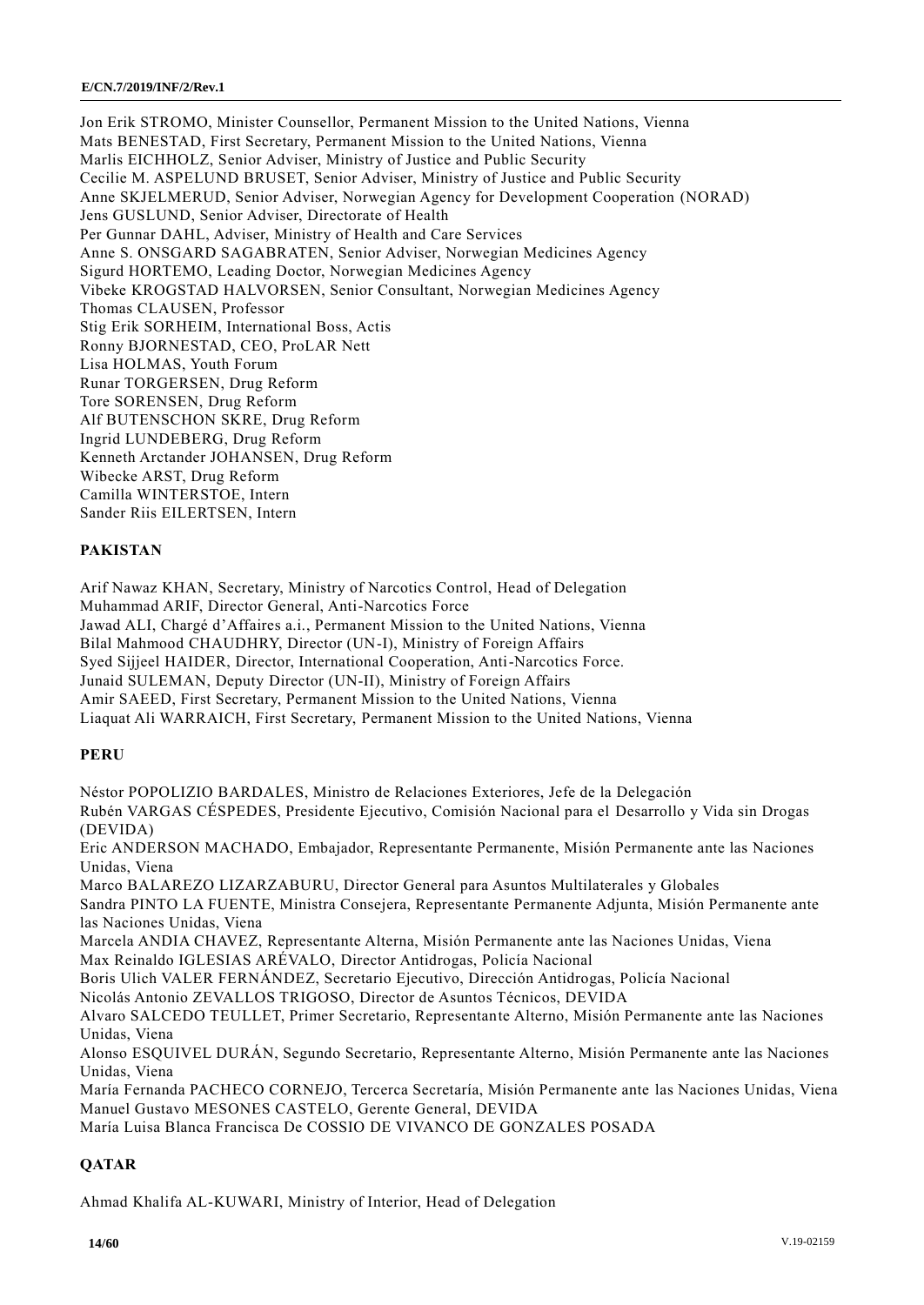Jon Erik STROMO, Minister Counsellor, Permanent Mission to the United Nations, Vienna
Mats BENESTAD, First Secretary, Permanent Mission to the United Nations, Vienna
Marlis EICHHOLZ, Senior Adviser, Ministry of Justice and Public Security
Cecilie M. ASPELUND BRUSET, Senior Adviser, Ministry of Justice and Public Security
Anne SKJELMERUD, Senior Adviser, Norwegian Agency for Development Cooperation (NORAD)
Jens GUSLUND, Senior Adviser, Directorate of Health
Per Gunnar DAHL, Adviser, Ministry of Health and Care Services
Anne S. ONSGARD SAGABRATEN, Senior Adviser, Norwegian Medicines Agency
Sigurd HORTEMO, Leading Doctor, Norwegian Medicines Agency
Vibeke KROGSTAD HALVORSEN, Senior Consultant, Norwegian Medicines Agency
Thomas CLAUSEN, Professor
Stig Erik SORHEIM, International Boss, Actis
Ronny BJORNESTAD, CEO, ProLAR Nett
Lisa HOLMAS, Youth Forum
Runar TORGERSEN, Drug Reform
Tore SORENSEN, Drug Reform
Alf BUTENSCHON SKRE, Drug Reform
Ingrid LUNDEBERG, Drug Reform
Kenneth Arctander JOHANSEN, Drug Reform
Wibecke ARST, Drug Reform
Camilla WINTERSTOE, Intern
Sander Riis EILERTSEN, Intern

**PAKISTAN**

Arif Nawaz KHAN, Secretary, Ministry of Narcotics Control, Head of Delegation
Muhammad ARIF, Director General, Anti-Narcotics Force
Jawad ALI, Chargé d'Affaires a.i., Permanent Mission to the United Nations, Vienna
Bilal Mahmood CHAUDHRY, Director (UN-I), Ministry of Foreign Affairs
Syed Sijjeel HAIDER, Director, International Cooperation, Anti-Narcotics Force.
Junaid SULEMAN, Deputy Director (UN-II), Ministry of Foreign Affairs
Amir SAEED, First Secretary, Permanent Mission to the United Nations, Vienna
Liaquat Ali WARRAICH, First Secretary, Permanent Mission to the United Nations, Vienna

**PERU**

Néstor POPOLIZIO BARDALES, Ministro de Relaciones Exteriores, Jefe de la Delegación
Rubén VARGAS CÉSPEDES, Presidente Ejecutivo, Comisión Nacional para el Desarrollo y Vida sin Drogas (DEVIDA)
Eric ANDERSON MACHADO, Embajador, Representante Permanente, Misión Permanente ante las Naciones Unidas, Viena
Marco BALAREZO LIZARZABURU, Director General para Asuntos Multilaterales y Globales
Sandra PINTO LA FUENTE, Ministra Consejera, Representante Permanente Adjunta, Misión Permanente ante las Naciones Unidas, Viena
Marcela ANDIA CHAVEZ, Representante Alterna, Misión Permanente ante las Naciones Unidas, Viena
Max Reinaldo IGLESIAS ARÉVALO, Director Antidrogas, Policía Nacional
Boris Ulich VALER FERNÁNDEZ, Secretario Ejecutivo, Dirección Antidrogas, Policía Nacional
Nicolás Antonio ZEVALLOS TRIGOSO, Director de Asuntos Técnicos, DEVIDA
Alvaro SALCEDO TEULLET, Primer Secretario, Representante Alterno, Misión Permanente ante las Naciones Unidas, Viena
Alonso ESQUIVEL DURÁN, Segundo Secretario, Representante Alterno, Misión Permanente ante las Naciones Unidas, Viena
María Fernanda PACHECO CORNEJO, Tercerca Secretaría, Misión Permanente ante las Naciones Unidas, Viena
Manuel Gustavo MESONES CASTELO, Gerente General, DEVIDA
María Luisa Blanca Francisca De COSSIO DE VIVANCO DE GONZALES POSADA

**QATAR**

Ahmad Khalifa AL-KUWARI, Ministry of Interior, Head of Delegation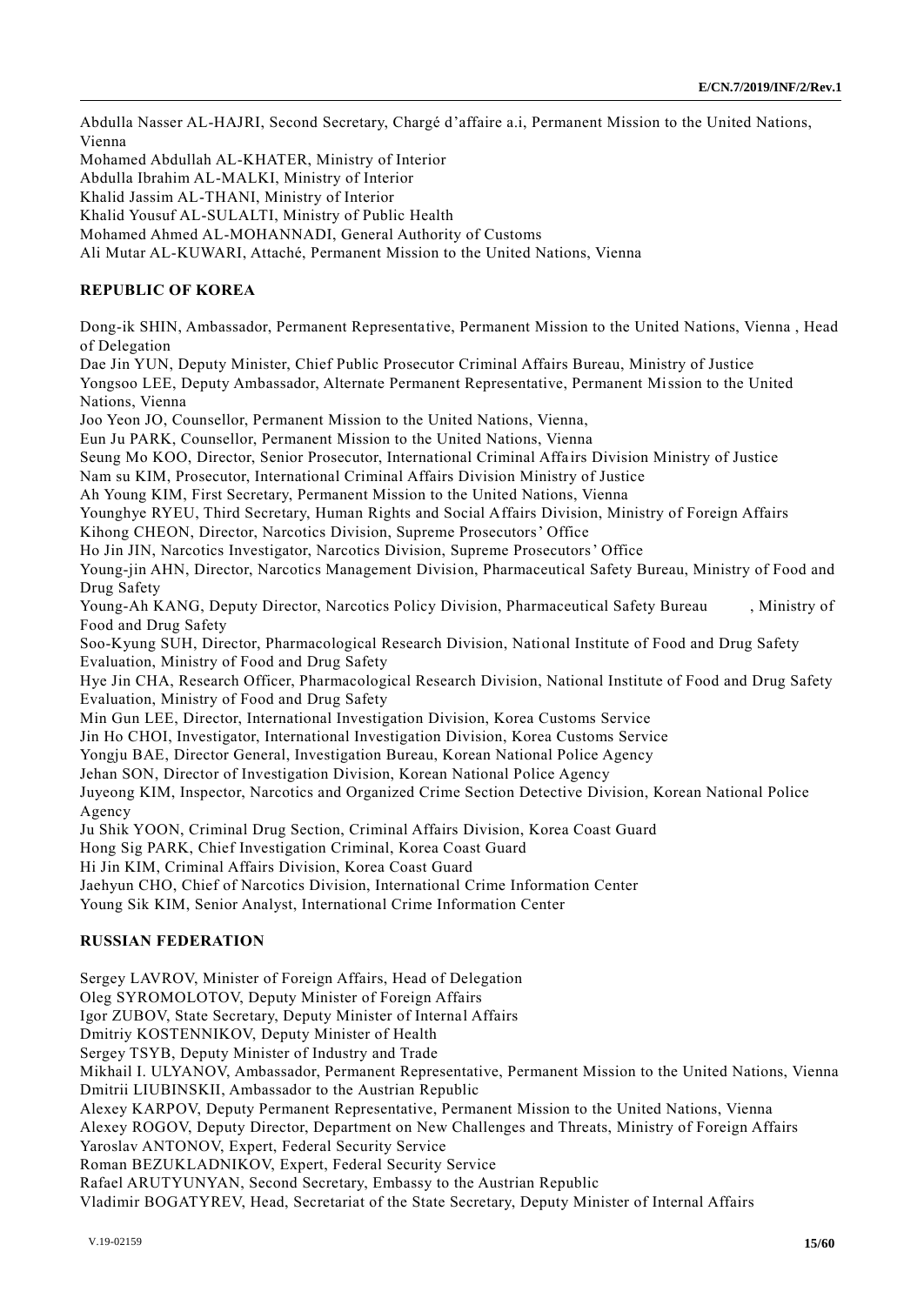Abdulla Nasser AL-HAJRI, Second Secretary, Chargé d'affaire a.i, Permanent Mission to the United Nations, Vienna
Mohamed Abdullah AL-KHATER, Ministry of Interior
Abdulla Ibrahim AL-MALKI, Ministry of Interior
Khalid Jassim AL-THANI, Ministry of Interior
Khalid Yousuf AL-SULALTI, Ministry of Public Health
Mohamed Ahmed AL-MOHANNADI, General Authority of Customs
Ali Mutar AL-KUWARI, Attaché, Permanent Mission to the United Nations, Vienna

**REPUBLIC OF KOREA**

Dong-ik SHIN, Ambassador, Permanent Representative, Permanent Mission to the United Nations, Vienna , Head of Delegation
Dae Jin YUN, Deputy Minister, Chief Public Prosecutor Criminal Affairs Bureau, Ministry of Justice
Yongsoo LEE, Deputy Ambassador, Alternate Permanent Representative, Permanent Mission to the United Nations, Vienna
Joo Yeon JO, Counsellor, Permanent Mission to the United Nations, Vienna,
Eun Ju PARK, Counsellor, Permanent Mission to the United Nations, Vienna
Seung Mo KOO, Director, Senior Prosecutor, International Criminal Affairs Division Ministry of Justice
Nam su KIM, Prosecutor, International Criminal Affairs Division Ministry of Justice
Ah Young KIM, First Secretary, Permanent Mission to the United Nations, Vienna
Younghye RYEU, Third Secretary, Human Rights and Social Affairs Division, Ministry of Foreign Affairs
Kihong CHEON, Director, Narcotics Division, Supreme Prosecutors' Office
Ho Jin JIN, Narcotics Investigator, Narcotics Division, Supreme Prosecutors' Office
Young-jin AHN, Director, Narcotics Management Division, Pharmaceutical Safety Bureau, Ministry of Food and Drug Safety
Young-Ah KANG, Deputy Director, Narcotics Policy Division, Pharmaceutical Safety Bureau , Ministry of Food and Drug Safety
Soo-Kyung SUH, Director, Pharmacological Research Division, National Institute of Food and Drug Safety Evaluation, Ministry of Food and Drug Safety
Hye Jin CHA, Research Officer, Pharmacological Research Division, National Institute of Food and Drug Safety Evaluation, Ministry of Food and Drug Safety
Min Gun LEE, Director, International Investigation Division, Korea Customs Service
Jin Ho CHOI, Investigator, International Investigation Division, Korea Customs Service
Yongju BAE, Director General, Investigation Bureau, Korean National Police Agency
Jehan SON, Director of Investigation Division, Korean National Police Agency
Juyeong KIM, Inspector, Narcotics and Organized Crime Section Detective Division, Korean National Police Agency
Ju Shik YOON, Criminal Drug Section, Criminal Affairs Division, Korea Coast Guard
Hong Sig PARK, Chief Investigation Criminal, Korea Coast Guard
Hi Jin KIM, Criminal Affairs Division, Korea Coast Guard
Jaehyun CHO, Chief of Narcotics Division, International Crime Information Center
Young Sik KIM, Senior Analyst, International Crime Information Center

**RUSSIAN FEDERATION**

Sergey LAVROV, Minister of Foreign Affairs, Head of Delegation
Oleg SYROMOLOTOV, Deputy Minister of Foreign Affairs
Igor ZUBOV, State Secretary, Deputy Minister of Internal Affairs
Dmitriy KOSTENNIKOV, Deputy Minister of Health
Sergey TSYB, Deputy Minister of Industry and Trade
Mikhail I. ULYANOV, Ambassador, Permanent Representative, Permanent Mission to the United Nations, Vienna
Dmitrii LIUBINSKII, Ambassador to the Austrian Republic
Alexey KARPOV, Deputy Permanent Representative, Permanent Mission to the United Nations, Vienna
Alexey ROGOV, Deputy Director, Department on New Challenges and Threats, Ministry of Foreign Affairs
Yaroslav ANTONOV, Expert, Federal Security Service
Roman BEZUKLADNIKOV, Expert, Federal Security Service
Rafael ARUTYUNYAN, Second Secretary, Embassy to the Austrian Republic
Vladimir BOGATYREV, Head, Secretariat of the State Secretary, Deputy Minister of Internal Affairs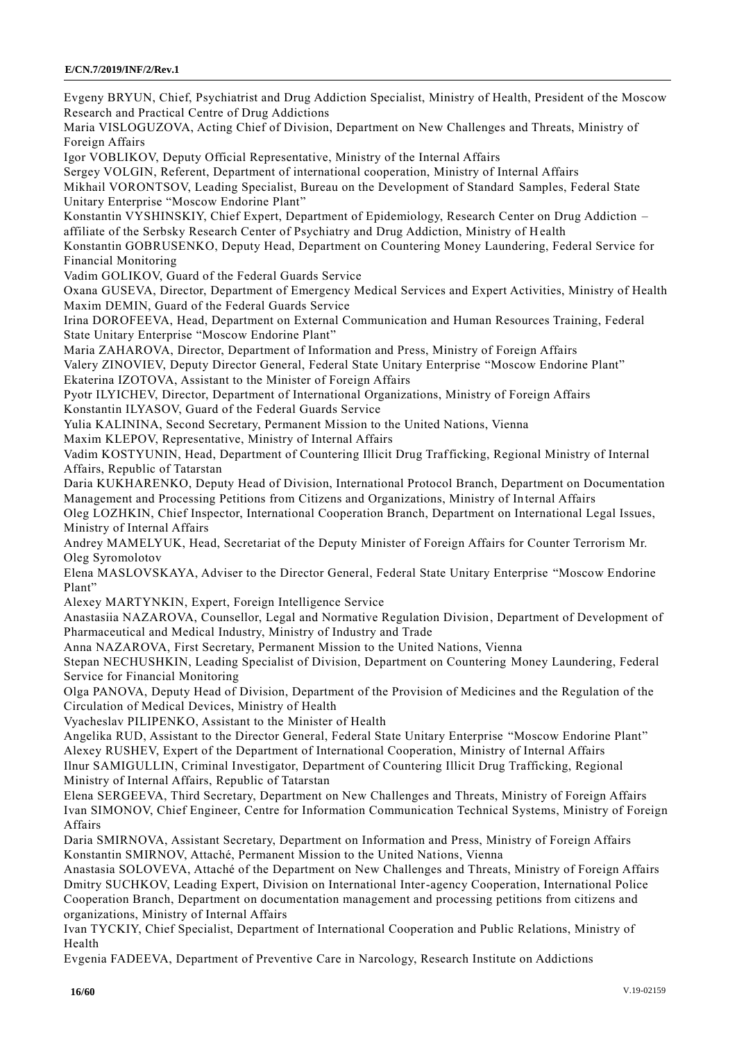Evgeny BRYUN, Chief, Psychiatrist and Drug Addiction Specialist, Ministry of Health, President of the Moscow Research and Practical Centre of Drug Addictions

Maria VISLOGUZOVA, Acting Chief of Division, Department on New Challenges and Threats, Ministry of Foreign Affairs

Igor VOBLIKOV, Deputy Official Representative, Ministry of the Internal Affairs

Sergey VOLGIN, Referent, Department of international cooperation, Ministry of Internal Affairs

Mikhail VORONTSOV, Leading Specialist, Bureau on the Development of Standard Samples, Federal State Unitary Enterprise "Moscow Endorine Plant"

Konstantin VYSHINSKIY, Chief Expert, Department of Epidemiology, Research Center on Drug Addiction – affiliate of the Serbsky Research Center of Psychiatry and Drug Addiction, Ministry of Health

Konstantin GOBRUSENKO, Deputy Head, Department on Countering Money Laundering, Federal Service for Financial Monitoring

Vadim GOLIKOV, Guard of the Federal Guards Service

Oxana GUSEVA, Director, Department of Emergency Medical Services and Expert Activities, Ministry of Health

Maxim DEMIN, Guard of the Federal Guards Service

Irina DOROFEEVA, Head, Department on External Communication and Human Resources Training, Federal State Unitary Enterprise "Moscow Endorine Plant"

Maria ZAHAROVA, Director, Department of Information and Press, Ministry of Foreign Affairs

Valery ZINOVIEV, Deputy Director General, Federal State Unitary Enterprise "Moscow Endorine Plant"

Ekaterina IZOTOVA, Assistant to the Minister of Foreign Affairs

Pyotr ILYICHEV, Director, Department of International Organizations, Ministry of Foreign Affairs

Konstantin ILYASOV, Guard of the Federal Guards Service

Yulia KALININA, Second Secretary, Permanent Mission to the United Nations, Vienna

Maxim KLEPOV, Representative, Ministry of Internal Affairs

Vadim KOSTYUNIN, Head, Department of Countering Illicit Drug Trafficking, Regional Ministry of Internal Affairs, Republic of Tatarstan

Daria KUKHARENKO, Deputy Head of Division, International Protocol Branch, Department on Documentation Management and Processing Petitions from Citizens and Organizations, Ministry of Internal Affairs

Oleg LOZHKIN, Chief Inspector, International Cooperation Branch, Department on International Legal Issues, Ministry of Internal Affairs

Andrey MAMELYUK, Head, Secretariat of the Deputy Minister of Foreign Affairs for Counter Terrorism Mr. Oleg Syromolotov

Elena MASLOVSKAYA, Adviser to the Director General, Federal State Unitary Enterprise "Moscow Endorine Plant"

Alexey MARTYNKIN, Expert, Foreign Intelligence Service

Anastasiia NAZAROVA, Counsellor, Legal and Normative Regulation Division, Department of Development of Pharmaceutical and Medical Industry, Ministry of Industry and Trade

Anna NAZAROVA, First Secretary, Permanent Mission to the United Nations, Vienna

Stepan NECHUSHKIN, Leading Specialist of Division, Department on Countering Money Laundering, Federal Service for Financial Monitoring

Olga PANOVA, Deputy Head of Division, Department of the Provision of Medicines and the Regulation of the Circulation of Medical Devices, Ministry of Health

Vyacheslav PILIPENKO, Assistant to the Minister of Health

Angelika RUD, Assistant to the Director General, Federal State Unitary Enterprise "Moscow Endorine Plant"

Alexey RUSHEV, Expert of the Department of International Cooperation, Ministry of Internal Affairs

Ilnur SAMIGULLIN, Criminal Investigator, Department of Countering Illicit Drug Trafficking, Regional Ministry of Internal Affairs, Republic of Tatarstan

Elena SERGEEVA, Third Secretary, Department on New Challenges and Threats, Ministry of Foreign Affairs

Ivan SIMONOV, Chief Engineer, Centre for Information Communication Technical Systems, Ministry of Foreign Affairs

Daria SMIRNOVA, Assistant Secretary, Department on Information and Press, Ministry of Foreign Affairs

Konstantin SMIRNOV, Attaché, Permanent Mission to the United Nations, Vienna

Anastasia SOLOVEVA, Attaché of the Department on New Challenges and Threats, Ministry of Foreign Affairs

Dmitry SUCHKOV, Leading Expert, Division on International Inter-agency Cooperation, International Police Cooperation Branch, Department on documentation management and processing petitions from citizens and organizations, Ministry of Internal Affairs

Ivan TYCKIY, Chief Specialist, Department of International Cooperation and Public Relations, Ministry of Health

Evgenia FADEEVA, Department of Preventive Care in Narcology, Research Institute on Addictions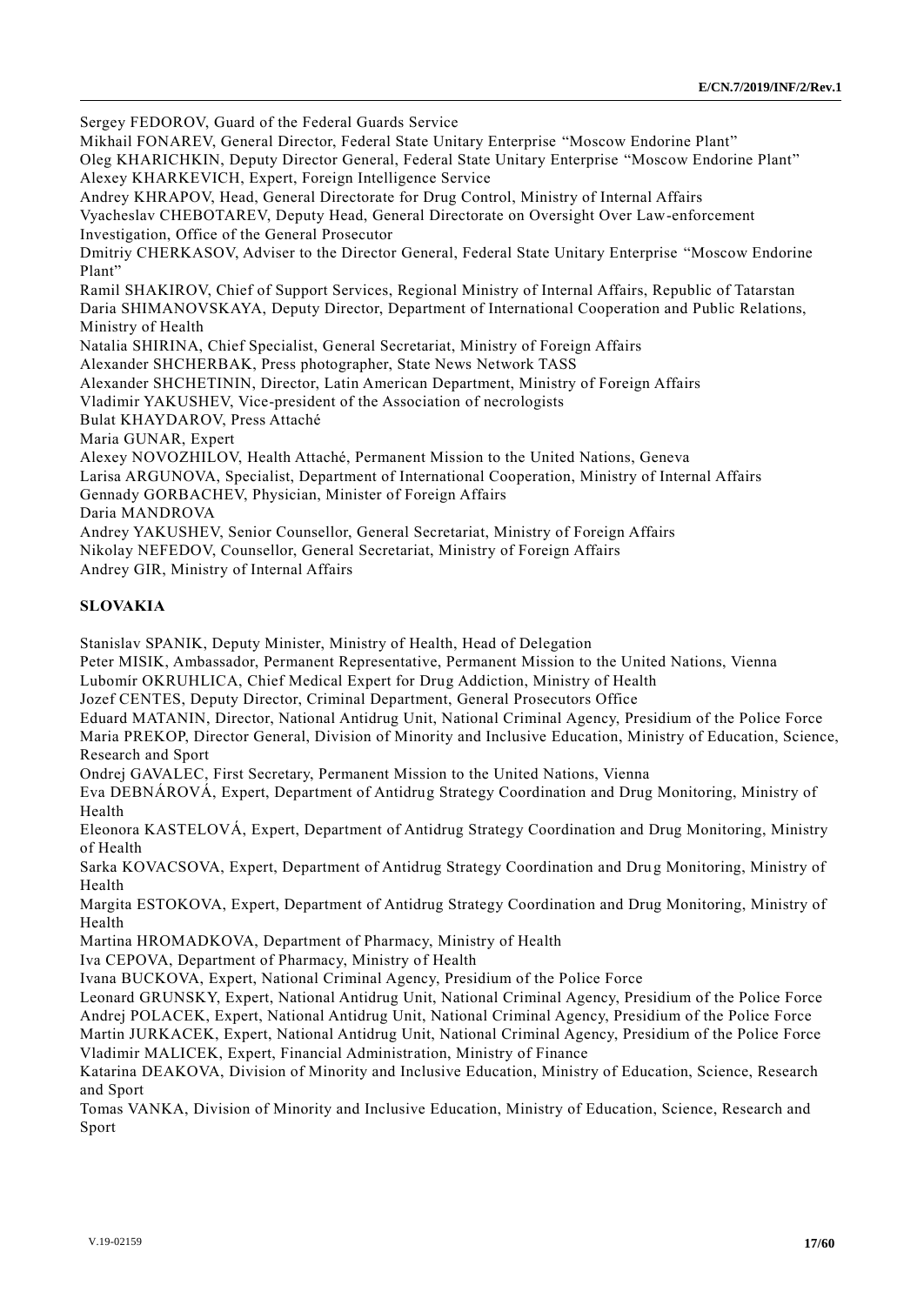Sergey FEDOROV, Guard of the Federal Guards Service
Mikhail FONAREV, General Director, Federal State Unitary Enterprise "Moscow Endorine Plant"
Oleg KHARICHKIN, Deputy Director General, Federal State Unitary Enterprise "Moscow Endorine Plant"
Alexey KHARKEVICH, Expert, Foreign Intelligence Service
Andrey KHRAPOV, Head, General Directorate for Drug Control, Ministry of Internal Affairs
Vyacheslav CHEBOTAREV, Deputy Head, General Directorate on Oversight Over Law-enforcement Investigation, Office of the General Prosecutor
Dmitriy CHERKASOV, Adviser to the Director General, Federal State Unitary Enterprise "Moscow Endorine Plant"
Ramil SHAKIROV, Chief of Support Services, Regional Ministry of Internal Affairs, Republic of Tatarstan
Daria SHIMANOVSKAYA, Deputy Director, Department of International Cooperation and Public Relations, Ministry of Health
Natalia SHIRINA, Chief Specialist, General Secretariat, Ministry of Foreign Affairs
Alexander SHCHERBAK, Press photographer, State News Network TASS
Alexander SHCHETININ, Director, Latin American Department, Ministry of Foreign Affairs
Vladimir YAKUSHEV, Vice-president of the Association of necrologists
Bulat KHAYDAROV, Press Attaché
Maria GUNAR, Expert
Alexey NOVOZHILOV, Health Attaché, Permanent Mission to the United Nations, Geneva
Larisa ARGUNOVA, Specialist, Department of International Cooperation, Ministry of Internal Affairs
Gennady GORBACHEV, Physician, Minister of Foreign Affairs
Daria MANDROVA
Andrey YAKUSHEV, Senior Counsellor, General Secretariat, Ministry of Foreign Affairs
Nikolay NEFEDOV, Counsellor, General Secretariat, Ministry of Foreign Affairs
Andrey GIR, Ministry of Internal Affairs

## SLOVAKIA

Stanislav SPANIK, Deputy Minister, Ministry of Health, Head of Delegation
Peter MISIK, Ambassador, Permanent Representative, Permanent Mission to the United Nations, Vienna
Lubomír OKRUHLICA, Chief Medical Expert for Drug Addiction, Ministry of Health
Jozef CENTES, Deputy Director, Criminal Department, General Prosecutors Office
Eduard MATANIN, Director, National Antidrug Unit, National Criminal Agency, Presidium of the Police Force
Maria PREKOP, Director General, Division of Minority and Inclusive Education, Ministry of Education, Science, Research and Sport
Ondrej GAVALEC, First Secretary, Permanent Mission to the United Nations, Vienna
Eva DEBNÁROVÁ, Expert, Department of Antidrug Strategy Coordination and Drug Monitoring, Ministry of Health
Eleonora KASTELOVÁ, Expert, Department of Antidrug Strategy Coordination and Drug Monitoring, Ministry of Health
Sarka KOVACSOVA, Expert, Department of Antidrug Strategy Coordination and Drug Monitoring, Ministry of Health
Margita ESTOKOVA, Expert, Department of Antidrug Strategy Coordination and Drug Monitoring, Ministry of Health
Martina HROMADKOVA, Department of Pharmacy, Ministry of Health
Iva CEPOVA, Department of Pharmacy, Ministry of Health
Ivana BUCKOVA, Expert, National Criminal Agency, Presidium of the Police Force
Leonard GRUNSKY, Expert, National Antidrug Unit, National Criminal Agency, Presidium of the Police Force
Andrej POLACEK, Expert, National Antidrug Unit, National Criminal Agency, Presidium of the Police Force
Martin JURKACEK, Expert, National Antidrug Unit, National Criminal Agency, Presidium of the Police Force
Vladimir MALICEK, Expert, Financial Administration, Ministry of Finance
Katarina DEAKOVA, Division of Minority and Inclusive Education, Ministry of Education, Science, Research and Sport
Tomas VANKA, Division of Minority and Inclusive Education, Ministry of Education, Science, Research and Sport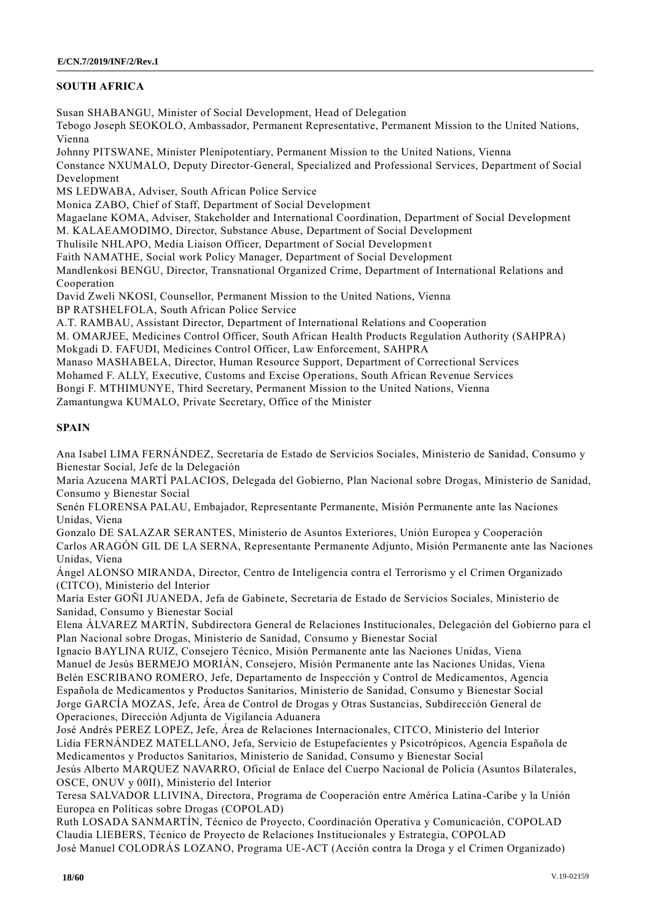**SOUTH AFRICA**

Susan SHABANGU, Minister of Social Development, Head of Delegation
Tebogo Joseph SEOKOLO, Ambassador, Permanent Representative, Permanent Mission to the United Nations, Vienna
Johnny PITSWANE, Minister Plenipotentiary, Permanent Mission to the United Nations, Vienna
Constance NXUMALO, Deputy Director-General, Specialized and Professional Services, Department of Social Development
MS LEDWABA, Adviser, South African Police Service
Monica ZABO, Chief of Staff, Department of Social Development
Magaelane KOMA, Adviser, Stakeholder and International Coordination, Department of Social Development
M. KALAEAMODIMO, Director, Substance Abuse, Department of Social Development
Thulisile NHLAPO, Media Liaison Officer, Department of Social Development
Faith NAMATHE, Social work Policy Manager, Department of Social Development
Mandlenkosi BENGU, Director, Transnational Organized Crime, Department of International Relations and Cooperation
David Zweli NKOSI, Counsellor, Permanent Mission to the United Nations, Vienna
BP RATSHELFOLA, South African Police Service
A.T. RAMBAU, Assistant Director, Department of International Relations and Cooperation
M. OMARJEE, Medicines Control Officer, South African Health Products Regulation Authority (SAHPRA)
Mokgadi D. FAFUDI, Medicines Control Officer, Law Enforcement, SAHPRA
Manaso MASHABELA, Director, Human Resource Support, Department of Correctional Services
Mohamed F. ALLY, Executive, Customs and Excise Operations, South African Revenue Services
Bongi F. MTHIMUNYE, Third Secretary, Permanent Mission to the United Nations, Vienna
Zamantungwa KUMALO, Private Secretary, Office of the Minister

**SPAIN**

Ana Isabel LIMA FERNÁNDEZ, Secretaria de Estado de Servicios Sociales, Ministerio de Sanidad, Consumo y Bienestar Social, Jefe de la Delegación
María Azucena MARTÍ PALACIOS, Delegada del Gobierno, Plan Nacional sobre Drogas, Ministerio de Sanidad, Consumo y Bienestar Social
Senén FLORENSA PALAU, Embajador, Representante Permanente, Misión Permanente ante las Naciones Unidas, Viena
Gonzalo DE SALAZAR SERANTES, Ministerio de Asuntos Exteriores, Unión Europea y Cooperación
Carlos ARAGÓN GIL DE LA SERNA, Representante Permanente Adjunto, Misión Permanente ante las Naciones Unidas, Viena
Ángel ALONSO MIRANDA, Director, Centro de Inteligencia contra el Terrorismo y el Crimen Organizado (CITCO), Ministerio del Interior
María Ester GOÑI JUANEDA, Jefa de Gabinete, Secretaria de Estado de Servicios Sociales, Ministerio de Sanidad, Consumo y Bienestar Social
Elena ÁLVAREZ MARTÍN, Subdirectora General de Relaciones Institucionales, Delegación del Gobierno para el Plan Nacional sobre Drogas, Ministerio de Sanidad, Consumo y Bienestar Social
Ignacio BAYLINA RUIZ, Consejero Técnico, Misión Permanente ante las Naciones Unidas, Viena
Manuel de Jesús BERMEJO MORIÁN, Consejero, Misión Permanente ante las Naciones Unidas, Viena
Belén ESCRIBANO ROMERO, Jefe, Departamento de Inspección y Control de Medicamentos, Agencia Española de Medicamentos y Productos Sanitarios, Ministerio de Sanidad, Consumo y Bienestar Social
Jorge GARCÍA MOZAS, Jefe, Área de Control de Drogas y Otras Sustancias, Subdirección General de Operaciones, Dirección Adjunta de Vigilancia Aduanera
José Andrés PEREZ LOPEZ, Jefe, Área de Relaciones Internacionales, CITCO, Ministerio del Interior
Lidia FERNÁNDEZ MATELLANO, Jefa, Servicio de Estupefacientes y Psicotrópicos, Agencia Española de Medicamentos y Productos Sanitarios, Ministerio de Sanidad, Consumo y Bienestar Social
Jesús Alberto MARQUEZ NAVARRO, Oficial de Enlace del Cuerpo Nacional de Policía (Asuntos Bilaterales, OSCE, ONUV y 00II), Ministerio del Interior
Teresa SALVADOR LLIVINA, Directora, Programa de Cooperación entre América Latina-Caribe y la Unión Europea en Políticas sobre Drogas (COPOLAD)
Ruth LOSADA SANMARTÍN, Técnico de Proyecto, Coordinación Operativa y Comunicación, COPOLAD
Claudia LIEBERS, Técnico de Proyecto de Relaciones Institucionales y Estrategia, COPOLAD
José Manuel COLODRÁS LOZANO, Programa UE-ACT (Acción contra la Droga y el Crimen Organizado)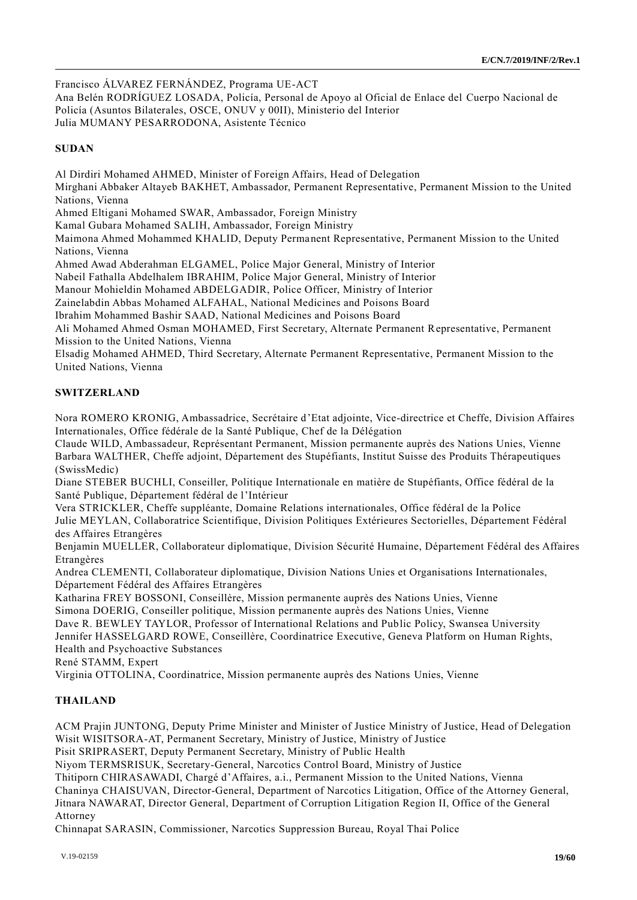Francisco ÁLVAREZ FERNÁNDEZ, Programa UE-ACT
Ana Belén RODRÍGUEZ LOSADA, Policía, Personal de Apoyo al Oficial de Enlace del Cuerpo Nacional de Policía (Asuntos Bilaterales, OSCE, ONUV y 00II), Ministerio del Interior
Julia MUMANY PESARRODONA, Asistente Técnico

**SUDAN**

Al Dirdiri Mohamed AHMED, Minister of Foreign Affairs, Head of Delegation
Mirghani Abbaker Altayeb BAKHET, Ambassador, Permanent Representative, Permanent Mission to the United Nations, Vienna
Ahmed Eltigani Mohamed SWAR, Ambassador, Foreign Ministry
Kamal Gubara Mohamed SALIH, Ambassador, Foreign Ministry
Maimona Ahmed Mohammed KHALID, Deputy Permanent Representative, Permanent Mission to the United Nations, Vienna
Ahmed Awad Abderahman ELGAMEL, Police Major General, Ministry of Interior
Nabeil Fathalla Abdelhalem IBRAHIM, Police Major General, Ministry of Interior
Manour Mohieldin Mohamed ABDELGADIR, Police Officer, Ministry of Interior
Zainelabdin Abbas Mohamed ALFAHAL, National Medicines and Poisons Board
Ibrahim Mohammed Bashir SAAD, National Medicines and Poisons Board
Ali Mohamed Ahmed Osman MOHAMED, First Secretary, Alternate Permanent Representative, Permanent Mission to the United Nations, Vienna
Elsadig Mohamed AHMED, Third Secretary, Alternate Permanent Representative, Permanent Mission to the United Nations, Vienna

**SWITZERLAND**

Nora ROMERO KRONIG, Ambassadrice, Secrétaire d'Etat adjointe, Vice-directrice et Cheffe, Division Affaires Internationales, Office fédérale de la Santé Publique, Chef de la Délégation
Claude WILD, Ambassadeur, Représentant Permanent, Mission permanente auprès des Nations Unies, Vienne
Barbara WALTHER, Cheffe adjoint, Département des Stupéfiants, Institut Suisse des Produits Thérapeutiques (SwissMedic)
Diane STEBER BUCHLI, Conseiller, Politique Internationale en matière de Stupéfiants, Office fédéral de la Santé Publique, Département fédéral de l'Intérieur
Vera STRICKLER, Cheffe suppléante, Domaine Relations internationales, Office fédéral de la Police
Julie MEYLAN, Collaboratrice Scientifique, Division Politiques Extérieures Sectorielles, Département Fédéral des Affaires Etrangères
Benjamin MUELLER, Collaborateur diplomatique, Division Sécurité Humaine, Département Fédéral des Affaires Etrangères
Andrea CLEMENTI, Collaborateur diplomatique, Division Nations Unies et Organisations Internationales, Département Fédéral des Affaires Etrangères
Katharina FREY BOSSONI, Conseillère, Mission permanente auprès des Nations Unies, Vienne
Simona DOERIG, Conseiller politique, Mission permanente auprès des Nations Unies, Vienne
Dave R. BEWLEY TAYLOR, Professor of International Relations and Public Policy, Swansea University
Jennifer HASSELGARD ROWE, Conseillère, Coordinatrice Executive, Geneva Platform on Human Rights, Health and Psychoactive Substances
René STAMM, Expert
Virginia OTTOLINA, Coordinatrice, Mission permanente auprès des Nations Unies, Vienne

**THAILAND**

ACM Prajin JUNTONG, Deputy Prime Minister and Minister of Justice Ministry of Justice, Head of Delegation
Wisit WISITSORA-AT, Permanent Secretary, Ministry of Justice, Ministry of Justice
Pisit SRIPRASERT, Deputy Permanent Secretary, Ministry of Public Health
Niyom TERMSRISUK, Secretary-General, Narcotics Control Board, Ministry of Justice
Thitiporn CHIRASAWADI, Chargé d'Affaires, a.i., Permanent Mission to the United Nations, Vienna
Chaninya CHAISUVAN, Director-General, Department of Narcotics Litigation, Office of the Attorney General,
Jitnara NAWARAT, Director General, Department of Corruption Litigation Region II, Office of the General Attorney
Chinnapat SARASIN, Commissioner, Narcotics Suppression Bureau, Royal Thai Police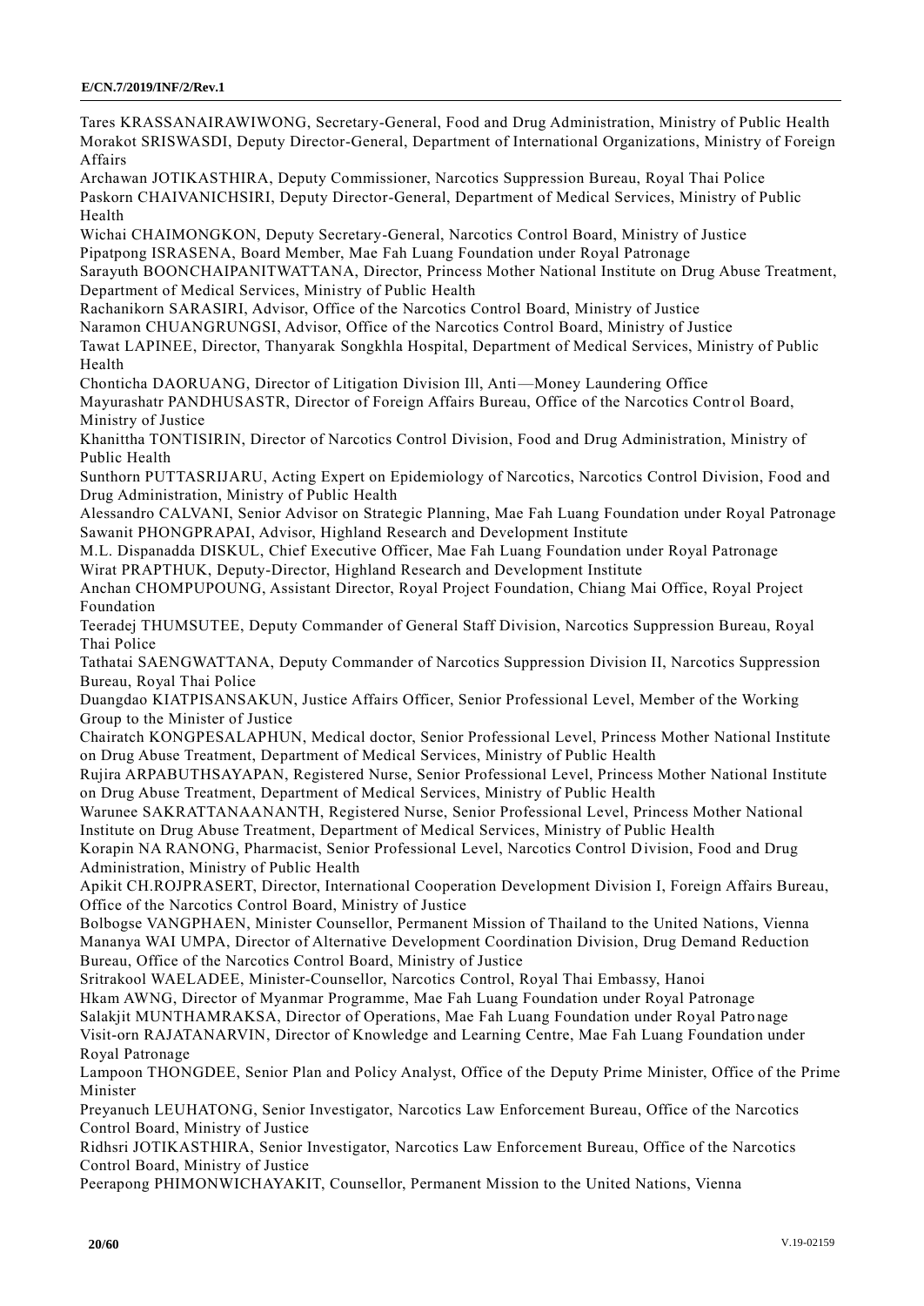Tares KRASSANAIRAWIWONG, Secretary-General, Food and Drug Administration, Ministry of Public Health

Morakot SRISWASDI, Deputy Director-General, Department of International Organizations, Ministry of Foreign Affairs

Archawan JOTIKASTHIRA, Deputy Commissioner, Narcotics Suppression Bureau, Royal Thai Police

Paskorn CHAIVANICHSIRI, Deputy Director-General, Department of Medical Services, Ministry of Public Health

Wichai CHAIMONGKON, Deputy Secretary-General, Narcotics Control Board, Ministry of Justice

Pipatpong ISRASENA, Board Member, Mae Fah Luang Foundation under Royal Patronage

Sarayuth BOONCHAIPANITWATTANA, Director, Princess Mother National Institute on Drug Abuse Treatment, Department of Medical Services, Ministry of Public Health

Rachanikorn SARASIRI, Advisor, Office of the Narcotics Control Board, Ministry of Justice

Naramon CHUANGRUNGSI, Advisor, Office of the Narcotics Control Board, Ministry of Justice

Tawat LAPINEE, Director, Thanyarak Songkhla Hospital, Department of Medical Services, Ministry of Public Health

Chonticha DAORUANG, Director of Litigation Division Ill, Anti—Money Laundering Office

Mayurashatr PANDHUSASTR, Director of Foreign Affairs Bureau, Office of the Narcotics Control Board, Ministry of Justice

Khanittha TONTISIRIN, Director of Narcotics Control Division, Food and Drug Administration, Ministry of Public Health

Sunthorn PUTTASRIJARU, Acting Expert on Epidemiology of Narcotics, Narcotics Control Division, Food and Drug Administration, Ministry of Public Health

Alessandro CALVANI, Senior Advisor on Strategic Planning, Mae Fah Luang Foundation under Royal Patronage

Sawanit PHONGPRAPAI, Advisor, Highland Research and Development Institute

M.L. Dispanadda DISKUL, Chief Executive Officer, Mae Fah Luang Foundation under Royal Patronage

Wirat PRAPTHUK, Deputy-Director, Highland Research and Development Institute

Anchan CHOMPUPOUNG, Assistant Director, Royal Project Foundation, Chiang Mai Office, Royal Project Foundation

Teeradej THUMSUTEE, Deputy Commander of General Staff Division, Narcotics Suppression Bureau, Royal Thai Police

Tathatai SAENGWATTANA, Deputy Commander of Narcotics Suppression Division II, Narcotics Suppression Bureau, Royal Thai Police

Duangdao KIATPISANSAKUN, Justice Affairs Officer, Senior Professional Level, Member of the Working Group to the Minister of Justice

Chairatch KONGPESALAPHUN, Medical doctor, Senior Professional Level, Princess Mother National Institute on Drug Abuse Treatment, Department of Medical Services, Ministry of Public Health

Rujira ARPABUTHSAYAPAN, Registered Nurse, Senior Professional Level, Princess Mother National Institute on Drug Abuse Treatment, Department of Medical Services, Ministry of Public Health

Warunee SAKRATTANAANANTH, Registered Nurse, Senior Professional Level, Princess Mother National Institute on Drug Abuse Treatment, Department of Medical Services, Ministry of Public Health

Korapin NA RANONG, Pharmacist, Senior Professional Level, Narcotics Control Division, Food and Drug Administration, Ministry of Public Health

Apikit CH.ROJPRASERT, Director, International Cooperation Development Division I, Foreign Affairs Bureau, Office of the Narcotics Control Board, Ministry of Justice

Bolbogse VANGPHAEN, Minister Counsellor, Permanent Mission of Thailand to the United Nations, Vienna

Mananya WAI UMPA, Director of Alternative Development Coordination Division, Drug Demand Reduction Bureau, Office of the Narcotics Control Board, Ministry of Justice

Sritrakool WAELADEE, Minister-Counsellor, Narcotics Control, Royal Thai Embassy, Hanoi

Hkam AWNG, Director of Myanmar Programme, Mae Fah Luang Foundation under Royal Patronage

Salakjit MUNTHAMRAKSA, Director of Operations, Mae Fah Luang Foundation under Royal Patronage

Visit-orn RAJATANARVIN, Director of Knowledge and Learning Centre, Mae Fah Luang Foundation under Royal Patronage

Lampoon THONGDEE, Senior Plan and Policy Analyst, Office of the Deputy Prime Minister, Office of the Prime Minister

Preyanuch LEUHATONG, Senior Investigator, Narcotics Law Enforcement Bureau, Office of the Narcotics Control Board, Ministry of Justice

Ridhsri JOTIKASTHIRA, Senior Investigator, Narcotics Law Enforcement Bureau, Office of the Narcotics Control Board, Ministry of Justice

Peerapong PHIMONWICHAYAKIT, Counsellor, Permanent Mission to the United Nations, Vienna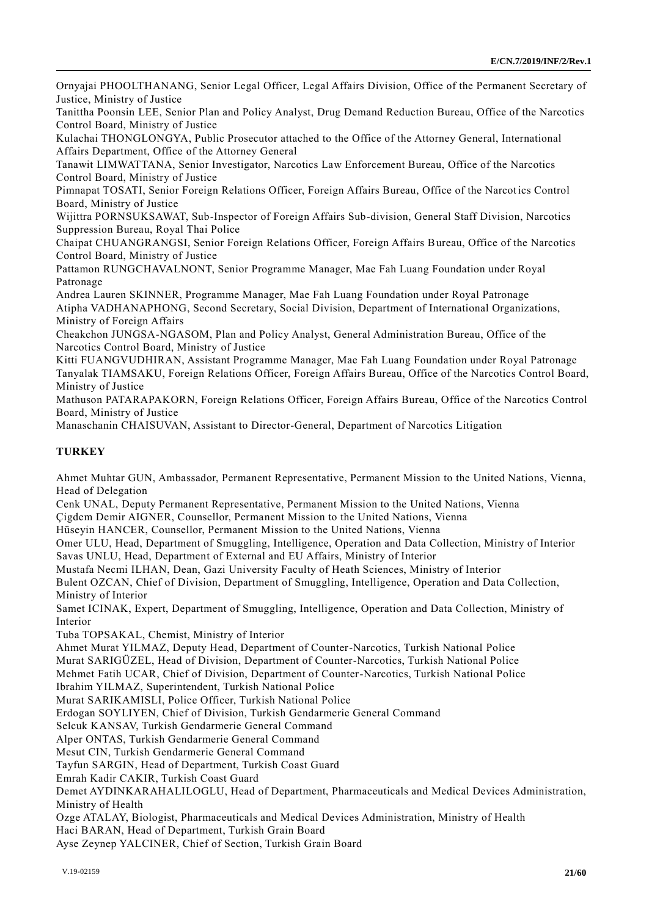Ornyajai PHOOLTHANANG, Senior Legal Officer, Legal Affairs Division, Office of the Permanent Secretary of Justice, Ministry of Justice

Tanittha Poonsin LEE, Senior Plan and Policy Analyst, Drug Demand Reduction Bureau, Office of the Narcotics Control Board, Ministry of Justice

Kulachai THONGLONGYA, Public Prosecutor attached to the Office of the Attorney General, International Affairs Department, Office of the Attorney General

Tanawit LIMWATTANA, Senior Investigator, Narcotics Law Enforcement Bureau, Office of the Narcotics Control Board, Ministry of Justice

Pimnapat TOSATI, Senior Foreign Relations Officer, Foreign Affairs Bureau, Office of the Narcotics Control Board, Ministry of Justice

Wijittra PORNSUKSAWAT, Sub-Inspector of Foreign Affairs Sub-division, General Staff Division, Narcotics Suppression Bureau, Royal Thai Police

Chaipat CHUANGRANGSI, Senior Foreign Relations Officer, Foreign Affairs Bureau, Office of the Narcotics Control Board, Ministry of Justice

Pattamon RUNGCHAVALNONT, Senior Programme Manager, Mae Fah Luang Foundation under Royal Patronage

Andrea Lauren SKINNER, Programme Manager, Mae Fah Luang Foundation under Royal Patronage

Atipha VADHANAPHONG, Second Secretary, Social Division, Department of International Organizations, Ministry of Foreign Affairs

Cheakchon JUNGSA-NGASOM, Plan and Policy Analyst, General Administration Bureau, Office of the Narcotics Control Board, Ministry of Justice

Kitti FUANGVUDHIRAN, Assistant Programme Manager, Mae Fah Luang Foundation under Royal Patronage

Tanyalak TIAMSAKU, Foreign Relations Officer, Foreign Affairs Bureau, Office of the Narcotics Control Board, Ministry of Justice

Mathuson PATARAPAKORN, Foreign Relations Officer, Foreign Affairs Bureau, Office of the Narcotics Control Board, Ministry of Justice

Manaschanin CHAISUVAN, Assistant to Director-General, Department of Narcotics Litigation

## TURKEY

Ahmet Muhtar GUN, Ambassador, Permanent Representative, Permanent Mission to the United Nations, Vienna, Head of Delegation

Cenk UNAL, Deputy Permanent Representative, Permanent Mission to the United Nations, Vienna

Çigdem Demir AIGNER, Counsellor, Permanent Mission to the United Nations, Vienna

Hüseyin HANCER, Counsellor, Permanent Mission to the United Nations, Vienna

Omer ULU, Head, Department of Smuggling, Intelligence, Operation and Data Collection, Ministry of Interior

Savas UNLU, Head, Department of External and EU Affairs, Ministry of Interior

Mustafa Necmi ILHAN, Dean, Gazi University Faculty of Heath Sciences, Ministry of Interior

Bulent OZCAN, Chief of Division, Department of Smuggling, Intelligence, Operation and Data Collection, Ministry of Interior

Samet ICINAK, Expert, Department of Smuggling, Intelligence, Operation and Data Collection, Ministry of Interior

Tuba TOPSAKAL, Chemist, Ministry of Interior

Ahmet Murat YILMAZ, Deputy Head, Department of Counter-Narcotics, Turkish National Police

Murat SARIGÜZEL, Head of Division, Department of Counter-Narcotics, Turkish National Police

Mehmet Fatih UCAR, Chief of Division, Department of Counter-Narcotics, Turkish National Police

Ibrahim YILMAZ, Superintendent, Turkish National Police

Murat SARIKAMISLI, Police Officer, Turkish National Police

Erdogan SOYLIYEN, Chief of Division, Turkish Gendarmerie General Command

Selcuk KANSAV, Turkish Gendarmerie General Command

Alper ONTAS, Turkish Gendarmerie General Command

Mesut CIN, Turkish Gendarmerie General Command

Tayfun SARGIN, Head of Department, Turkish Coast Guard

Emrah Kadir CAKIR, Turkish Coast Guard

Demet AYDINKARAHALILOGLU, Head of Department, Pharmaceuticals and Medical Devices Administration, Ministry of Health

Ozge ATALAY, Biologist, Pharmaceuticals and Medical Devices Administration, Ministry of Health

Haci BARAN, Head of Department, Turkish Grain Board

Ayse Zeynep YALCINER, Chief of Section, Turkish Grain Board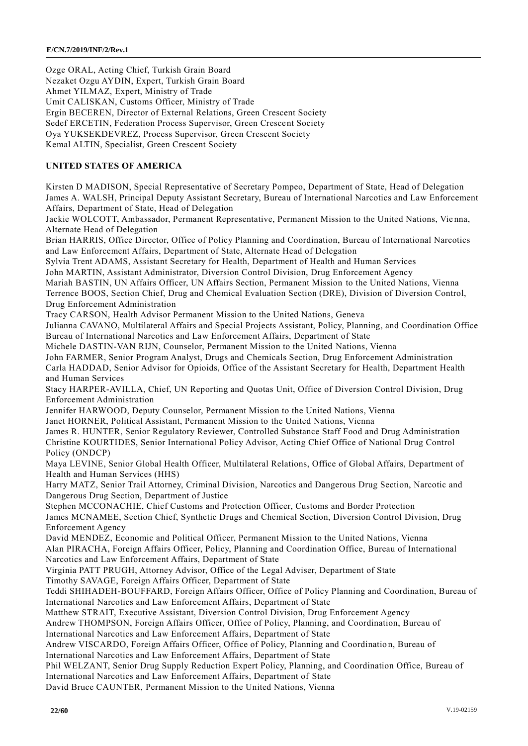Ozge ORAL, Acting Chief, Turkish Grain Board
Nezaket Ozgu AYDIN, Expert, Turkish Grain Board
Ahmet YILMAZ, Expert, Ministry of Trade
Umit CALISKAN, Customs Officer, Ministry of Trade
Ergin BECEREN, Director of External Relations, Green Crescent Society
Sedef ERCETIN, Federation Process Supervisor, Green Crescent Society
Oya YUKSEKDEVREZ, Process Supervisor, Green Crescent Society
Kemal ALTIN, Specialist, Green Crescent Society

**UNITED STATES OF AMERICA**

Kirsten D MADISON, Special Representative of Secretary Pompeo, Department of State, Head of Delegation
James A. WALSH, Principal Deputy Assistant Secretary, Bureau of International Narcotics and Law Enforcement Affairs, Department of State, Head of Delegation
Jackie WOLCOTT, Ambassador, Permanent Representative, Permanent Mission to the United Nations, Vienna, Alternate Head of Delegation
Brian HARRIS, Office Director, Office of Policy Planning and Coordination, Bureau of International Narcotics and Law Enforcement Affairs, Department of State, Alternate Head of Delegation
Sylvia Trent ADAMS, Assistant Secretary for Health, Department of Health and Human Services
John MARTIN, Assistant Administrator, Diversion Control Division, Drug Enforcement Agency
Mariah BASTIN, UN Affairs Officer, UN Affairs Section, Permanent Mission to the United Nations, Vienna
Terrence BOOS, Section Chief, Drug and Chemical Evaluation Section (DRE), Division of Diversion Control, Drug Enforcement Administration
Tracy CARSON, Health Advisor Permanent Mission to the United Nations, Geneva
Julianna CAVANO, Multilateral Affairs and Special Projects Assistant, Policy, Planning, and Coordination Office Bureau of International Narcotics and Law Enforcement Affairs, Department of State
Michele DASTIN-VAN RIJN, Counselor, Permanent Mission to the United Nations, Vienna
John FARMER, Senior Program Analyst, Drugs and Chemicals Section, Drug Enforcement Administration
Carla HADDAD, Senior Advisor for Opioids, Office of the Assistant Secretary for Health, Department Health and Human Services
Stacy HARPER-AVILLA, Chief, UN Reporting and Quotas Unit, Office of Diversion Control Division, Drug Enforcement Administration
Jennifer HARWOOD, Deputy Counselor, Permanent Mission to the United Nations, Vienna
Janet HORNER, Political Assistant, Permanent Mission to the United Nations, Vienna
James R. HUNTER, Senior Regulatory Reviewer, Controlled Substance Staff Food and Drug Administration
Christine KOURTIDES, Senior International Policy Advisor, Acting Chief Office of National Drug Control Policy (ONDCP)
Maya LEVINE, Senior Global Health Officer, Multilateral Relations, Office of Global Affairs, Department of Health and Human Services (HHS)
Harry MATZ, Senior Trail Attorney, Criminal Division, Narcotics and Dangerous Drug Section, Narcotic and Dangerous Drug Section, Department of Justice
Stephen MCCONACHIE, Chief Customs and Protection Officer, Customs and Border Protection
James MCNAMEE, Section Chief, Synthetic Drugs and Chemical Section, Diversion Control Division, Drug Enforcement Agency
David MENDEZ, Economic and Political Officer, Permanent Mission to the United Nations, Vienna
Alan PIRACHA, Foreign Affairs Officer, Policy, Planning and Coordination Office, Bureau of International Narcotics and Law Enforcement Affairs, Department of State
Virginia PATT PRUGH, Attorney Advisor, Office of the Legal Adviser, Department of State
Timothy SAVAGE, Foreign Affairs Officer, Department of State
Teddi SHIHADEH-BOUFFARD, Foreign Affairs Officer, Office of Policy Planning and Coordination, Bureau of International Narcotics and Law Enforcement Affairs, Department of State
Matthew STRAIT, Executive Assistant, Diversion Control Division, Drug Enforcement Agency
Andrew THOMPSON, Foreign Affairs Officer, Office of Policy, Planning, and Coordination, Bureau of International Narcotics and Law Enforcement Affairs, Department of State
Andrew VISCARDO, Foreign Affairs Officer, Office of Policy, Planning and Coordination, Bureau of International Narcotics and Law Enforcement Affairs, Department of State
Phil WELZANT, Senior Drug Supply Reduction Expert Policy, Planning, and Coordination Office, Bureau of International Narcotics and Law Enforcement Affairs, Department of State
David Bruce CAUNTER, Permanent Mission to the United Nations, Vienna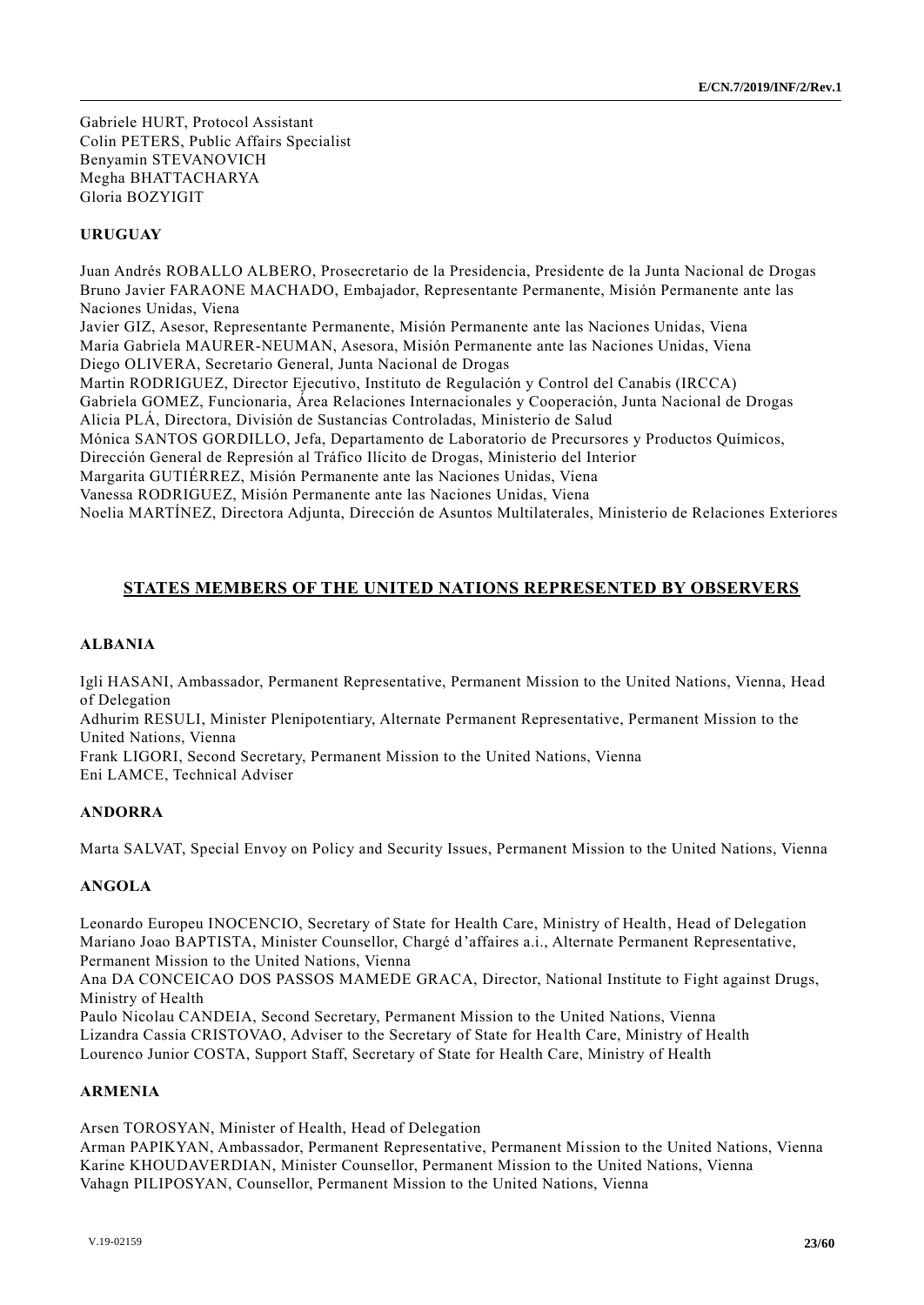Gabriele HURT, Protocol Assistant
Colin PETERS, Public Affairs Specialist
Benyamin STEVANOVICH
Megha BHATTACHARYA
Gloria BOZYIGIT

**URUGUAY**

Juan Andrés ROBALLO ALBERO, Prosecretario de la Presidencia, Presidente de la Junta Nacional de Drogas
Bruno Javier FARAONE MACHADO, Embajador, Representante Permanente, Misión Permanente ante las Naciones Unidas, Viena
Javier GIZ, Asesor, Representante Permanente, Misión Permanente ante las Naciones Unidas, Viena
Maria Gabriela MAURER-NEUMAN, Asesora, Misión Permanente ante las Naciones Unidas, Viena
Diego OLIVERA, Secretario General, Junta Nacional de Drogas
Martin RODRIGUEZ, Director Ejecutivo, Instituto de Regulación y Control del Canabis (IRCCA)
Gabriela GOMEZ, Funcionaria, Área Relaciones Internacionales y Cooperación, Junta Nacional de Drogas
Alicia PLÁ, Directora, División de Sustancias Controladas, Ministerio de Salud
Mónica SANTOS GORDILLO, Jefa, Departamento de Laboratorio de Precursores y Productos Químicos, Dirección General de Represión al Tráfico Ilícito de Drogas, Ministerio del Interior
Margarita GUTIÉRREZ, Misión Permanente ante las Naciones Unidas, Viena
Vanessa RODRIGUEZ, Misión Permanente ante las Naciones Unidas, Viena
Noelia MARTÍNEZ, Directora Adjunta, Dirección de Asuntos Multilaterales, Ministerio de Relaciones Exteriores

## STATES MEMBERS OF THE UNITED NATIONS REPRESENTED BY OBSERVERS

**ALBANIA**

Igli HASANI, Ambassador, Permanent Representative, Permanent Mission to the United Nations, Vienna, Head of Delegation
Adhurim RESULI, Minister Plenipotentiary, Alternate Permanent Representative, Permanent Mission to the United Nations, Vienna
Frank LIGORI, Second Secretary, Permanent Mission to the United Nations, Vienna
Eni LAMCE, Technical Adviser

**ANDORRA**

Marta SALVAT, Special Envoy on Policy and Security Issues, Permanent Mission to the United Nations, Vienna

**ANGOLA**

Leonardo Europeu INOCENCIO, Secretary of State for Health Care, Ministry of Health, Head of Delegation
Mariano Joao BAPTISTA, Minister Counsellor, Chargé d'affaires a.i., Alternate Permanent Representative, Permanent Mission to the United Nations, Vienna
Ana DA CONCEICAO DOS PASSOS MAMEDE GRACA, Director, National Institute to Fight against Drugs, Ministry of Health
Paulo Nicolau CANDEIA, Second Secretary, Permanent Mission to the United Nations, Vienna
Lizandra Cassia CRISTOVAO, Adviser to the Secretary of State for Health Care, Ministry of Health
Lourenco Junior COSTA, Support Staff, Secretary of State for Health Care, Ministry of Health

**ARMENIA**

Arsen TOROSYAN, Minister of Health, Head of Delegation
Arman PAPIKYAN, Ambassador, Permanent Representative, Permanent Mission to the United Nations, Vienna
Karine KHOUDAVERDIAN, Minister Counsellor, Permanent Mission to the United Nations, Vienna
Vahagn PILIPOSYAN, Counsellor, Permanent Mission to the United Nations, Vienna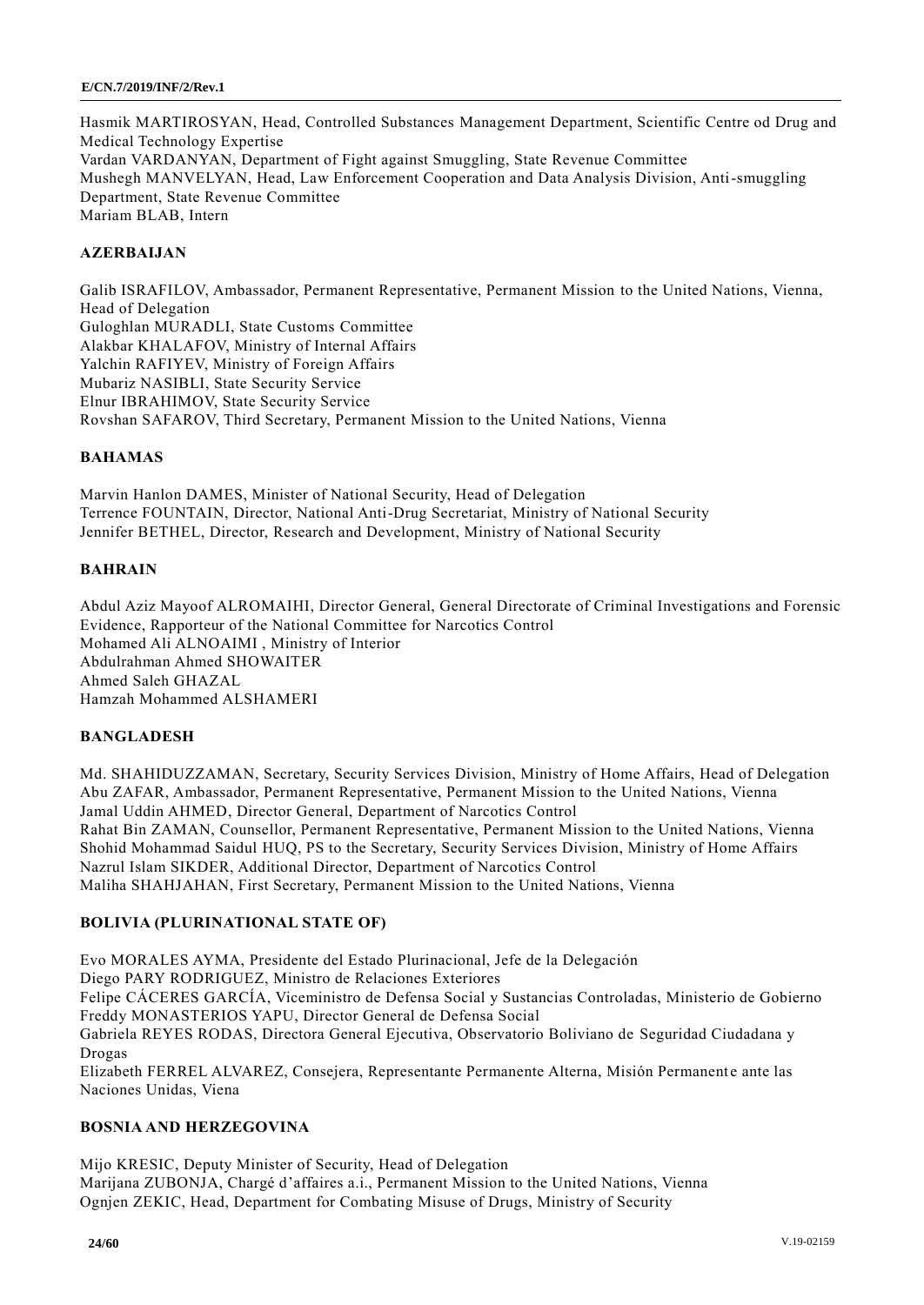Hasmik MARTIROSYAN, Head, Controlled Substances Management Department, Scientific Centre od Drug and Medical Technology Expertise
Vardan VARDANYAN, Department of Fight against Smuggling, State Revenue Committee
Mushegh MANVELYAN, Head, Law Enforcement Cooperation and Data Analysis Division, Anti-smuggling Department, State Revenue Committee
Mariam BLAB, Intern

**AZERBAIJAN**

Galib ISRAFILOV, Ambassador, Permanent Representative, Permanent Mission to the United Nations, Vienna, Head of Delegation
Guloghlan MURADLI, State Customs Committee
Alakbar KHALAFOV, Ministry of Internal Affairs
Yalchin RAFIYEV, Ministry of Foreign Affairs
Mubariz NASIBLI, State Security Service
Elnur IBRAHIMOV, State Security Service
Rovshan SAFAROV, Third Secretary, Permanent Mission to the United Nations, Vienna

**BAHAMAS**

Marvin Hanlon DAMES, Minister of National Security, Head of Delegation
Terrence FOUNTAIN, Director, National Anti-Drug Secretariat, Ministry of National Security
Jennifer BETHEL, Director, Research and Development, Ministry of National Security

**BAHRAIN**

Abdul Aziz Mayoof ALROMAIHI, Director General, General Directorate of Criminal Investigations and Forensic Evidence, Rapporteur of the National Committee for Narcotics Control
Mohamed Ali ALNOAIMI , Ministry of Interior
Abdulrahman Ahmed SHOWAITER
Ahmed Saleh GHAZAL
Hamzah Mohammed ALSHAMERI

**BANGLADESH**

Md. SHAHIDUZZAMAN, Secretary, Security Services Division, Ministry of Home Affairs, Head of Delegation
Abu ZAFAR, Ambassador, Permanent Representative, Permanent Mission to the United Nations, Vienna
Jamal Uddin AHMED, Director General, Department of Narcotics Control
Rahat Bin ZAMAN, Counsellor, Permanent Representative, Permanent Mission to the United Nations, Vienna
Shohid Mohammad Saidul HUQ, PS to the Secretary, Security Services Division, Ministry of Home Affairs
Nazrul Islam SIKDER, Additional Director, Department of Narcotics Control
Maliha SHAHJAHAN, First Secretary, Permanent Mission to the United Nations, Vienna

**BOLIVIA (PLURINATIONAL STATE OF)**

Evo MORALES AYMA, Presidente del Estado Plurinacional, Jefe de la Delegación
Diego PARY RODRIGUEZ, Ministro de Relaciones Exteriores
Felipe CÁCERES GARCÍA, Viceministro de Defensa Social y Sustancias Controladas, Ministerio de Gobierno
Freddy MONASTERIOS YAPU, Director General de Defensa Social
Gabriela REYES RODAS, Directora General Ejecutiva, Observatorio Boliviano de Seguridad Ciudadana y Drogas
Elizabeth FERREL ALVAREZ, Consejera, Representante Permanente Alterna, Misión Permanente ante las Naciones Unidas, Viena

**BOSNIA AND HERZEGOVINA**

Mijo KRESIC, Deputy Minister of Security, Head of Delegation
Marijana ZUBONJA, Chargé d'affaires a.i., Permanent Mission to the United Nations, Vienna
Ognjen ZEKIC, Head, Department for Combating Misuse of Drugs, Ministry of Security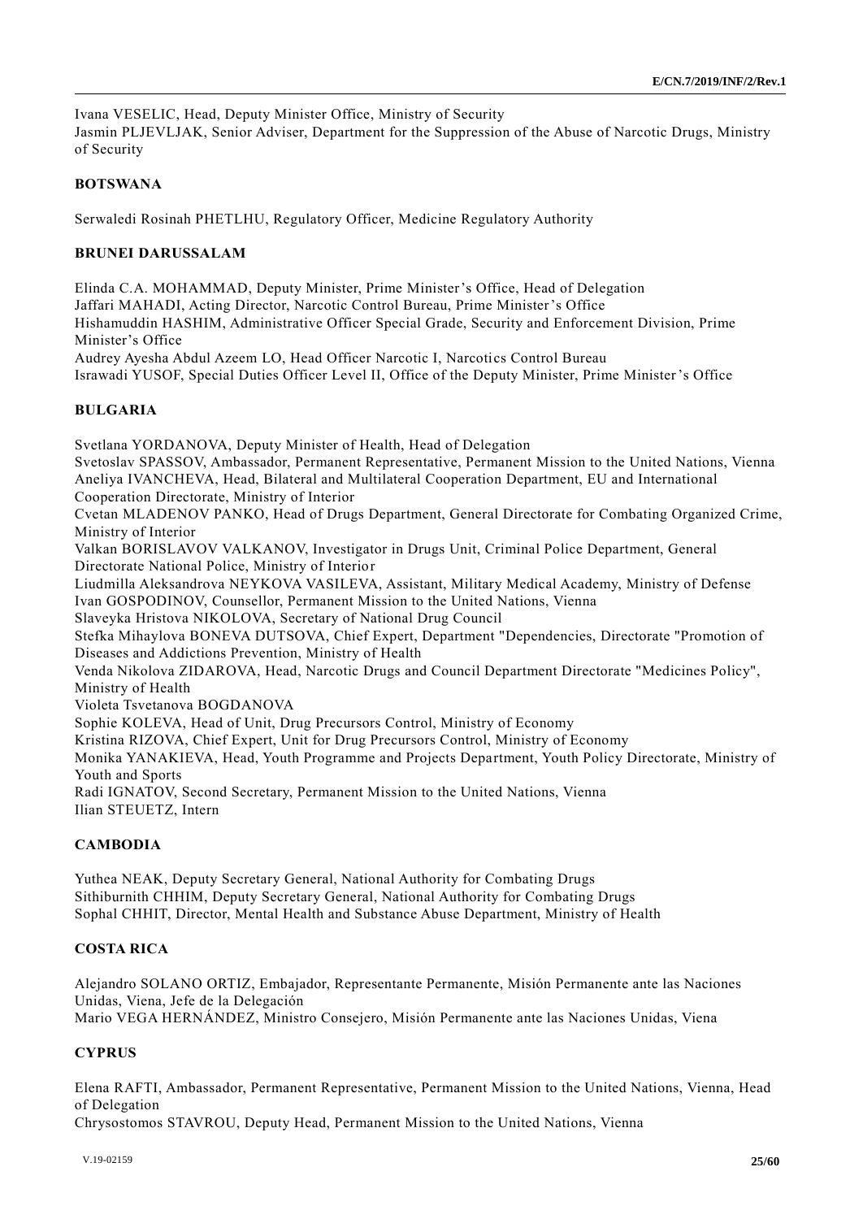Ivana VESELIC, Head, Deputy Minister Office, Ministry of Security
Jasmin PLJEVLJAK, Senior Adviser, Department for the Suppression of the Abuse of Narcotic Drugs, Ministry of Security

**BOTSWANA**

Serwaledi Rosinah PHETLHU, Regulatory Officer, Medicine Regulatory Authority

**BRUNEI DARUSSALAM**

Elinda C.A. MOHAMMAD, Deputy Minister, Prime Minister's Office, Head of Delegation
Jaffari MAHADI, Acting Director, Narcotic Control Bureau, Prime Minister's Office
Hishamuddin HASHIM, Administrative Officer Special Grade, Security and Enforcement Division, Prime Minister's Office
Audrey Ayesha Abdul Azeem LO, Head Officer Narcotic I, Narcotics Control Bureau
Israwadi YUSOF, Special Duties Officer Level II, Office of the Deputy Minister, Prime Minister's Office

**BULGARIA**

Svetlana YORDANOVA, Deputy Minister of Health, Head of Delegation
Svetoslav SPASSOV, Ambassador, Permanent Representative, Permanent Mission to the United Nations, Vienna
Aneliya IVANCHEVA, Head, Bilateral and Multilateral Cooperation Department, EU and International Cooperation Directorate, Ministry of Interior
Cvetan MLADENOV PANKO, Head of Drugs Department, General Directorate for Combating Organized Crime, Ministry of Interior
Valkan BORISLAVOV VALKANOV, Investigator in Drugs Unit, Criminal Police Department, General Directorate National Police, Ministry of Interior
Liudmilla Aleksandrova NEYKOVA VASILEVA, Assistant, Military Medical Academy, Ministry of Defense
Ivan GOSPODINOV, Counsellor, Permanent Mission to the United Nations, Vienna
Slaveyka Hristova NIKOLOVA, Secretary of National Drug Council
Stefka Mihaylova BONEVA DUTSOVA, Chief Expert, Department "Dependencies, Directorate "Promotion of Diseases and Addictions Prevention, Ministry of Health
Venda Nikolova ZIDAROVA, Head, Narcotic Drugs and Council Department Directorate "Medicines Policy", Ministry of Health
Violeta Tsvetanova BOGDANOVA
Sophie KOLEVA, Head of Unit, Drug Precursors Control, Ministry of Economy
Kristina RIZOVA, Chief Expert, Unit for Drug Precursors Control, Ministry of Economy
Monika YANAKIEVA, Head, Youth Programme and Projects Department, Youth Policy Directorate, Ministry of Youth and Sports
Radi IGNATOV, Second Secretary, Permanent Mission to the United Nations, Vienna
Ilian STEUETZ, Intern

**CAMBODIA**

Yuthea NEAK, Deputy Secretary General, National Authority for Combating Drugs
Sithiburnith CHHIM, Deputy Secretary General, National Authority for Combating Drugs
Sophal CHHIT, Director, Mental Health and Substance Abuse Department, Ministry of Health

**COSTA RICA**

Alejandro SOLANO ORTIZ, Embajador, Representante Permanente, Misión Permanente ante las Naciones Unidas, Viena, Jefe de la Delegación
Mario VEGA HERNÁNDEZ, Ministro Consejero, Misión Permanente ante las Naciones Unidas, Viena

**CYPRUS**

Elena RAFTI, Ambassador, Permanent Representative, Permanent Mission to the United Nations, Vienna, Head of Delegation
Chrysostomos STAVROU, Deputy Head, Permanent Mission to the United Nations, Vienna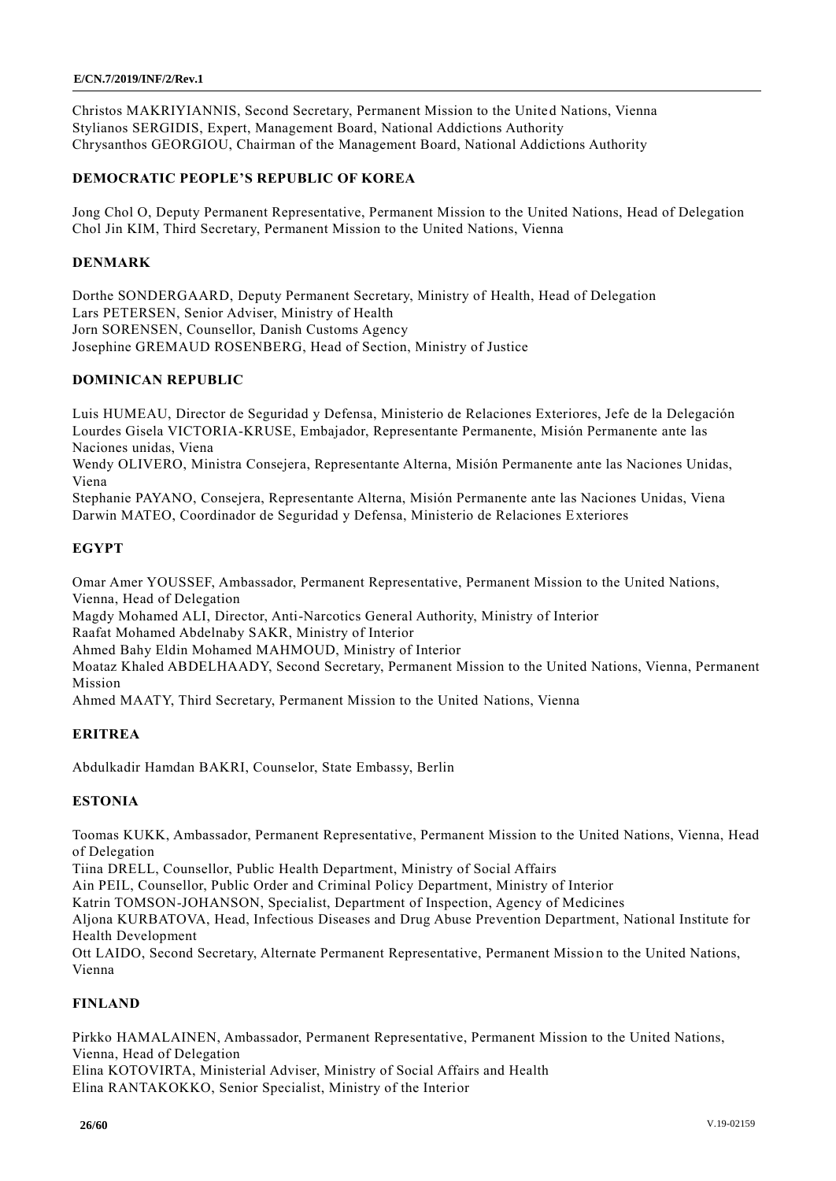Christos MAKRIYIANNIS, Second Secretary, Permanent Mission to the United Nations, Vienna
Stylianos SERGIDIS, Expert, Management Board, National Addictions Authority
Chrysanthos GEORGIOU, Chairman of the Management Board, National Addictions Authority

**DEMOCRATIC PEOPLE'S REPUBLIC OF KOREA**

Jong Chol O, Deputy Permanent Representative, Permanent Mission to the United Nations, Head of Delegation
Chol Jin KIM, Third Secretary, Permanent Mission to the United Nations, Vienna

**DENMARK**

Dorthe SONDERGAARD, Deputy Permanent Secretary, Ministry of Health, Head of Delegation
Lars PETERSEN, Senior Adviser, Ministry of Health
Jorn SORENSEN, Counsellor, Danish Customs Agency
Josephine GREMAUD ROSENBERG, Head of Section, Ministry of Justice

**DOMINICAN REPUBLIC**

Luis HUMEAU, Director de Seguridad y Defensa, Ministerio de Relaciones Exteriores, Jefe de la Delegación
Lourdes Gisela VICTORIA-KRUSE, Embajador, Representante Permanente, Misión Permanente ante las Naciones unidas, Viena
Wendy OLIVERO, Ministra Consejera, Representante Alterna, Misión Permanente ante las Naciones Unidas, Viena
Stephanie PAYANO, Consejera, Representante Alterna, Misión Permanente ante las Naciones Unidas, Viena
Darwin MATEO, Coordinador de Seguridad y Defensa, Ministerio de Relaciones Exteriores

**EGYPT**

Omar Amer YOUSSEF, Ambassador, Permanent Representative, Permanent Mission to the United Nations, Vienna, Head of Delegation
Magdy Mohamed ALI, Director, Anti-Narcotics General Authority, Ministry of Interior
Raafat Mohamed Abdelnaby SAKR, Ministry of Interior
Ahmed Bahy Eldin Mohamed MAHMOUD, Ministry of Interior
Moataz Khaled ABDELHAADY, Second Secretary, Permanent Mission to the United Nations, Vienna, Permanent Mission
Ahmed MAATY, Third Secretary, Permanent Mission to the United Nations, Vienna

**ERITREA**

Abdulkadir Hamdan BAKRI, Counselor, State Embassy, Berlin

**ESTONIA**

Toomas KUKK, Ambassador, Permanent Representative, Permanent Mission to the United Nations, Vienna, Head of Delegation
Tiina DRELL, Counsellor, Public Health Department, Ministry of Social Affairs
Ain PEIL, Counsellor, Public Order and Criminal Policy Department, Ministry of Interior
Katrin TOMSON-JOHANSON, Specialist, Department of Inspection, Agency of Medicines
Aljona KURBATOVA, Head, Infectious Diseases and Drug Abuse Prevention Department, National Institute for Health Development
Ott LAIDO, Second Secretary, Alternate Permanent Representative, Permanent Mission to the United Nations, Vienna

**FINLAND**

Pirkko HAMALAINEN, Ambassador, Permanent Representative, Permanent Mission to the United Nations, Vienna, Head of Delegation
Elina KOTOVIRTA, Ministerial Adviser, Ministry of Social Affairs and Health
Elina RANTAKOKKO, Senior Specialist, Ministry of the Interior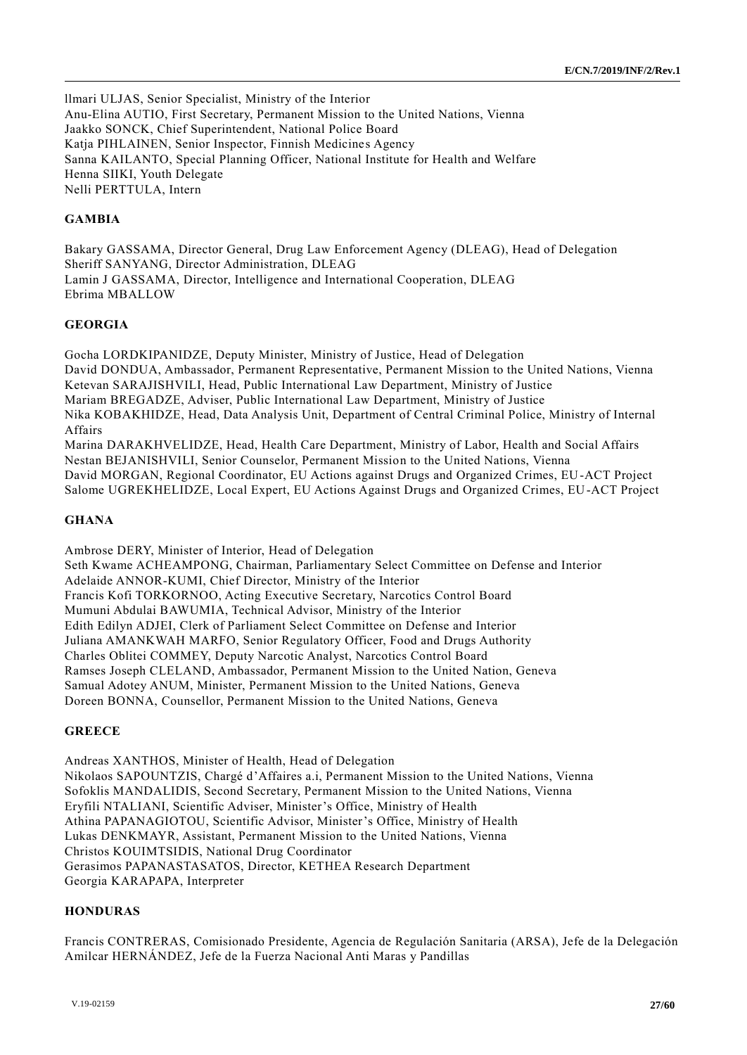llmari ULJAS, Senior Specialist, Ministry of the Interior
Anu-Elina AUTIO, First Secretary, Permanent Mission to the United Nations, Vienna
Jaakko SONCK, Chief Superintendent, National Police Board
Katja PIHLAINEN, Senior Inspector, Finnish Medicines Agency
Sanna KAILANTO, Special Planning Officer, National Institute for Health and Welfare
Henna SIIKI, Youth Delegate
Nelli PERTTULA, Intern

**GAMBIA**

Bakary GASSAMA, Director General, Drug Law Enforcement Agency (DLEAG), Head of Delegation
Sheriff SANYANG, Director Administration, DLEAG
Lamin J GASSAMA, Director, Intelligence and International Cooperation, DLEAG
Ebrima MBALLOW

**GEORGIA**

Gocha LORDKIPANIDZE, Deputy Minister, Ministry of Justice, Head of Delegation
David DONDUA, Ambassador, Permanent Representative, Permanent Mission to the United Nations, Vienna
Ketevan SARAJISHVILI, Head, Public International Law Department, Ministry of Justice
Mariam BREGADZE, Adviser, Public International Law Department, Ministry of Justice
Nika KOBAKHIDZE, Head, Data Analysis Unit, Department of Central Criminal Police, Ministry of Internal Affairs
Marina DARAKHVELIDZE, Head, Health Care Department, Ministry of Labor, Health and Social Affairs
Nestan BEJANISHVILI, Senior Counselor, Permanent Mission to the United Nations, Vienna
David MORGAN, Regional Coordinator, EU Actions against Drugs and Organized Crimes, EU-ACT Project
Salome UGREKHELIDZE, Local Expert, EU Actions Against Drugs and Organized Crimes, EU-ACT Project

**GHANA**

Ambrose DERY, Minister of Interior, Head of Delegation
Seth Kwame ACHEAMPONG, Chairman, Parliamentary Select Committee on Defense and Interior
Adelaide ANNOR-KUMI, Chief Director, Ministry of the Interior
Francis Kofi TORKORNOO, Acting Executive Secretary, Narcotics Control Board
Mumuni Abdulai BAWUMIA, Technical Advisor, Ministry of the Interior
Edith Edilyn ADJEI, Clerk of Parliament Select Committee on Defense and Interior
Juliana AMANKWAH MARFO, Senior Regulatory Officer, Food and Drugs Authority
Charles Oblitei COMMEY, Deputy Narcotic Analyst, Narcotics Control Board
Ramses Joseph CLELAND, Ambassador, Permanent Mission to the United Nation, Geneva
Samual Adotey ANUM, Minister, Permanent Mission to the United Nations, Geneva
Doreen BONNA, Counsellor, Permanent Mission to the United Nations, Geneva

**GREECE**

Andreas XANTHOS, Minister of Health, Head of Delegation
Nikolaos SAPOUNTZIS, Chargé d'Affaires a.i, Permanent Mission to the United Nations, Vienna
Sofoklis MANDALIDIS, Second Secretary, Permanent Mission to the United Nations, Vienna
Eryfili NTALIANI, Scientific Adviser, Minister's Office, Ministry of Health
Athina PAPANAGIOTOU, Scientific Advisor, Minister's Office, Ministry of Health
Lukas DENKMAYR, Assistant, Permanent Mission to the United Nations, Vienna
Christos KOUIMTSIDIS, National Drug Coordinator
Gerasimos PAPANASTASATOS, Director, KETHEA Research Department
Georgia KARAPAPA, Interpreter

**HONDURAS**

Francis CONTRERAS, Comisionado Presidente, Agencia de Regulación Sanitaria (ARSA), Jefe de la Delegación
Amilcar HERNÁNDEZ, Jefe de la Fuerza Nacional Anti Maras y Pandillas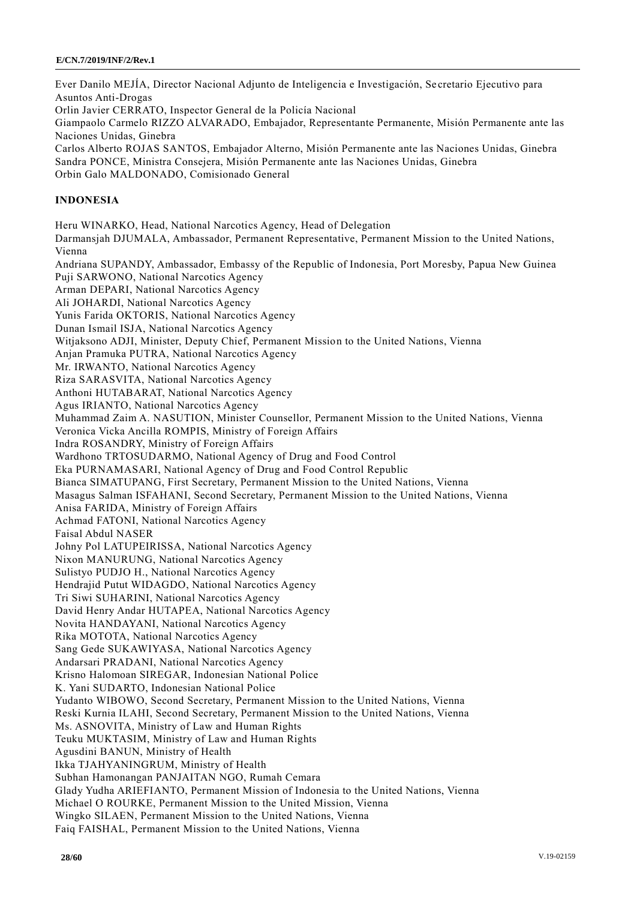Ever Danilo MEJÍA, Director Nacional Adjunto de Inteligencia e Investigación, Secretario Ejecutivo para Asuntos Anti-Drogas
Orlin Javier CERRATO, Inspector General de la Policía Nacional
Giampaolo Carmelo RIZZO ALVARADO, Embajador, Representante Permanente, Misión Permanente ante las Naciones Unidas, Ginebra
Carlos Alberto ROJAS SANTOS, Embajador Alterno, Misión Permanente ante las Naciones Unidas, Ginebra
Sandra PONCE, Ministra Consejera, Misión Permanente ante las Naciones Unidas, Ginebra
Orbin Galo MALDONADO, Comisionado General

**INDONESIA**

Heru WINARKO, Head, National Narcotics Agency, Head of Delegation
Darmansjah DJUMALA, Ambassador, Permanent Representative, Permanent Mission to the United Nations, Vienna
Andriana SUPANDY, Ambassador, Embassy of the Republic of Indonesia, Port Moresby, Papua New Guinea
Puji SARWONO, National Narcotics Agency
Arman DEPARI, National Narcotics Agency
Ali JOHARDI, National Narcotics Agency
Yunis Farida OKTORIS, National Narcotics Agency
Dunan Ismail ISJA, National Narcotics Agency
Witjaksono ADJI, Minister, Deputy Chief, Permanent Mission to the United Nations, Vienna
Anjan Pramuka PUTRA, National Narcotics Agency
Mr. IRWANTO, National Narcotics Agency
Riza SARASVITA, National Narcotics Agency
Anthoni HUTABARAT, National Narcotics Agency
Agus IRIANTO, National Narcotics Agency
Muhammad Zaim A. NASUTION, Minister Counsellor, Permanent Mission to the United Nations, Vienna
Veronica Vicka Ancilla ROMPIS, Ministry of Foreign Affairs
Indra ROSANDRY, Ministry of Foreign Affairs
Wardhono TRTOSUDARMO, National Agency of Drug and Food Control
Eka PURNAMASARI, National Agency of Drug and Food Control Republic
Bianca SIMATUPANG, First Secretary, Permanent Mission to the United Nations, Vienna
Masagus Salman ISFAHANI, Second Secretary, Permanent Mission to the United Nations, Vienna
Anisa FARIDA, Ministry of Foreign Affairs
Achmad FATONI, National Narcotics Agency
Faisal Abdul NASER
Johny Pol LATUPEIRISSA, National Narcotics Agency
Nixon MANURUNG, National Narcotics Agency
Sulistyo PUDJO H., National Narcotics Agency
Hendrajid Putut WIDAGDO, National Narcotics Agency
Tri Siwi SUHARINI, National Narcotics Agency
David Henry Andar HUTAPEA, National Narcotics Agency
Novita HANDAYANI, National Narcotics Agency
Rika MOTOTA, National Narcotics Agency
Sang Gede SUKAWIYASA, National Narcotics Agency
Andarsari PRADANI, National Narcotics Agency
Krisno Halomoan SIREGAR, Indonesian National Police
K. Yani SUDARTO, Indonesian National Police
Yudanto WIBOWO, Second Secretary, Permanent Mission to the United Nations, Vienna
Reski Kurnia ILAHI, Second Secretary, Permanent Mission to the United Nations, Vienna
Ms. ASNOVITA, Ministry of Law and Human Rights
Teuku MUKTASIM, Ministry of Law and Human Rights
Agusdini BANUN, Ministry of Health
Ikka TJAHYANINGRUM, Ministry of Health
Subhan Hamonangan PANJAITAN NGO, Rumah Cemara
Glady Yudha ARIEFIANTO, Permanent Mission of Indonesia to the United Nations, Vienna
Michael O ROURKE, Permanent Mission to the United Mission, Vienna
Wingko SILAEN, Permanent Mission to the United Nations, Vienna
Faiq FAISHAL, Permanent Mission to the United Nations, Vienna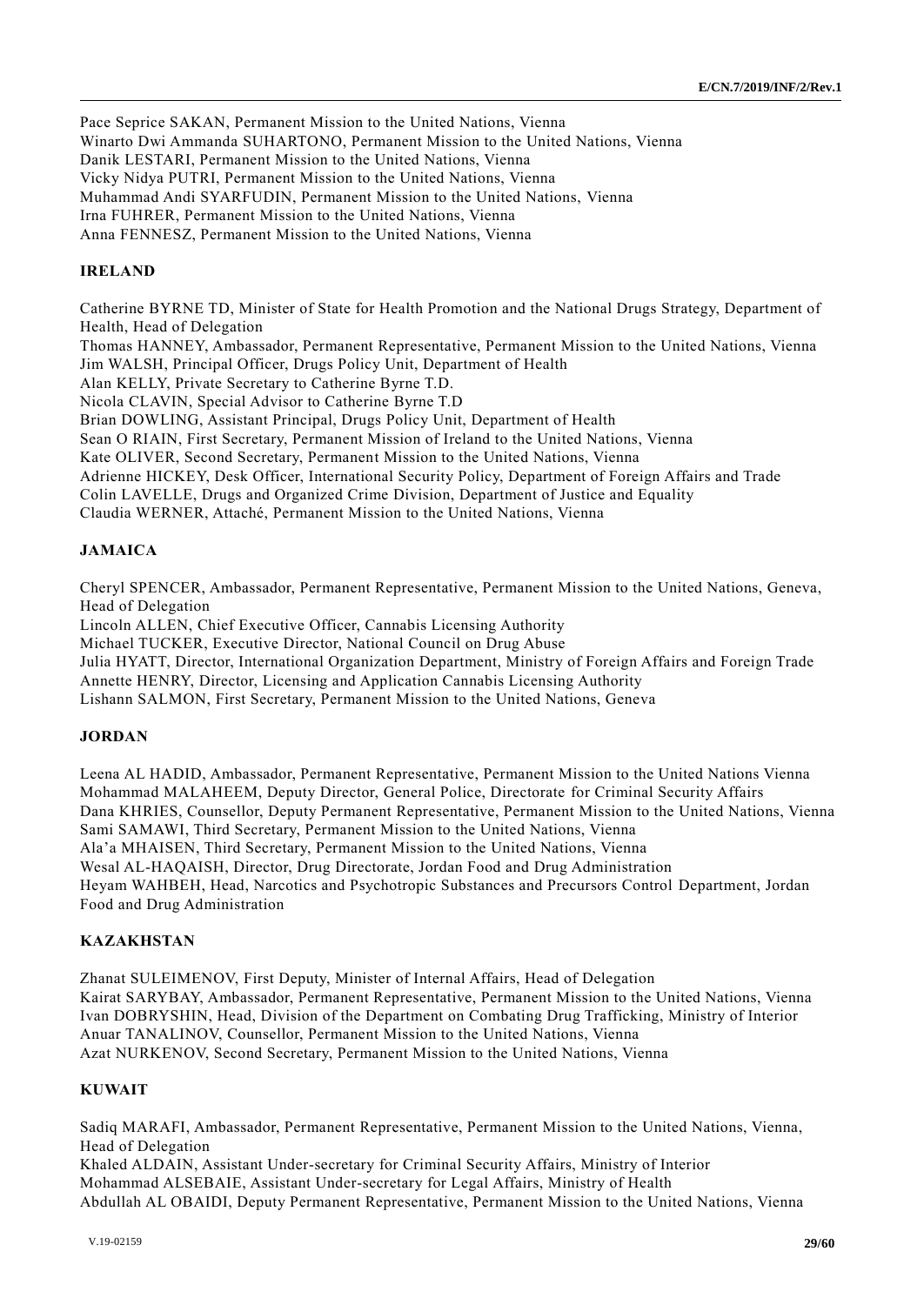Pace Seprice SAKAN, Permanent Mission to the United Nations, Vienna
Winarto Dwi Ammanda SUHARTONO, Permanent Mission to the United Nations, Vienna
Danik LESTARI, Permanent Mission to the United Nations, Vienna
Vicky Nidya PUTRI, Permanent Mission to the United Nations, Vienna
Muhammad Andi SYARFUDIN, Permanent Mission to the United Nations, Vienna
Irna FUHRER, Permanent Mission to the United Nations, Vienna
Anna FENNESZ, Permanent Mission to the United Nations, Vienna

**IRELAND**

Catherine BYRNE TD, Minister of State for Health Promotion and the National Drugs Strategy, Department of Health, Head of Delegation
Thomas HANNEY, Ambassador, Permanent Representative, Permanent Mission to the United Nations, Vienna
Jim WALSH, Principal Officer, Drugs Policy Unit, Department of Health
Alan KELLY, Private Secretary to Catherine Byrne T.D.
Nicola CLAVIN, Special Advisor to Catherine Byrne T.D
Brian DOWLING, Assistant Principal, Drugs Policy Unit, Department of Health
Sean O RIAIN, First Secretary, Permanent Mission of Ireland to the United Nations, Vienna
Kate OLIVER, Second Secretary, Permanent Mission to the United Nations, Vienna
Adrienne HICKEY, Desk Officer, International Security Policy, Department of Foreign Affairs and Trade
Colin LAVELLE, Drugs and Organized Crime Division, Department of Justice and Equality
Claudia WERNER, Attaché, Permanent Mission to the United Nations, Vienna

**JAMAICA**

Cheryl SPENCER, Ambassador, Permanent Representative, Permanent Mission to the United Nations, Geneva, Head of Delegation
Lincoln ALLEN, Chief Executive Officer, Cannabis Licensing Authority
Michael TUCKER, Executive Director, National Council on Drug Abuse
Julia HYATT, Director, International Organization Department, Ministry of Foreign Affairs and Foreign Trade
Annette HENRY, Director, Licensing and Application Cannabis Licensing Authority
Lishann SALMON, First Secretary, Permanent Mission to the United Nations, Geneva

**JORDAN**

Leena AL HADID, Ambassador, Permanent Representative, Permanent Mission to the United Nations Vienna
Mohammad MALAHEEM, Deputy Director, General Police, Directorate for Criminal Security Affairs
Dana KHRIES, Counsellor, Deputy Permanent Representative, Permanent Mission to the United Nations, Vienna
Sami SAMAWI, Third Secretary, Permanent Mission to the United Nations, Vienna
Ala'a MHAISEN, Third Secretary, Permanent Mission to the United Nations, Vienna
Wesal AL-HAQAISH, Director, Drug Directorate, Jordan Food and Drug Administration
Heyam WAHBEH, Head, Narcotics and Psychotropic Substances and Precursors Control Department, Jordan Food and Drug Administration

**KAZAKHSTAN**

Zhanat SULEIMENOV, First Deputy, Minister of Internal Affairs, Head of Delegation
Kairat SARYBAY, Ambassador, Permanent Representative, Permanent Mission to the United Nations, Vienna
Ivan DOBRYSHIN, Head, Division of the Department on Combating Drug Trafficking, Ministry of Interior
Anuar TANALINOV, Counsellor, Permanent Mission to the United Nations, Vienna
Azat NURKENOV, Second Secretary, Permanent Mission to the United Nations, Vienna

**KUWAIT**

Sadiq MARAFI, Ambassador, Permanent Representative, Permanent Mission to the United Nations, Vienna, Head of Delegation
Khaled ALDAIN, Assistant Under-secretary for Criminal Security Affairs, Ministry of Interior
Mohammad ALSEBAIE, Assistant Under-secretary for Legal Affairs, Ministry of Health
Abdullah AL OBAIDI, Deputy Permanent Representative, Permanent Mission to the United Nations, Vienna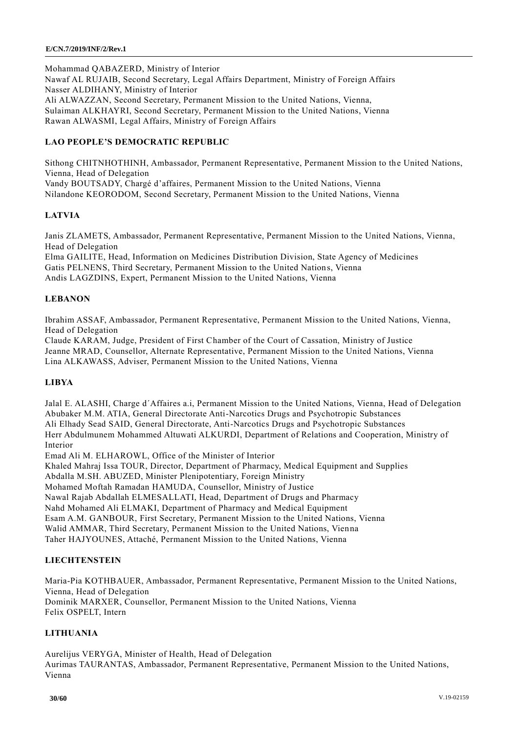Mohammad QABAZERD, Ministry of Interior
Nawaf AL RUJAIB, Second Secretary, Legal Affairs Department, Ministry of Foreign Affairs
Nasser ALDIHANY, Ministry of Interior
Ali ALWAZZAN, Second Secretary, Permanent Mission to the United Nations, Vienna,
Sulaiman ALKHAYRI, Second Secretary, Permanent Mission to the United Nations, Vienna
Rawan ALWASMI, Legal Affairs, Ministry of Foreign Affairs

**LAO PEOPLE'S DEMOCRATIC REPUBLIC**

Sithong CHITNHOTHINH, Ambassador, Permanent Representative, Permanent Mission to the United Nations, Vienna, Head of Delegation
Vandy BOUTSADY, Chargé d'affaires, Permanent Mission to the United Nations, Vienna
Nilandone KEORODOM, Second Secretary, Permanent Mission to the United Nations, Vienna

**LATVIA**

Janis ZLAMETS, Ambassador, Permanent Representative, Permanent Mission to the United Nations, Vienna, Head of Delegation
Elma GAILITE, Head, Information on Medicines Distribution Division, State Agency of Medicines
Gatis PELNENS, Third Secretary, Permanent Mission to the United Nations, Vienna
Andis LAGZDINS, Expert, Permanent Mission to the United Nations, Vienna

**LEBANON**

Ibrahim ASSAF, Ambassador, Permanent Representative, Permanent Mission to the United Nations, Vienna, Head of Delegation
Claude KARAM, Judge, President of First Chamber of the Court of Cassation, Ministry of Justice
Jeanne MRAD, Counsellor, Alternate Representative, Permanent Mission to the United Nations, Vienna
Lina ALKAWASS, Adviser, Permanent Mission to the United Nations, Vienna

**LIBYA**

Jalal E. ALASHI, Charge d´Affaires a.i, Permanent Mission to the United Nations, Vienna, Head of Delegation
Abubaker M.M. ATIA, General Directorate Anti-Narcotics Drugs and Psychotropic Substances
Ali Elhady Sead SAID, General Directorate, Anti-Narcotics Drugs and Psychotropic Substances
Herr Abdulmunem Mohammed Altuwati ALKURDI, Department of Relations and Cooperation, Ministry of Interior
Emad Ali M. ELHAROWL, Office of the Minister of Interior
Khaled Mahraj Issa TOUR, Director, Department of Pharmacy, Medical Equipment and Supplies
Abdalla M.SH. ABUZED, Minister Plenipotentiary, Foreign Ministry
Mohamed Moftah Ramadan HAMUDA, Counsellor, Ministry of Justice
Nawal Rajab Abdallah ELMESALLATI, Head, Department of Drugs and Pharmacy
Nahd Mohamed Ali ELMAKI, Department of Pharmacy and Medical Equipment
Esam A.M. GANBOUR, First Secretary, Permanent Mission to the United Nations, Vienna
Walid AMMAR, Third Secretary, Permanent Mission to the United Nations, Vienna
Taher HAJYOUNES, Attaché, Permanent Mission to the United Nations, Vienna

**LIECHTENSTEIN**

Maria-Pia KOTHBAUER, Ambassador, Permanent Representative, Permanent Mission to the United Nations, Vienna, Head of Delegation
Dominik MARXER, Counsellor, Permanent Mission to the United Nations, Vienna
Felix OSPELT, Intern

**LITHUANIA**

Aurelijus VERYGA, Minister of Health, Head of Delegation
Aurimas TAURANTAS, Ambassador, Permanent Representative, Permanent Mission to the United Nations, Vienna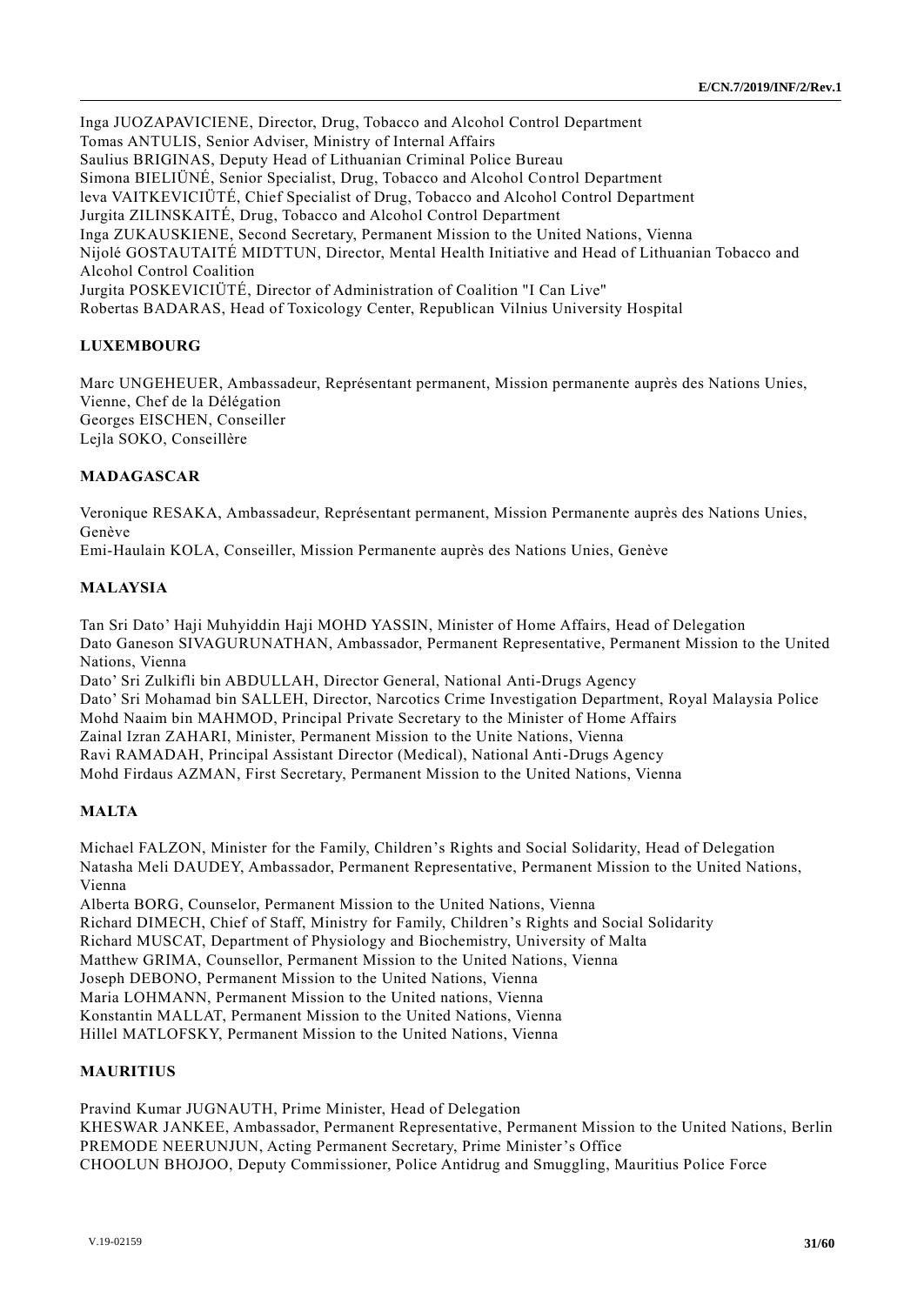Inga JUOZAPAVICIENE, Director, Drug, Tobacco and Alcohol Control Department
Tomas ANTULIS, Senior Adviser, Ministry of Internal Affairs
Saulius BRIGINAS, Deputy Head of Lithuanian Criminal Police Bureau
Simona BIELIÜNÉ, Senior Specialist, Drug, Tobacco and Alcohol Control Department
leva VAITKEVICIÜTÉ, Chief Specialist of Drug, Tobacco and Alcohol Control Department
Jurgita ZILINSKAITÉ, Drug, Tobacco and Alcohol Control Department
Inga ZUKAUSKIENE, Second Secretary, Permanent Mission to the United Nations, Vienna
Nijolé GOSTAUTAITÉ MIDTTUN, Director, Mental Health Initiative and Head of Lithuanian Tobacco and Alcohol Control Coalition
Jurgita POSKEVICIÜTÉ, Director of Administration of Coalition "I Can Live"
Robertas BADARAS, Head of Toxicology Center, Republican Vilnius University Hospital

**LUXEMBOURG**

Marc UNGEHEUER, Ambassadeur, Représentant permanent, Mission permanente auprès des Nations Unies, Vienne, Chef de la Délégation
Georges EISCHEN, Conseiller
Lejla SOKO, Conseillère

**MADAGASCAR**

Veronique RESAKA, Ambassadeur, Représentant permanent, Mission Permanente auprès des Nations Unies, Genève
Emi-Haulain KOLA, Conseiller, Mission Permanente auprès des Nations Unies, Genève

**MALAYSIA**

Tan Sri Dato' Haji Muhyiddin Haji MOHD YASSIN, Minister of Home Affairs, Head of Delegation
Dato Ganeson SIVAGURUNATHAN, Ambassador, Permanent Representative, Permanent Mission to the United Nations, Vienna
Dato' Sri Zulkifli bin ABDULLAH, Director General, National Anti-Drugs Agency
Dato' Sri Mohamad bin SALLEH, Director, Narcotics Crime Investigation Department, Royal Malaysia Police
Mohd Naaim bin MAHMOD, Principal Private Secretary to the Minister of Home Affairs
Zainal Izran ZAHARI, Minister, Permanent Mission to the Unite Nations, Vienna
Ravi RAMADAH, Principal Assistant Director (Medical), National Anti-Drugs Agency
Mohd Firdaus AZMAN, First Secretary, Permanent Mission to the United Nations, Vienna

**MALTA**

Michael FALZON, Minister for the Family, Children's Rights and Social Solidarity, Head of Delegation
Natasha Meli DAUDEY, Ambassador, Permanent Representative, Permanent Mission to the United Nations, Vienna
Alberta BORG, Counselor, Permanent Mission to the United Nations, Vienna
Richard DIMECH, Chief of Staff, Ministry for Family, Children's Rights and Social Solidarity
Richard MUSCAT, Department of Physiology and Biochemistry, University of Malta
Matthew GRIMA, Counsellor, Permanent Mission to the United Nations, Vienna
Joseph DEBONO, Permanent Mission to the United Nations, Vienna
Maria LOHMANN, Permanent Mission to the United nations, Vienna
Konstantin MALLAT, Permanent Mission to the United Nations, Vienna
Hillel MATLOFSKY, Permanent Mission to the United Nations, Vienna

**MAURITIUS**

Pravind Kumar JUGNAUTH, Prime Minister, Head of Delegation
KHESWAR JANKEE, Ambassador, Permanent Representative, Permanent Mission to the United Nations, Berlin
PREMODE NEERUNJUN, Acting Permanent Secretary, Prime Minister's Office
CHOOLUN BHOJOO, Deputy Commissioner, Police Antidrug and Smuggling, Mauritius Police Force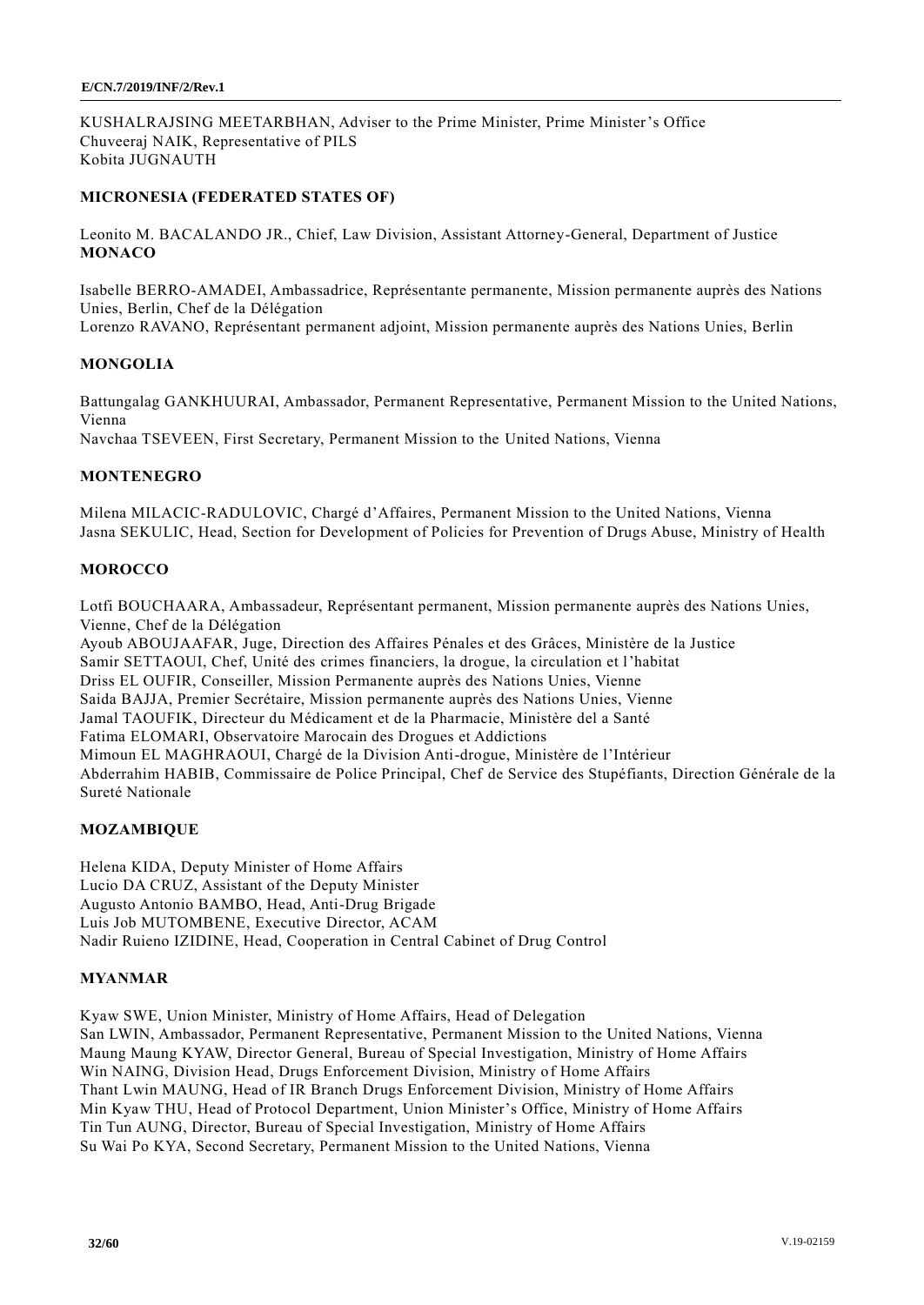KUSHALRAJSING MEETARBHAN, Adviser to the Prime Minister, Prime Minister's Office
Chuveeraj NAIK, Representative of PILS
Kobita JUGNAUTH

**MICRONESIA (FEDERATED STATES OF)**

Leonito M. BACALANDO JR., Chief, Law Division, Assistant Attorney-General, Department of Justice

**MONACO**

Isabelle BERRO-AMADEI, Ambassadrice, Représentante permanente, Mission permanente auprès des Nations Unies, Berlin, Chef de la Délégation
Lorenzo RAVANO, Représentant permanent adjoint, Mission permanente auprès des Nations Unies, Berlin

**MONGOLIA**

Battungalag GANKHUURAI, Ambassador, Permanent Representative, Permanent Mission to the United Nations, Vienna
Navchaa TSEVEEN, First Secretary, Permanent Mission to the United Nations, Vienna

**MONTENEGRO**

Milena MILACIC-RADULOVIC, Chargé d'Affaires, Permanent Mission to the United Nations, Vienna
Jasna SEKULIC, Head, Section for Development of Policies for Prevention of Drugs Abuse, Ministry of Health

**MOROCCO**

Lotfi BOUCHAARA, Ambassadeur, Représentant permanent, Mission permanente auprès des Nations Unies, Vienne, Chef de la Délégation
Ayoub ABOUJAAFAR, Juge, Direction des Affaires Pénales et des Grâces, Ministère de la Justice
Samir SETTAOUI, Chef, Unité des crimes financiers, la drogue, la circulation et l'habitat
Driss EL OUFIR, Conseiller, Mission Permanente auprès des Nations Unies, Vienne
Saida BAJJA, Premier Secrétaire, Mission permanente auprès des Nations Unies, Vienne
Jamal TAOUFIK, Directeur du Médicament et de la Pharmacie, Ministère del a Santé
Fatima ELOMARI, Observatoire Marocain des Drogues et Addictions
Mimoun EL MAGHRAOUI, Chargé de la Division Anti-drogue, Ministère de l'Intérieur
Abderrahim HABIB, Commissaire de Police Principal, Chef de Service des Stupéfiants, Direction Générale de la Sureté Nationale

**MOZAMBIQUE**

Helena KIDA, Deputy Minister of Home Affairs
Lucio DA CRUZ, Assistant of the Deputy Minister
Augusto Antonio BAMBO, Head, Anti-Drug Brigade
Luis Job MUTOMBENE, Executive Director, ACAM
Nadir Ruieno IZIDINE, Head, Cooperation in Central Cabinet of Drug Control

**MYANMAR**

Kyaw SWE, Union Minister, Ministry of Home Affairs, Head of Delegation
San LWIN, Ambassador, Permanent Representative, Permanent Mission to the United Nations, Vienna
Maung Maung KYAW, Director General, Bureau of Special Investigation, Ministry of Home Affairs
Win NAING, Division Head, Drugs Enforcement Division, Ministry of Home Affairs
Thant Lwin MAUNG, Head of IR Branch Drugs Enforcement Division, Ministry of Home Affairs
Min Kyaw THU, Head of Protocol Department, Union Minister's Office, Ministry of Home Affairs
Tin Tun AUNG, Director, Bureau of Special Investigation, Ministry of Home Affairs
Su Wai Po KYA, Second Secretary, Permanent Mission to the United Nations, Vienna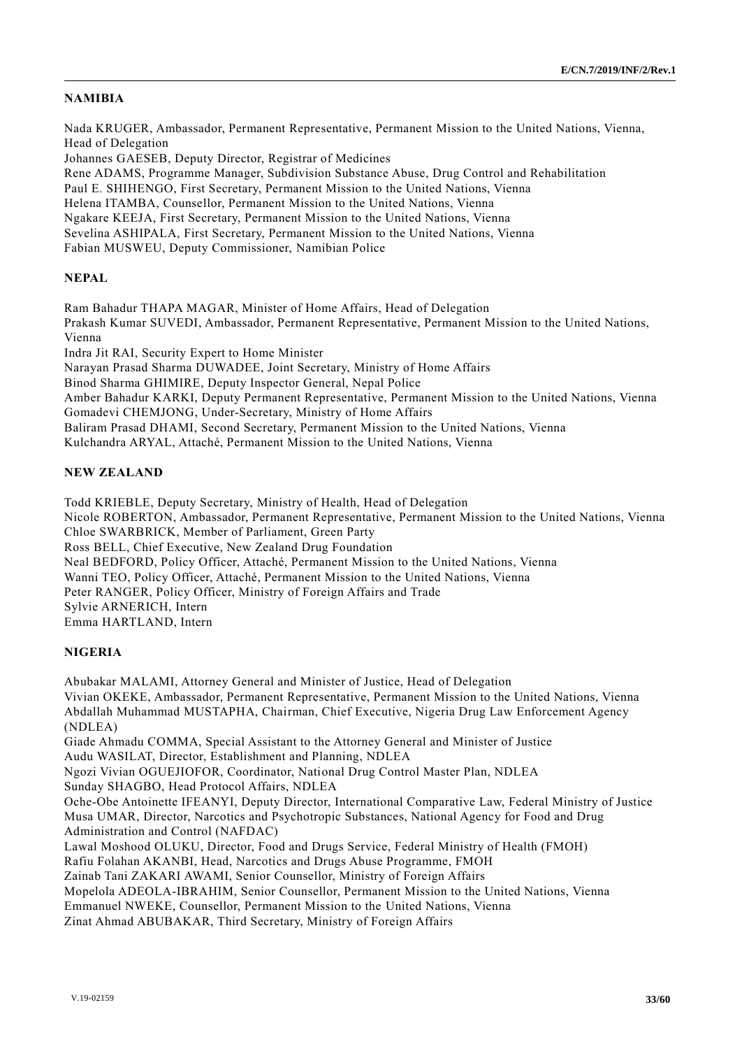## NAMIBIA

Nada KRUGER, Ambassador, Permanent Representative, Permanent Mission to the United Nations, Vienna, Head of Delegation
Johannes GAESEB, Deputy Director, Registrar of Medicines
Rene ADAMS, Programme Manager, Subdivision Substance Abuse, Drug Control and Rehabilitation
Paul E. SHIHENGO, First Secretary, Permanent Mission to the United Nations, Vienna
Helena ITAMBA, Counsellor, Permanent Mission to the United Nations, Vienna
Ngakare KEEJA, First Secretary, Permanent Mission to the United Nations, Vienna
Sevelina ASHIPALA, First Secretary, Permanent Mission to the United Nations, Vienna
Fabian MUSWEU, Deputy Commissioner, Namibian Police

## NEPAL

Ram Bahadur THAPA MAGAR, Minister of Home Affairs, Head of Delegation
Prakash Kumar SUVEDI, Ambassador, Permanent Representative, Permanent Mission to the United Nations, Vienna
Indra Jit RAI, Security Expert to Home Minister
Narayan Prasad Sharma DUWADEE, Joint Secretary, Ministry of Home Affairs
Binod Sharma GHIMIRE, Deputy Inspector General, Nepal Police
Amber Bahadur KARKI, Deputy Permanent Representative, Permanent Mission to the United Nations, Vienna
Gomadevi CHEMJONG, Under-Secretary, Ministry of Home Affairs
Baliram Prasad DHAMI, Second Secretary, Permanent Mission to the United Nations, Vienna
Kulchandra ARYAL, Attaché, Permanent Mission to the United Nations, Vienna

## NEW ZEALAND

Todd KRIEBLE, Deputy Secretary, Ministry of Health, Head of Delegation
Nicole ROBERTON, Ambassador, Permanent Representative, Permanent Mission to the United Nations, Vienna
Chloe SWARBRICK, Member of Parliament, Green Party
Ross BELL, Chief Executive, New Zealand Drug Foundation
Neal BEDFORD, Policy Officer, Attaché, Permanent Mission to the United Nations, Vienna
Wanni TEO, Policy Officer, Attaché, Permanent Mission to the United Nations, Vienna
Peter RANGER, Policy Officer, Ministry of Foreign Affairs and Trade
Sylvie ARNERICH, Intern
Emma HARTLAND, Intern

## NIGERIA

Abubakar MALAMI, Attorney General and Minister of Justice, Head of Delegation
Vivian OKEKE, Ambassador, Permanent Representative, Permanent Mission to the United Nations, Vienna
Abdallah Muhammad MUSTAPHA, Chairman, Chief Executive, Nigeria Drug Law Enforcement Agency (NDLEA)
Giade Ahmadu COMMA, Special Assistant to the Attorney General and Minister of Justice
Audu WASILAT, Director, Establishment and Planning, NDLEA
Ngozi Vivian OGUEJIOFOR, Coordinator, National Drug Control Master Plan, NDLEA
Sunday SHAGBO, Head Protocol Affairs, NDLEA
Oche-Obe Antoinette IFEANYI, Deputy Director, International Comparative Law, Federal Ministry of Justice
Musa UMAR, Director, Narcotics and Psychotropic Substances, National Agency for Food and Drug Administration and Control (NAFDAC)
Lawal Moshood OLUKU, Director, Food and Drugs Service, Federal Ministry of Health (FMOH)
Rafiu Folahan AKANBI, Head, Narcotics and Drugs Abuse Programme, FMOH
Zainab Tani ZAKARI AWAMI, Senior Counsellor, Ministry of Foreign Affairs
Mopelola ADEOLA-IBRAHIM, Senior Counsellor, Permanent Mission to the United Nations, Vienna
Emmanuel NWEKE, Counsellor, Permanent Mission to the United Nations, Vienna
Zinat Ahmad ABUBAKAR, Third Secretary, Ministry of Foreign Affairs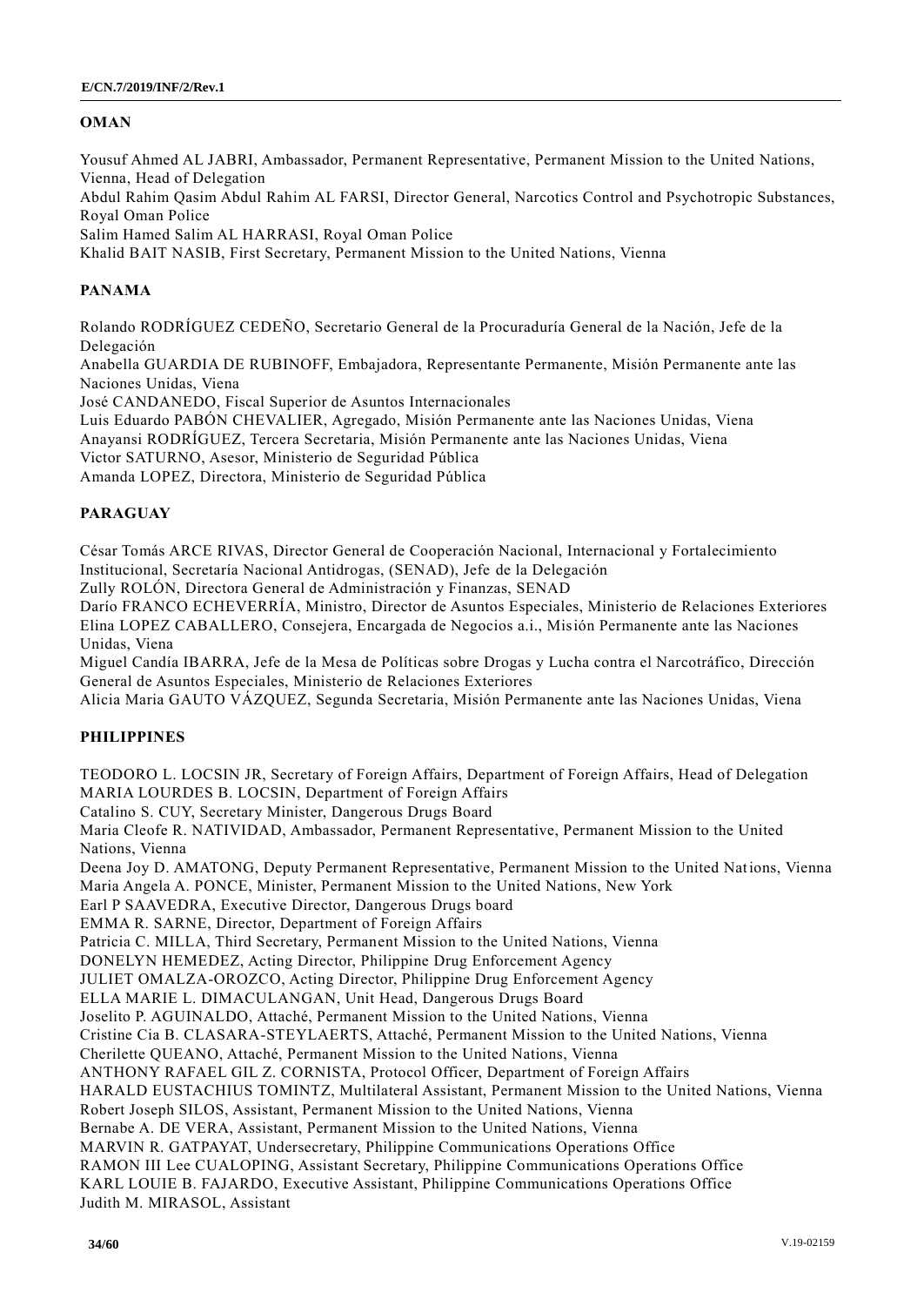## OMAN

Yousuf Ahmed AL JABRI, Ambassador, Permanent Representative, Permanent Mission to the United Nations, Vienna, Head of Delegation
Abdul Rahim Qasim Abdul Rahim AL FARSI, Director General, Narcotics Control and Psychotropic Substances, Royal Oman Police
Salim Hamed Salim AL HARRASI, Royal Oman Police
Khalid BAIT NASIB, First Secretary, Permanent Mission to the United Nations, Vienna

## PANAMA

Rolando RODRÍGUEZ CEDEÑO, Secretario General de la Procuraduría General de la Nación, Jefe de la Delegación
Anabella GUARDIA DE RUBINOFF, Embajadora, Representante Permanente, Misión Permanente ante las Naciones Unidas, Viena
José CANDANEDO, Fiscal Superior de Asuntos Internacionales
Luis Eduardo PABÓN CHEVALIER, Agregado, Misión Permanente ante las Naciones Unidas, Viena
Anayansi RODRÍGUEZ, Tercera Secretaria, Misión Permanente ante las Naciones Unidas, Viena
Victor SATURNO, Asesor, Ministerio de Seguridad Pública
Amanda LOPEZ, Directora, Ministerio de Seguridad Pública

## PARAGUAY

César Tomás ARCE RIVAS, Director General de Cooperación Nacional, Internacional y Fortalecimiento Institucional, Secretaría Nacional Antidrogas, (SENAD), Jefe de la Delegación
Zully ROLÓN, Directora General de Administración y Finanzas, SENAD
Darío FRANCO ECHEVERRÍA, Ministro, Director de Asuntos Especiales, Ministerio de Relaciones Exteriores
Elina LOPEZ CABALLERO, Consejera, Encargada de Negocios a.i., Misión Permanente ante las Naciones Unidas, Viena
Miguel Candía IBARRA, Jefe de la Mesa de Políticas sobre Drogas y Lucha contra el Narcotráfico, Dirección General de Asuntos Especiales, Ministerio de Relaciones Exteriores
Alicia Maria GAUTO VÁZQUEZ, Segunda Secretaria, Misión Permanente ante las Naciones Unidas, Viena

## PHILIPPINES

TEODORO L. LOCSIN JR, Secretary of Foreign Affairs, Department of Foreign Affairs, Head of Delegation
MARIA LOURDES B. LOCSIN, Department of Foreign Affairs
Catalino S. CUY, Secretary Minister, Dangerous Drugs Board
Maria Cleofe R. NATIVIDAD, Ambassador, Permanent Representative, Permanent Mission to the United Nations, Vienna
Deena Joy D. AMATONG, Deputy Permanent Representative, Permanent Mission to the United Nations, Vienna
Maria Angela A. PONCE, Minister, Permanent Mission to the United Nations, New York
Earl P SAAVEDRA, Executive Director, Dangerous Drugs board
EMMA R. SARNE, Director, Department of Foreign Affairs
Patricia C. MILLA, Third Secretary, Permanent Mission to the United Nations, Vienna
DONELYN HEMEDEZ, Acting Director, Philippine Drug Enforcement Agency
JULIET OMALZA-OROZCO, Acting Director, Philippine Drug Enforcement Agency
ELLA MARIE L. DIMACULANGAN, Unit Head, Dangerous Drugs Board
Joselito P. AGUINALDO, Attaché, Permanent Mission to the United Nations, Vienna
Cristine Cia B. CLASARA-STEYLAERTS, Attaché, Permanent Mission to the United Nations, Vienna
Cherilette QUEANO, Attaché, Permanent Mission to the United Nations, Vienna
ANTHONY RAFAEL GIL Z. CORNISTA, Protocol Officer, Department of Foreign Affairs
HARALD EUSTACHIUS TOMINTZ, Multilateral Assistant, Permanent Mission to the United Nations, Vienna
Robert Joseph SILOS, Assistant, Permanent Mission to the United Nations, Vienna
Bernabe A. DE VERA, Assistant, Permanent Mission to the United Nations, Vienna
MARVIN R. GATPAYAT, Undersecretary, Philippine Communications Operations Office
RAMON III Lee CUALOPING, Assistant Secretary, Philippine Communications Operations Office
KARL LOUIE B. FAJARDO, Executive Assistant, Philippine Communications Operations Office
Judith M. MIRASOL, Assistant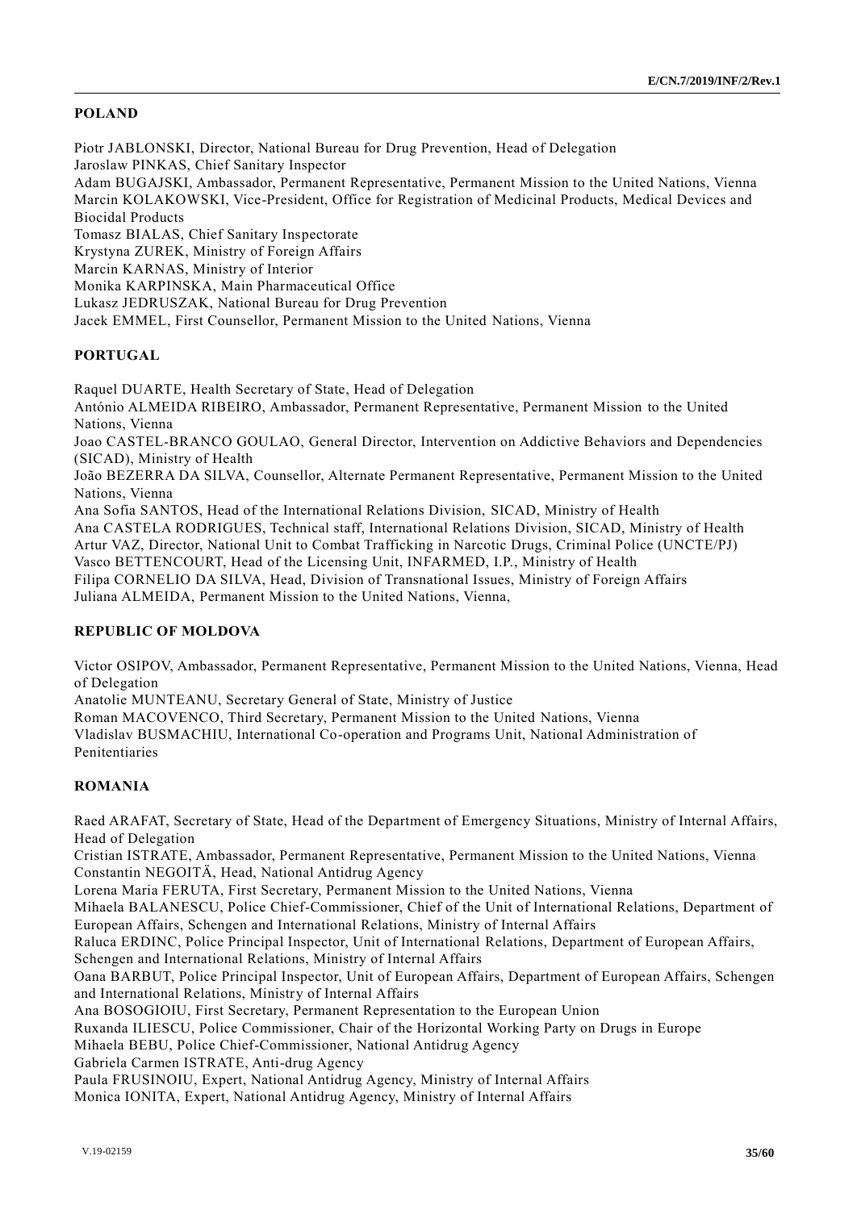## POLAND

Piotr JABLONSKI, Director, National Bureau for Drug Prevention, Head of Delegation
Jaroslaw PINKAS, Chief Sanitary Inspector
Adam BUGAJSKI, Ambassador, Permanent Representative, Permanent Mission to the United Nations, Vienna
Marcin KOLAKOWSKI, Vice-President, Office for Registration of Medicinal Products, Medical Devices and Biocidal Products
Tomasz BIALAS, Chief Sanitary Inspectorate
Krystyna ZUREK, Ministry of Foreign Affairs
Marcin KARNAS, Ministry of Interior
Monika KARPINSKA, Main Pharmaceutical Office
Lukasz JEDRUSZAK, National Bureau for Drug Prevention
Jacek EMMEL, First Counsellor, Permanent Mission to the United Nations, Vienna

## PORTUGAL

Raquel DUARTE, Health Secretary of State, Head of Delegation
António ALMEIDA RIBEIRO, Ambassador, Permanent Representative, Permanent Mission to the United Nations, Vienna
Joao CASTEL-BRANCO GOULAO, General Director, Intervention on Addictive Behaviors and Dependencies (SICAD), Ministry of Health
João BEZERRA DA SILVA, Counsellor, Alternate Permanent Representative, Permanent Mission to the United Nations, Vienna
Ana Sofia SANTOS, Head of the International Relations Division, SICAD, Ministry of Health
Ana CASTELA RODRIGUES, Technical staff, International Relations Division, SICAD, Ministry of Health
Artur VAZ, Director, National Unit to Combat Trafficking in Narcotic Drugs, Criminal Police (UNCTE/PJ)
Vasco BETTENCOURT, Head of the Licensing Unit, INFARMED, I.P., Ministry of Health
Filipa CORNELIO DA SILVA, Head, Division of Transnational Issues, Ministry of Foreign Affairs
Juliana ALMEIDA, Permanent Mission to the United Nations, Vienna,

## REPUBLIC OF MOLDOVA

Victor OSIPOV, Ambassador, Permanent Representative, Permanent Mission to the United Nations, Vienna, Head of Delegation
Anatolie MUNTEANU, Secretary General of State, Ministry of Justice
Roman MACOVENCO, Third Secretary, Permanent Mission to the United Nations, Vienna
Vladislav BUSMACHIU, International Co-operation and Programs Unit, National Administration of Penitentiaries

## ROMANIA

Raed ARAFAT, Secretary of State, Head of the Department of Emergency Situations, Ministry of Internal Affairs, Head of Delegation
Cristian ISTRATE, Ambassador, Permanent Representative, Permanent Mission to the United Nations, Vienna
Constantin NEGOITÄ, Head, National Antidrug Agency
Lorena Maria FERUTA, First Secretary, Permanent Mission to the United Nations, Vienna
Mihaela BALANESCU, Police Chief-Commissioner, Chief of the Unit of International Relations, Department of European Affairs, Schengen and International Relations, Ministry of Internal Affairs
Raluca ERDINC, Police Principal Inspector, Unit of International Relations, Department of European Affairs, Schengen and International Relations, Ministry of Internal Affairs
Oana BARBUT, Police Principal Inspector, Unit of European Affairs, Department of European Affairs, Schengen and International Relations, Ministry of Internal Affairs
Ana BOSOGIOIU, First Secretary, Permanent Representation to the European Union
Ruxanda ILIESCU, Police Commissioner, Chair of the Horizontal Working Party on Drugs in Europe
Mihaela BEBU, Police Chief-Commissioner, National Antidrug Agency
Gabriela Carmen ISTRATE, Anti-drug Agency
Paula FRUSINOIU, Expert, National Antidrug Agency, Ministry of Internal Affairs
Monica IONITA, Expert, National Antidrug Agency, Ministry of Internal Affairs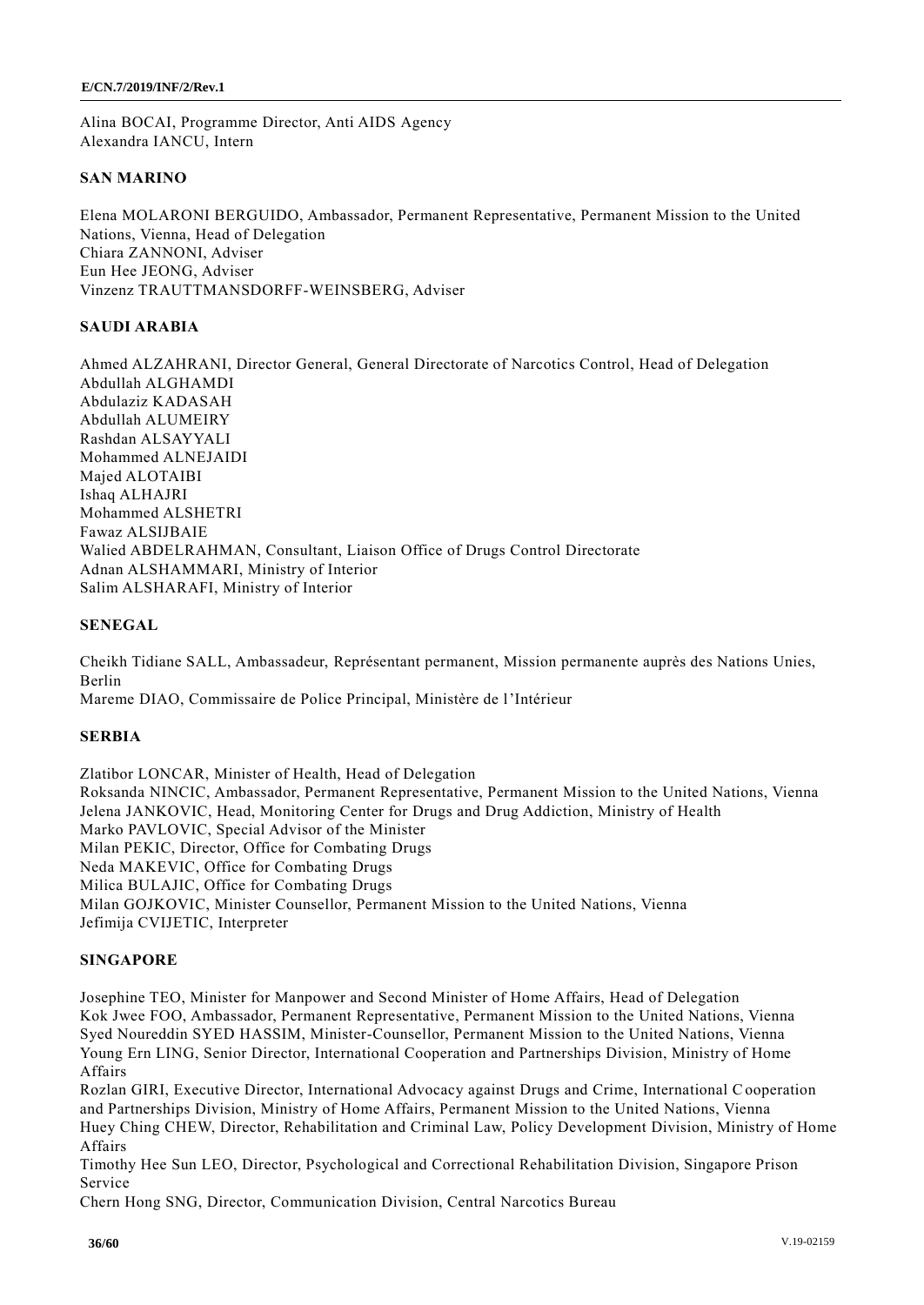Alina BOCAI, Programme Director, Anti AIDS Agency
Alexandra IANCU, Intern

**SAN MARINO**

Elena MOLARONI BERGUIDO, Ambassador, Permanent Representative, Permanent Mission to the United Nations, Vienna, Head of Delegation
Chiara ZANNONI, Adviser
Eun Hee JEONG, Adviser
Vinzenz TRAUTTMANSDORFF-WEINSBERG, Adviser

**SAUDI ARABIA**

Ahmed ALZAHRANI, Director General, General Directorate of Narcotics Control, Head of Delegation
Abdullah ALGHAMDI
Abdulaziz KADASAH
Abdullah ALUMEIRY
Rashdan ALSAYYALI
Mohammed ALNEJAIDI
Majed ALOTAIBI
Ishaq ALHAJRI
Mohammed ALSHETRI
Fawaz ALSIJBAIE
Walied ABDELRAHMAN, Consultant, Liaison Office of Drugs Control Directorate
Adnan ALSHAMMARI, Ministry of Interior
Salim ALSHARAFI, Ministry of Interior

**SENEGAL**

Cheikh Tidiane SALL, Ambassadeur, Représentant permanent, Mission permanente auprès des Nations Unies, Berlin
Mareme DIAO, Commissaire de Police Principal, Ministère de l'Intérieur

**SERBIA**

Zlatibor LONCAR, Minister of Health, Head of Delegation
Roksanda NINCIC, Ambassador, Permanent Representative, Permanent Mission to the United Nations, Vienna
Jelena JANKOVIC, Head, Monitoring Center for Drugs and Drug Addiction, Ministry of Health
Marko PAVLOVIC, Special Advisor of the Minister
Milan PEKIC, Director, Office for Combating Drugs
Neda MAKEVIC, Office for Combating Drugs
Milica BULAJIC, Office for Combating Drugs
Milan GOJKOVIC, Minister Counsellor, Permanent Mission to the United Nations, Vienna
Jefimija CVIJETIC, Interpreter

**SINGAPORE**

Josephine TEO, Minister for Manpower and Second Minister of Home Affairs, Head of Delegation
Kok Jwee FOO, Ambassador, Permanent Representative, Permanent Mission to the United Nations, Vienna
Syed Noureddin SYED HASSIM, Minister-Counsellor, Permanent Mission to the United Nations, Vienna
Young Ern LING, Senior Director, International Cooperation and Partnerships Division, Ministry of Home Affairs
Rozlan GIRI, Executive Director, International Advocacy against Drugs and Crime, International Cooperation and Partnerships Division, Ministry of Home Affairs, Permanent Mission to the United Nations, Vienna
Huey Ching CHEW, Director, Rehabilitation and Criminal Law, Policy Development Division, Ministry of Home Affairs
Timothy Hee Sun LEO, Director, Psychological and Correctional Rehabilitation Division, Singapore Prison Service
Chern Hong SNG, Director, Communication Division, Central Narcotics Bureau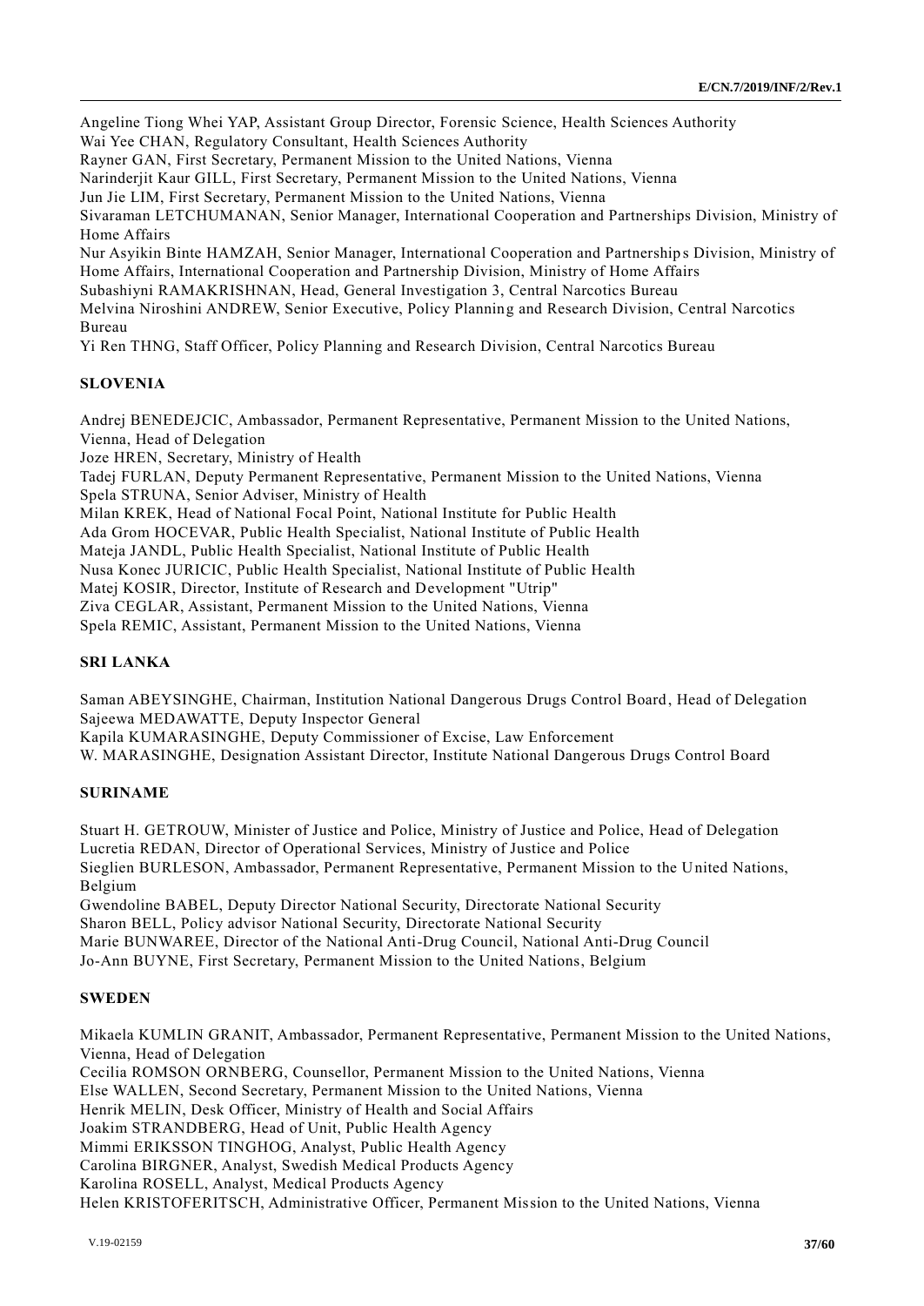Angeline Tiong Whei YAP, Assistant Group Director, Forensic Science, Health Sciences Authority
Wai Yee CHAN, Regulatory Consultant, Health Sciences Authority
Rayner GAN, First Secretary, Permanent Mission to the United Nations, Vienna
Narinderjit Kaur GILL, First Secretary, Permanent Mission to the United Nations, Vienna
Jun Jie LIM, First Secretary, Permanent Mission to the United Nations, Vienna
Sivaraman LETCHUMANAN, Senior Manager, International Cooperation and Partnerships Division, Ministry of Home Affairs
Nur Asyikin Binte HAMZAH, Senior Manager, International Cooperation and Partnerships Division, Ministry of Home Affairs, International Cooperation and Partnership Division, Ministry of Home Affairs
Subashiyni RAMAKRISHNAN, Head, General Investigation 3, Central Narcotics Bureau
Melvina Niroshini ANDREW, Senior Executive, Policy Planning and Research Division, Central Narcotics Bureau
Yi Ren THNG, Staff Officer, Policy Planning and Research Division, Central Narcotics Bureau

**SLOVENIA**

Andrej BENEDEJCIC, Ambassador, Permanent Representative, Permanent Mission to the United Nations, Vienna, Head of Delegation
Joze HREN, Secretary, Ministry of Health
Tadej FURLAN, Deputy Permanent Representative, Permanent Mission to the United Nations, Vienna
Spela STRUNA, Senior Adviser, Ministry of Health
Milan KREK, Head of National Focal Point, National Institute for Public Health
Ada Grom HOCEVAR, Public Health Specialist, National Institute of Public Health
Mateja JANDL, Public Health Specialist, National Institute of Public Health
Nusa Konec JURICIC, Public Health Specialist, National Institute of Public Health
Matej KOSIR, Director, Institute of Research and Development "Utrip"
Ziva CEGLAR, Assistant, Permanent Mission to the United Nations, Vienna
Spela REMIC, Assistant, Permanent Mission to the United Nations, Vienna

**SRI LANKA**

Saman ABEYSINGHE, Chairman, Institution National Dangerous Drugs Control Board, Head of Delegation
Sajeewa MEDAWATTE, Deputy Inspector General
Kapila KUMARASINGHE, Deputy Commissioner of Excise, Law Enforcement
W. MARASINGHE, Designation Assistant Director, Institute National Dangerous Drugs Control Board

**SURINAME**

Stuart H. GETROUW, Minister of Justice and Police, Ministry of Justice and Police, Head of Delegation
Lucretia REDAN, Director of Operational Services, Ministry of Justice and Police
Sieglien BURLESON, Ambassador, Permanent Representative, Permanent Mission to the United Nations, Belgium
Gwendoline BABEL, Deputy Director National Security, Directorate National Security
Sharon BELL, Policy advisor National Security, Directorate National Security
Marie BUNWAREE, Director of the National Anti-Drug Council, National Anti-Drug Council
Jo-Ann BUYNE, First Secretary, Permanent Mission to the United Nations, Belgium

**SWEDEN**

Mikaela KUMLIN GRANIT, Ambassador, Permanent Representative, Permanent Mission to the United Nations, Vienna, Head of Delegation
Cecilia ROMSON ORNBERG, Counsellor, Permanent Mission to the United Nations, Vienna
Else WALLEN, Second Secretary, Permanent Mission to the United Nations, Vienna
Henrik MELIN, Desk Officer, Ministry of Health and Social Affairs
Joakim STRANDBERG, Head of Unit, Public Health Agency
Mimmi ERIKSSON TINGHOG, Analyst, Public Health Agency
Carolina BIRGNER, Analyst, Swedish Medical Products Agency
Karolina ROSELL, Analyst, Medical Products Agency
Helen KRISTOFERITSCH, Administrative Officer, Permanent Mission to the United Nations, Vienna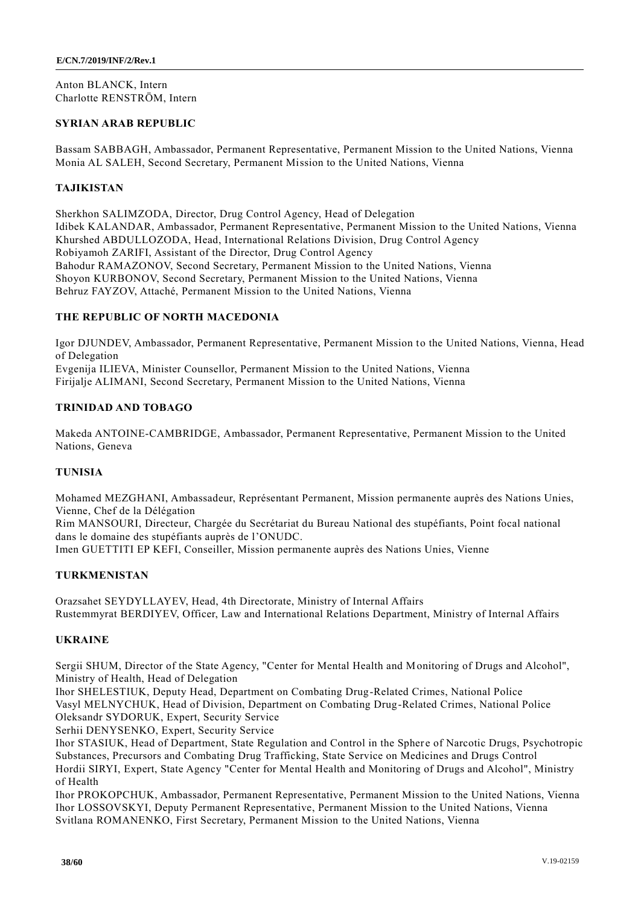Anton BLANCK, Intern
Charlotte RENSTRÖM, Intern

**SYRIAN ARAB REPUBLIC**

Bassam SABBAGH, Ambassador, Permanent Representative, Permanent Mission to the United Nations, Vienna
Monia AL SALEH, Second Secretary, Permanent Mission to the United Nations, Vienna

**TAJIKISTAN**

Sherkhon SALIMZODA, Director, Drug Control Agency, Head of Delegation
Idibek KALANDAR, Ambassador, Permanent Representative, Permanent Mission to the United Nations, Vienna
Khurshed ABDULLOZODA, Head, International Relations Division, Drug Control Agency
Robiyamoh ZARIFI, Assistant of the Director, Drug Control Agency
Bahodur RAMAZONOV, Second Secretary, Permanent Mission to the United Nations, Vienna
Shoyon KURBONOV, Second Secretary, Permanent Mission to the United Nations, Vienna
Behruz FAYZOV, Attaché, Permanent Mission to the United Nations, Vienna

**THE REPUBLIC OF NORTH MACEDONIA**

Igor DJUNDEV, Ambassador, Permanent Representative, Permanent Mission to the United Nations, Vienna, Head of Delegation
Evgenija ILIEVA, Minister Counsellor, Permanent Mission to the United Nations, Vienna
Firijalje ALIMANI, Second Secretary, Permanent Mission to the United Nations, Vienna

**TRINIDAD AND TOBAGO**

Makeda ANTOINE-CAMBRIDGE, Ambassador, Permanent Representative, Permanent Mission to the United Nations, Geneva

**TUNISIA**

Mohamed MEZGHANI, Ambassadeur, Représentant Permanent, Mission permanente auprès des Nations Unies, Vienne, Chef de la Délégation
Rim MANSOURI, Directeur, Chargée du Secrétariat du Bureau National des stupéfiants, Point focal national dans le domaine des stupéfiants auprès de l'ONUDC.
Imen GUETTITI EP KEFI, Conseiller, Mission permanente auprès des Nations Unies, Vienne

**TURKMENISTAN**

Orazsahet SEYDYLLAYEV, Head, 4th Directorate, Ministry of Internal Affairs
Rustemmyrat BERDIYEV, Officer, Law and International Relations Department, Ministry of Internal Affairs

**UKRAINE**

Sergii SHUM, Director of the State Agency, "Center for Mental Health and Monitoring of Drugs and Alcohol", Ministry of Health, Head of Delegation
Ihor SHELESTIUK, Deputy Head, Department on Combating Drug-Related Crimes, National Police
Vasyl MELNYCHUK, Head of Division, Department on Combating Drug-Related Crimes, National Police
Oleksandr SYDORUK, Expert, Security Service
Serhii DENYSENKO, Expert, Security Service
Ihor STASIUK, Head of Department, State Regulation and Control in the Sphere of Narcotic Drugs, Psychotropic Substances, Precursors and Combating Drug Trafficking, State Service on Medicines and Drugs Control
Hordii SIRYI, Expert, State Agency "Center for Mental Health and Monitoring of Drugs and Alcohol", Ministry of Health
Ihor PROKOPCHUK, Ambassador, Permanent Representative, Permanent Mission to the United Nations, Vienna
Ihor LOSSOVSKYI, Deputy Permanent Representative, Permanent Mission to the United Nations, Vienna
Svitlana ROMANENKO, First Secretary, Permanent Mission to the United Nations, Vienna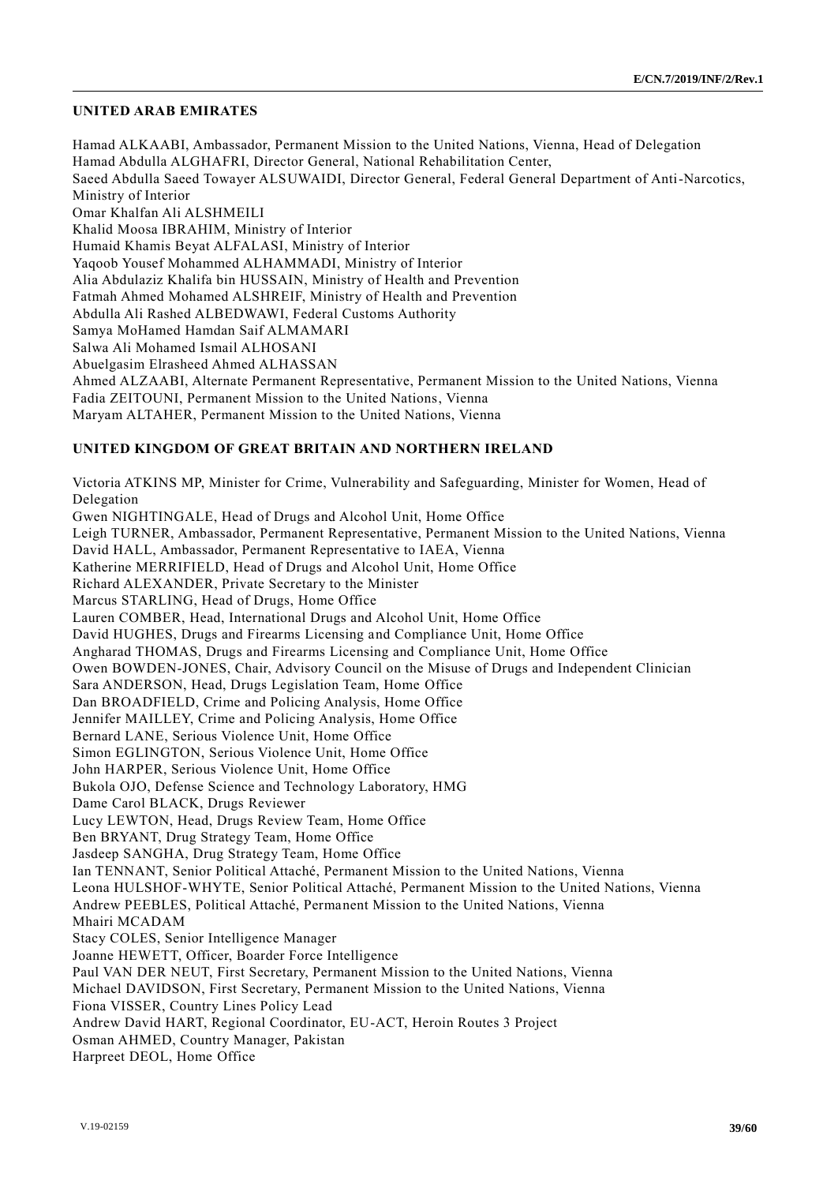**UNITED ARAB EMIRATES**

Hamad ALKAABI, Ambassador, Permanent Mission to the United Nations, Vienna, Head of Delegation
Hamad Abdulla ALGHAFRI, Director General, National Rehabilitation Center,
Saeed Abdulla Saeed Towayer ALSUWAIDI, Director General, Federal General Department of Anti-Narcotics, Ministry of Interior
Omar Khalfan Ali ALSHMEILI
Khalid Moosa IBRAHIM, Ministry of Interior
Humaid Khamis Beyat ALFALASI, Ministry of Interior
Yaqoob Yousef Mohammed ALHAMMADI, Ministry of Interior
Alia Abdulaziz Khalifa bin HUSSAIN, Ministry of Health and Prevention
Fatmah Ahmed Mohamed ALSHREIF, Ministry of Health and Prevention
Abdulla Ali Rashed ALBEDWAWI, Federal Customs Authority
Samya MoHamed Hamdan Saif ALMAMARI
Salwa Ali Mohamed Ismail ALHOSANI
Abuelgasim Elrasheed Ahmed ALHASSAN
Ahmed ALZAABI, Alternate Permanent Representative, Permanent Mission to the United Nations, Vienna
Fadia ZEITOUNI, Permanent Mission to the United Nations, Vienna
Maryam ALTAHER, Permanent Mission to the United Nations, Vienna

**UNITED KINGDOM OF GREAT BRITAIN AND NORTHERN IRELAND**

Victoria ATKINS MP, Minister for Crime, Vulnerability and Safeguarding, Minister for Women, Head of Delegation
Gwen NIGHTINGALE, Head of Drugs and Alcohol Unit, Home Office
Leigh TURNER, Ambassador, Permanent Representative, Permanent Mission to the United Nations, Vienna
David HALL, Ambassador, Permanent Representative to IAEA, Vienna
Katherine MERRIFIELD, Head of Drugs and Alcohol Unit, Home Office
Richard ALEXANDER, Private Secretary to the Minister
Marcus STARLING, Head of Drugs, Home Office
Lauren COMBER, Head, International Drugs and Alcohol Unit, Home Office
David HUGHES, Drugs and Firearms Licensing and Compliance Unit, Home Office
Angharad THOMAS, Drugs and Firearms Licensing and Compliance Unit, Home Office
Owen BOWDEN-JONES, Chair, Advisory Council on the Misuse of Drugs and Independent Clinician
Sara ANDERSON, Head, Drugs Legislation Team, Home Office
Dan BROADFIELD, Crime and Policing Analysis, Home Office
Jennifer MAILLEY, Crime and Policing Analysis, Home Office
Bernard LANE, Serious Violence Unit, Home Office
Simon EGLINGTON, Serious Violence Unit, Home Office
John HARPER, Serious Violence Unit, Home Office
Bukola OJO, Defense Science and Technology Laboratory, HMG
Dame Carol BLACK, Drugs Reviewer
Lucy LEWTON, Head, Drugs Review Team, Home Office
Ben BRYANT, Drug Strategy Team, Home Office
Jasdeep SANGHA, Drug Strategy Team, Home Office
Ian TENNANT, Senior Political Attaché, Permanent Mission to the United Nations, Vienna
Leona HULSHOF-WHYTE, Senior Political Attaché, Permanent Mission to the United Nations, Vienna
Andrew PEEBLES, Political Attaché, Permanent Mission to the United Nations, Vienna
Mhairi MCADAM
Stacy COLES, Senior Intelligence Manager
Joanne HEWETT, Officer, Boarder Force Intelligence
Paul VAN DER NEUT, First Secretary, Permanent Mission to the United Nations, Vienna
Michael DAVIDSON, First Secretary, Permanent Mission to the United Nations, Vienna
Fiona VISSER, Country Lines Policy Lead
Andrew David HART, Regional Coordinator, EU-ACT, Heroin Routes 3 Project
Osman AHMED, Country Manager, Pakistan
Harpreet DEOL, Home Office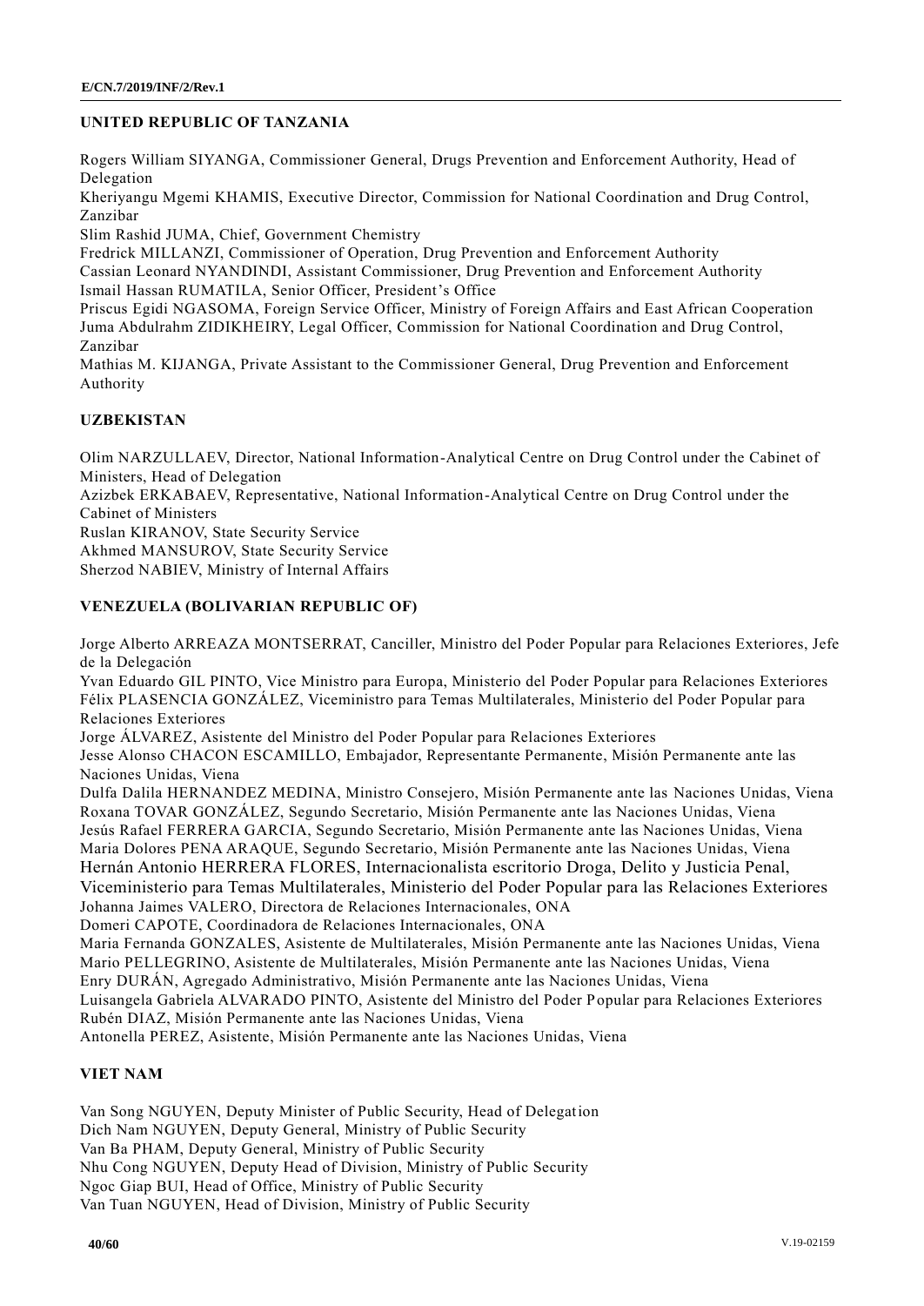**UNITED REPUBLIC OF TANZANIA**

Rogers William SIYANGA, Commissioner General, Drugs Prevention and Enforcement Authority, Head of Delegation
Kheriyangu Mgemi KHAMIS, Executive Director, Commission for National Coordination and Drug Control, Zanzibar
Slim Rashid JUMA, Chief, Government Chemistry
Fredrick MILLANZI, Commissioner of Operation, Drug Prevention and Enforcement Authority
Cassian Leonard NYANDINDI, Assistant Commissioner, Drug Prevention and Enforcement Authority
Ismail Hassan RUMATILA, Senior Officer, President's Office
Priscus Egidi NGASOMA, Foreign Service Officer, Ministry of Foreign Affairs and East African Cooperation
Juma Abdulrahm ZIDIKHEIRY, Legal Officer, Commission for National Coordination and Drug Control, Zanzibar
Mathias M. KIJANGA, Private Assistant to the Commissioner General, Drug Prevention and Enforcement Authority

**UZBEKISTAN**

Olim NARZULLAEV, Director, National Information-Analytical Centre on Drug Control under the Cabinet of Ministers, Head of Delegation
Azizbek ERKABAEV, Representative, National Information-Analytical Centre on Drug Control under the Cabinet of Ministers
Ruslan KIRANOV, State Security Service
Akhmed MANSUROV, State Security Service
Sherzod NABIEV, Ministry of Internal Affairs

**VENEZUELA (BOLIVARIAN REPUBLIC OF)**

Jorge Alberto ARREAZA MONTSERRAT, Canciller, Ministro del Poder Popular para Relaciones Exteriores, Jefe de la Delegación
Yvan Eduardo GIL PINTO, Vice Ministro para Europa, Ministerio del Poder Popular para Relaciones Exteriores
Félix PLASENCIA GONZÁLEZ, Viceministro para Temas Multilaterales, Ministerio del Poder Popular para Relaciones Exteriores
Jorge ÁLVAREZ, Asistente del Ministro del Poder Popular para Relaciones Exteriores
Jesse Alonso CHACON ESCAMILLO, Embajador, Representante Permanente, Misión Permanente ante las Naciones Unidas, Viena
Dulfa Dalila HERNANDEZ MEDINA, Ministro Consejero, Misión Permanente ante las Naciones Unidas, Viena
Roxana TOVAR GONZÁLEZ, Segundo Secretario, Misión Permanente ante las Naciones Unidas, Viena
Jesús Rafael FERRERA GARCIA, Segundo Secretario, Misión Permanente ante las Naciones Unidas, Viena
Maria Dolores PENA ARAQUE, Segundo Secretario, Misión Permanente ante las Naciones Unidas, Viena
Hernán Antonio HERRERA FLORES, Internacionalista escritorio Droga, Delito y Justicia Penal, Viceministerio para Temas Multilaterales, Ministerio del Poder Popular para las Relaciones Exteriores
Johanna Jaimes VALERO, Directora de Relaciones Internacionales, ONA
Domeri CAPOTE, Coordinadora de Relaciones Internacionales, ONA
Maria Fernanda GONZALES, Asistente de Multilaterales, Misión Permanente ante las Naciones Unidas, Viena
Mario PELLEGRINO, Asistente de Multilaterales, Misión Permanente ante las Naciones Unidas, Viena
Enry DURÁN, Agregado Administrativo, Misión Permanente ante las Naciones Unidas, Viena
Luisangela Gabriela ALVARADO PINTO, Asistente del Ministro del Poder Popular para Relaciones Exteriores
Rubén DIAZ, Misión Permanente ante las Naciones Unidas, Viena
Antonella PEREZ, Asistente, Misión Permanente ante las Naciones Unidas, Viena

**VIET NAM**

Van Song NGUYEN, Deputy Minister of Public Security, Head of Delegation
Dich Nam NGUYEN, Deputy General, Ministry of Public Security
Van Ba PHAM, Deputy General, Ministry of Public Security
Nhu Cong NGUYEN, Deputy Head of Division, Ministry of Public Security
Ngoc Giap BUI, Head of Office, Ministry of Public Security
Van Tuan NGUYEN, Head of Division, Ministry of Public Security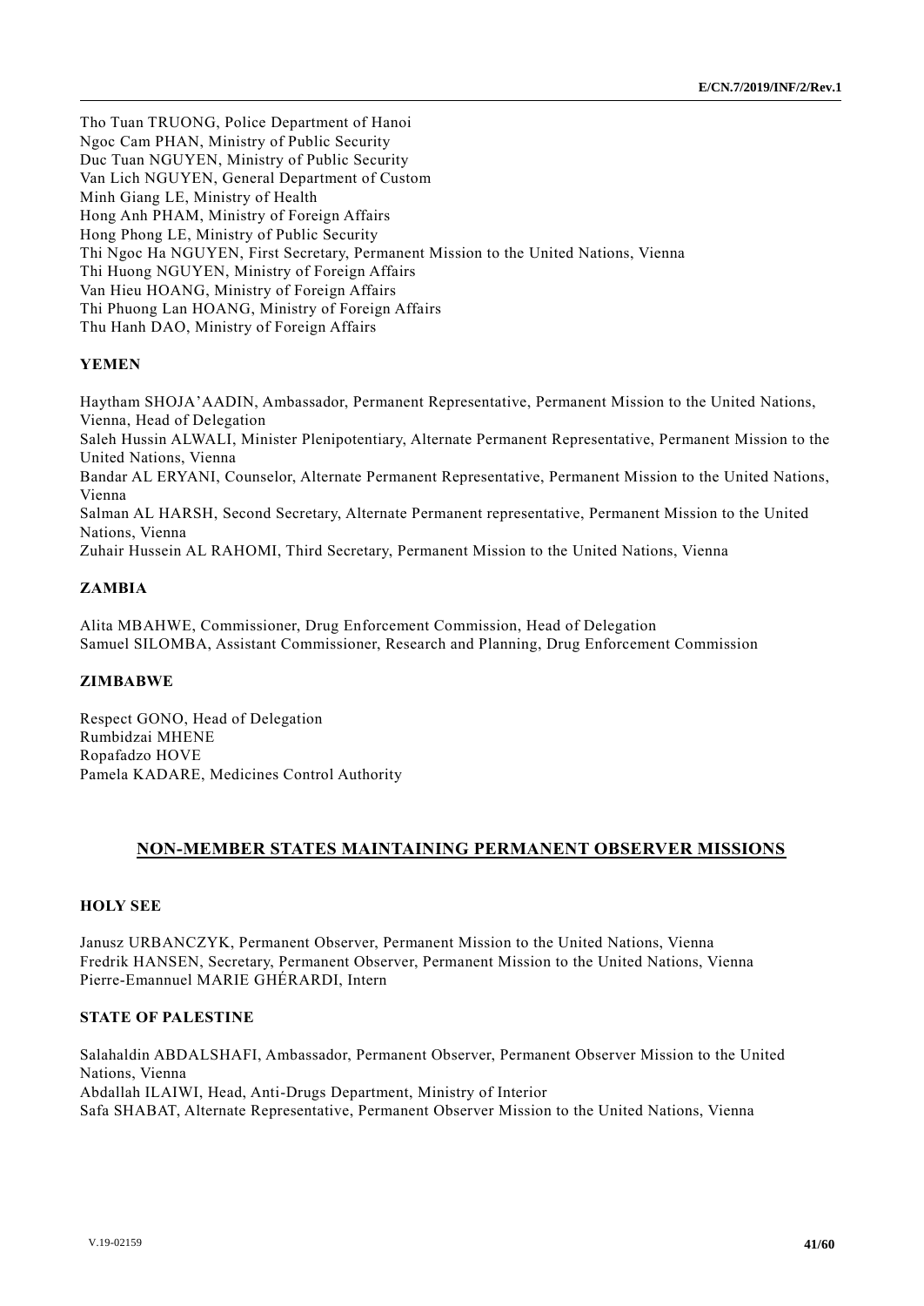Tho Tuan TRUONG, Police Department of Hanoi
Ngoc Cam PHAN, Ministry of Public Security
Duc Tuan NGUYEN, Ministry of Public Security
Van Lich NGUYEN, General Department of Custom
Minh Giang LE, Ministry of Health
Hong Anh PHAM, Ministry of Foreign Affairs
Hong Phong LE, Ministry of Public Security
Thi Ngoc Ha NGUYEN, First Secretary, Permanent Mission to the United Nations, Vienna
Thi Huong NGUYEN, Ministry of Foreign Affairs
Van Hieu HOANG, Ministry of Foreign Affairs
Thi Phuong Lan HOANG, Ministry of Foreign Affairs
Thu Hanh DAO, Ministry of Foreign Affairs

**YEMEN**

Haytham SHOJA'AADIN, Ambassador, Permanent Representative, Permanent Mission to the United Nations, Vienna, Head of Delegation
Saleh Hussin ALWALI, Minister Plenipotentiary, Alternate Permanent Representative, Permanent Mission to the United Nations, Vienna
Bandar AL ERYANI, Counselor, Alternate Permanent Representative, Permanent Mission to the United Nations, Vienna
Salman AL HARSH, Second Secretary, Alternate Permanent representative, Permanent Mission to the United Nations, Vienna
Zuhair Hussein AL RAHOMI, Third Secretary, Permanent Mission to the United Nations, Vienna

**ZAMBIA**

Alita MBAHWE, Commissioner, Drug Enforcement Commission, Head of Delegation
Samuel SILOMBA, Assistant Commissioner, Research and Planning, Drug Enforcement Commission

**ZIMBABWE**

Respect GONO, Head of Delegation
Rumbidzai MHENE
Ropafadzo HOVE
Pamela KADARE, Medicines Control Authority

## NON-MEMBER STATES MAINTAINING PERMANENT OBSERVER MISSIONS

**HOLY SEE**

Janusz URBANCZYK, Permanent Observer, Permanent Mission to the United Nations, Vienna
Fredrik HANSEN, Secretary, Permanent Observer, Permanent Mission to the United Nations, Vienna
Pierre-Emannuel MARIE GHÉRARDI, Intern

**STATE OF PALESTINE**

Salahaldin ABDALSHAFI, Ambassador, Permanent Observer, Permanent Observer Mission to the United Nations, Vienna
Abdallah ILAIWI, Head, Anti-Drugs Department, Ministry of Interior
Safa SHABAT, Alternate Representative, Permanent Observer Mission to the United Nations, Vienna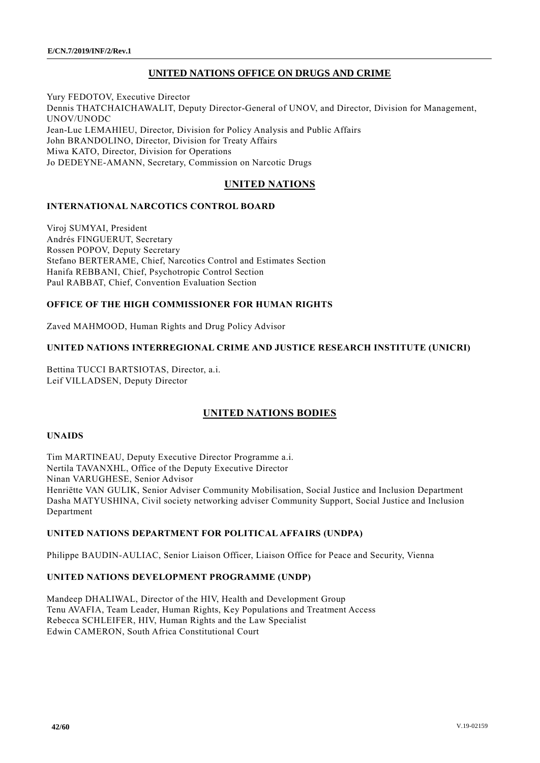## UNITED NATIONS OFFICE ON DRUGS AND CRIME

Yury FEDOTOV, Executive Director
Dennis THATCHAICHAWALIT, Deputy Director-General of UNOV, and Director, Division for Management, UNOV/UNODC
Jean-Luc LEMAHIEU, Director, Division for Policy Analysis and Public Affairs
John BRANDOLINO, Director, Division for Treaty Affairs
Miwa KATO, Director, Division for Operations
Jo DEDEYNE-AMANN, Secretary, Commission on Narcotic Drugs

## UNITED NATIONS

### INTERNATIONAL NARCOTICS CONTROL BOARD

Viroj SUMYAI, President
Andrés FINGUERUT, Secretary
Rossen POPOV, Deputy Secretary
Stefano BERTERAME, Chief, Narcotics Control and Estimates Section
Hanifa REBBANI, Chief, Psychotropic Control Section
Paul RABBAT, Chief, Convention Evaluation Section

### OFFICE OF THE HIGH COMMISSIONER FOR HUMAN RIGHTS

Zaved MAHMOOD, Human Rights and Drug Policy Advisor

### UNITED NATIONS INTERREGIONAL CRIME AND JUSTICE RESEARCH INSTITUTE (UNICRI)

Bettina TUCCI BARTSIOTAS, Director, a.i.
Leif VILLADSEN, Deputy Director

## UNITED NATIONS BODIES

### UNAIDS

Tim MARTINEAU, Deputy Executive Director Programme a.i.
Nertila TAVANXHL, Office of the Deputy Executive Director
Ninan VARUGHESE, Senior Advisor
Henriëtte VAN GULIK, Senior Adviser Community Mobilisation, Social Justice and Inclusion Department
Dasha MATYUSHINA, Civil society networking adviser Community Support, Social Justice and Inclusion Department

### UNITED NATIONS DEPARTMENT FOR POLITICAL AFFAIRS (UNDPA)

Philippe BAUDIN-AULIAC, Senior Liaison Officer, Liaison Office for Peace and Security, Vienna

### UNITED NATIONS DEVELOPMENT PROGRAMME (UNDP)

Mandeep DHALIWAL, Director of the HIV, Health and Development Group
Tenu AVAFIA, Team Leader, Human Rights, Key Populations and Treatment Access
Rebecca SCHLEIFER, HIV, Human Rights and the Law Specialist
Edwin CAMERON, South Africa Constitutional Court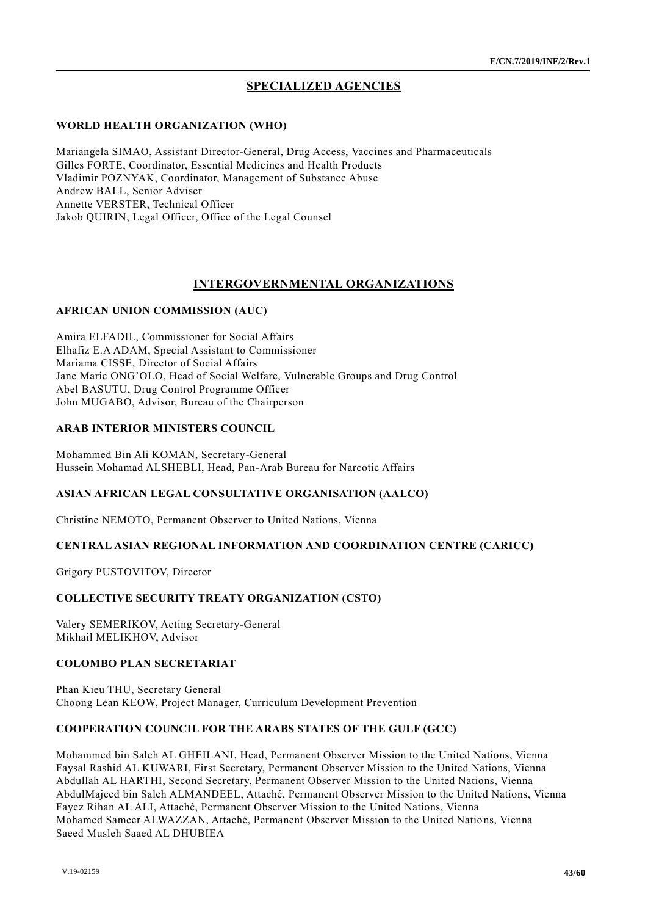## SPECIALIZED AGENCIES

### WORLD HEALTH ORGANIZATION (WHO)

Mariangela SIMAO, Assistant Director-General, Drug Access, Vaccines and Pharmaceuticals
Gilles FORTE, Coordinator, Essential Medicines and Health Products
Vladimir POZNYAK, Coordinator, Management of Substance Abuse
Andrew BALL, Senior Adviser
Annette VERSTER, Technical Officer
Jakob QUIRIN, Legal Officer, Office of the Legal Counsel

## INTERGOVERNMENTAL ORGANIZATIONS

### AFRICAN UNION COMMISSION (AUC)

Amira ELFADIL, Commissioner for Social Affairs
Elhafiz E.A ADAM, Special Assistant to Commissioner
Mariama CISSE, Director of Social Affairs
Jane Marie ONG'OLO, Head of Social Welfare, Vulnerable Groups and Drug Control
Abel BASUTU, Drug Control Programme Officer
John MUGABO, Advisor, Bureau of the Chairperson

### ARAB INTERIOR MINISTERS COUNCIL

Mohammed Bin Ali KOMAN, Secretary-General
Hussein Mohamad ALSHEBLI, Head, Pan-Arab Bureau for Narcotic Affairs

### ASIAN AFRICAN LEGAL CONSULTATIVE ORGANISATION (AALCO)

Christine NEMOTO, Permanent Observer to United Nations, Vienna

### CENTRAL ASIAN REGIONAL INFORMATION AND COORDINATION CENTRE (CARICC)

Grigory PUSTOVITOV, Director

### COLLECTIVE SECURITY TREATY ORGANIZATION (CSTO)

Valery SEMERIKOV, Acting Secretary-General
Mikhail MELIKHOV, Advisor

### COLOMBO PLAN SECRETARIAT

Phan Kieu THU, Secretary General
Choong Lean KEOW, Project Manager, Curriculum Development Prevention

### COOPERATION COUNCIL FOR THE ARABS STATES OF THE GULF (GCC)

Mohammed bin Saleh AL GHEILANI, Head, Permanent Observer Mission to the United Nations, Vienna
Faysal Rashid AL KUWARI, First Secretary, Permanent Observer Mission to the United Nations, Vienna
Abdullah AL HARTHI, Second Secretary, Permanent Observer Mission to the United Nations, Vienna
AbdulMajeed bin Saleh ALMANDEEL, Attaché, Permanent Observer Mission to the United Nations, Vienna
Fayez Rihan AL ALI, Attaché, Permanent Observer Mission to the United Nations, Vienna
Mohamed Sameer ALWAZZAN, Attaché, Permanent Observer Mission to the United Nations, Vienna
Saeed Musleh Saaed AL DHUBIEA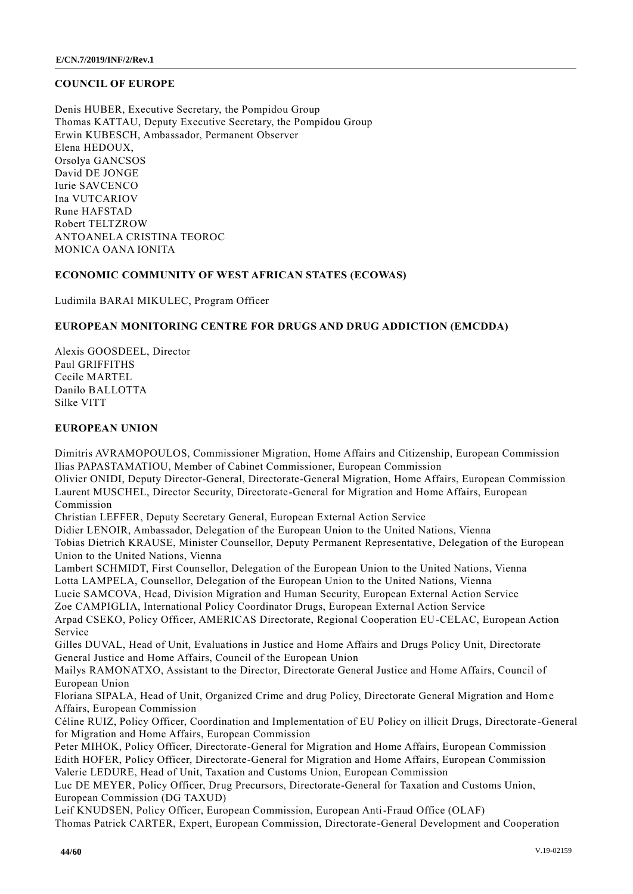## COUNCIL OF EUROPE

Denis HUBER, Executive Secretary, the Pompidou Group
Thomas KATTAU, Deputy Executive Secretary, the Pompidou Group
Erwin KUBESCH, Ambassador, Permanent Observer
Elena HEDOUX,
Orsolya GANCSOS
David DE JONGE
Iurie SAVCENCO
Ina VUTCARIOV
Rune HAFSTAD
Robert TELTZROW
ANTOANELA CRISTINA TEOROC
MONICA OANA IONITA

## ECONOMIC COMMUNITY OF WEST AFRICAN STATES (ECOWAS)

Ludimila BARAI MIKULEC, Program Officer

## EUROPEAN MONITORING CENTRE FOR DRUGS AND DRUG ADDICTION (EMCDDA)

Alexis GOOSDEEL, Director
Paul GRIFFITHS
Cecile MARTEL
Danilo BALLOTTA
Silke VITT

## EUROPEAN UNION

Dimitris AVRAMOPOULOS, Commissioner Migration, Home Affairs and Citizenship, European Commission
Ilias PAPASTAMATIOU, Member of Cabinet Commissioner, European Commission
Olivier ONIDI, Deputy Director-General, Directorate-General Migration, Home Affairs, European Commission
Laurent MUSCHEL, Director Security, Directorate-General for Migration and Home Affairs, European Commission
Christian LEFFER, Deputy Secretary General, European External Action Service
Didier LENOIR, Ambassador, Delegation of the European Union to the United Nations, Vienna
Tobias Dietrich KRAUSE, Minister Counsellor, Deputy Permanent Representative, Delegation of the European Union to the United Nations, Vienna
Lambert SCHMIDT, First Counsellor, Delegation of the European Union to the United Nations, Vienna
Lotta LAMPELA, Counsellor, Delegation of the European Union to the United Nations, Vienna
Lucie SAMCOVA, Head, Division Migration and Human Security, European External Action Service
Zoe CAMPIGLIA, International Policy Coordinator Drugs, European External Action Service
Arpad CSEKO, Policy Officer, AMERICAS Directorate, Regional Cooperation EU-CELAC, European Action Service
Gilles DUVAL, Head of Unit, Evaluations in Justice and Home Affairs and Drugs Policy Unit, Directorate General Justice and Home Affairs, Council of the European Union
Mailys RAMONATXO, Assistant to the Director, Directorate General Justice and Home Affairs, Council of European Union
Floriana SIPALA, Head of Unit, Organized Crime and drug Policy, Directorate General Migration and Home Affairs, European Commission
Céline RUIZ, Policy Officer, Coordination and Implementation of EU Policy on illicit Drugs, Directorate-General for Migration and Home Affairs, European Commission
Peter MIHOK, Policy Officer, Directorate-General for Migration and Home Affairs, European Commission
Edith HOFER, Policy Officer, Directorate-General for Migration and Home Affairs, European Commission
Valerie LEDURE, Head of Unit, Taxation and Customs Union, European Commission
Luc DE MEYER, Policy Officer, Drug Precursors, Directorate-General for Taxation and Customs Union, European Commission (DG TAXUD)
Leif KNUDSEN, Policy Officer, European Commission, European Anti-Fraud Office (OLAF)
Thomas Patrick CARTER, Expert, European Commission, Directorate-General Development and Cooperation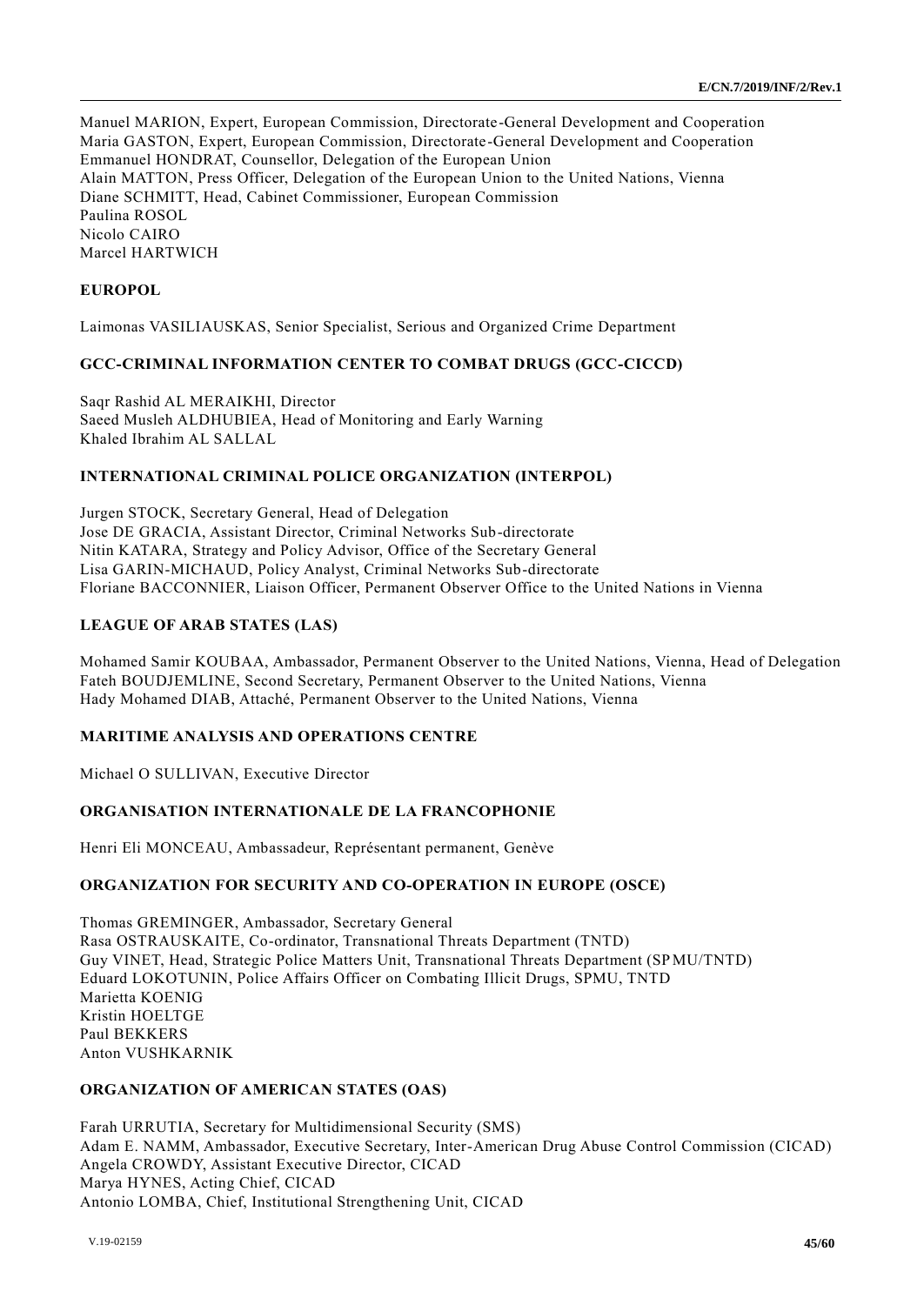Manuel MARION, Expert, European Commission, Directorate-General Development and Cooperation
Maria GASTON, Expert, European Commission, Directorate-General Development and Cooperation
Emmanuel HONDRAT, Counsellor, Delegation of the European Union
Alain MATTON, Press Officer, Delegation of the European Union to the United Nations, Vienna
Diane SCHMITT, Head, Cabinet Commissioner, European Commission
Paulina ROSOL
Nicolo CAIRO
Marcel HARTWICH

**EUROPOL**

Laimonas VASILIAUSKAS, Senior Specialist, Serious and Organized Crime Department

**GCC-CRIMINAL INFORMATION CENTER TO COMBAT DRUGS (GCC-CICCD)**

Saqr Rashid AL MERAIKHI, Director
Saeed Musleh ALDHUBIEA, Head of Monitoring and Early Warning
Khaled Ibrahim AL SALLAL

**INTERNATIONAL CRIMINAL POLICE ORGANIZATION (INTERPOL)**

Jurgen STOCK, Secretary General, Head of Delegation
Jose DE GRACIA, Assistant Director, Criminal Networks Sub-directorate
Nitin KATARA, Strategy and Policy Advisor, Office of the Secretary General
Lisa GARIN-MICHAUD, Policy Analyst, Criminal Networks Sub-directorate
Floriane BACCONNIER, Liaison Officer, Permanent Observer Office to the United Nations in Vienna

**LEAGUE OF ARAB STATES (LAS)**

Mohamed Samir KOUBAA, Ambassador, Permanent Observer to the United Nations, Vienna, Head of Delegation
Fateh BOUDJEMLINE, Second Secretary, Permanent Observer to the United Nations, Vienna
Hady Mohamed DIAB, Attaché, Permanent Observer to the United Nations, Vienna

**MARITIME ANALYSIS AND OPERATIONS CENTRE**

Michael O SULLIVAN, Executive Director

**ORGANISATION INTERNATIONALE DE LA FRANCOPHONIE**

Henri Eli MONCEAU, Ambassadeur, Représentant permanent, Genève

**ORGANIZATION FOR SECURITY AND CO-OPERATION IN EUROPE (OSCE)**

Thomas GREMINGER, Ambassador, Secretary General
Rasa OSTRAUSKAITE, Co-ordinator, Transnational Threats Department (TNTD)
Guy VINET, Head, Strategic Police Matters Unit, Transnational Threats Department (SPMU/TNTD)
Eduard LOKOTUNIN, Police Affairs Officer on Combating Illicit Drugs, SPMU, TNTD
Marietta KOENIG
Kristin HOELTGE
Paul BEKKERS
Anton VUSHKARNIK

**ORGANIZATION OF AMERICAN STATES (OAS)**

Farah URRUTIA, Secretary for Multidimensional Security (SMS)
Adam E. NAMM, Ambassador, Executive Secretary, Inter-American Drug Abuse Control Commission (CICAD)
Angela CROWDY, Assistant Executive Director, CICAD
Marya HYNES, Acting Chief, CICAD
Antonio LOMBA, Chief, Institutional Strengthening Unit, CICAD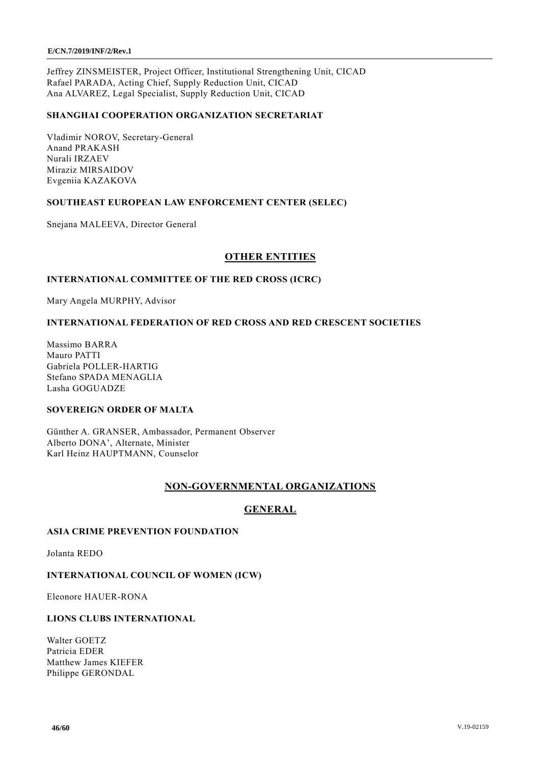Jeffrey ZINSMEISTER, Project Officer, Institutional Strengthening Unit, CICAD
Rafael PARADA, Acting Chief, Supply Reduction Unit, CICAD
Ana ALVAREZ, Legal Specialist, Supply Reduction Unit, CICAD

**SHANGHAI COOPERATION ORGANIZATION SECRETARIAT**

Vladimir NOROV, Secretary-General
Anand PRAKASH
Nurali IRZAEV
Miraziz MIRSAIDOV
Evgeniia KAZAKOVA

**SOUTHEAST EUROPEAN LAW ENFORCEMENT CENTER (SELEC)**

Snejana MALEEVA, Director General

## OTHER ENTITIES

**INTERNATIONAL COMMITTEE OF THE RED CROSS (ICRC)**

Mary Angela MURPHY, Advisor

**INTERNATIONAL FEDERATION OF RED CROSS AND RED CRESCENT SOCIETIES**

Massimo BARRA
Mauro PATTI
Gabriela POLLER-HARTIG
Stefano SPADA MENAGLIA
Lasha GOGUADZE

**SOVEREIGN ORDER OF MALTA**

Günther A. GRANSER, Ambassador, Permanent Observer
Alberto DONA', Alternate, Minister
Karl Heinz HAUPTMANN, Counselor

## NON-GOVERNMENTAL ORGANIZATIONS

## GENERAL

**ASIA CRIME PREVENTION FOUNDATION**

Jolanta REDO

**INTERNATIONAL COUNCIL OF WOMEN (ICW)**

Eleonore HAUER-RONA

**LIONS CLUBS INTERNATIONAL**

Walter GOETZ
Patricia EDER
Matthew James KIEFER
Philippe GERONDAL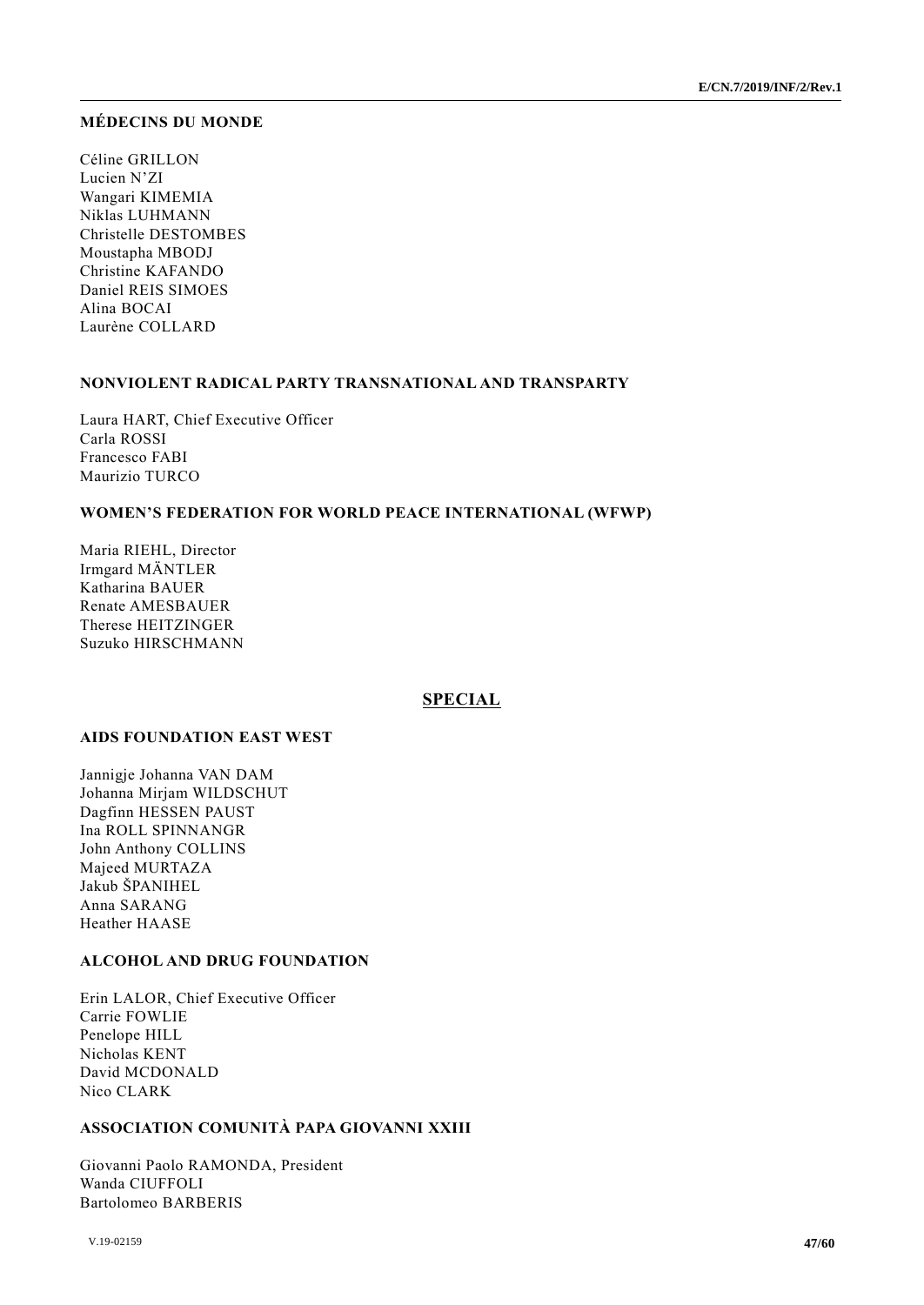**MÉDECINS DU MONDE**

Céline GRILLON
Lucien N'ZI
Wangari KIMEMIA
Niklas LUHMANN
Christelle DESTOMBES
Moustapha MBODJ
Christine KAFANDO
Daniel REIS SIMOES
Alina BOCAI
Laurène COLLARD

**NONVIOLENT RADICAL PARTY TRANSNATIONAL AND TRANSPARTY**

Laura HART, Chief Executive Officer
Carla ROSSI
Francesco FABI
Maurizio TURCO

**WOMEN'S FEDERATION FOR WORLD PEACE INTERNATIONAL (WFWP)**

Maria RIEHL, Director
Irmgard MÄNTLER
Katharina BAUER
Renate AMESBAUER
Therese HEITZINGER
Suzuko HIRSCHMANN

## SPECIAL

**AIDS FOUNDATION EAST WEST**

Jannigje Johanna VAN DAM
Johanna Mirjam WILDSCHUT
Dagfinn HESSEN PAUST
Ina ROLL SPINNANGR
John Anthony COLLINS
Majeed MURTAZA
Jakub ŠPANIHEL
Anna SARANG
Heather HAASE

**ALCOHOL AND DRUG FOUNDATION**

Erin LALOR, Chief Executive Officer
Carrie FOWLIE
Penelope HILL
Nicholas KENT
David MCDONALD
Nico CLARK

**ASSOCIATION COMUNITÀ PAPA GIOVANNI XXIII**

Giovanni Paolo RAMONDA, President
Wanda CIUFFOLI
Bartolomeo BARBERIS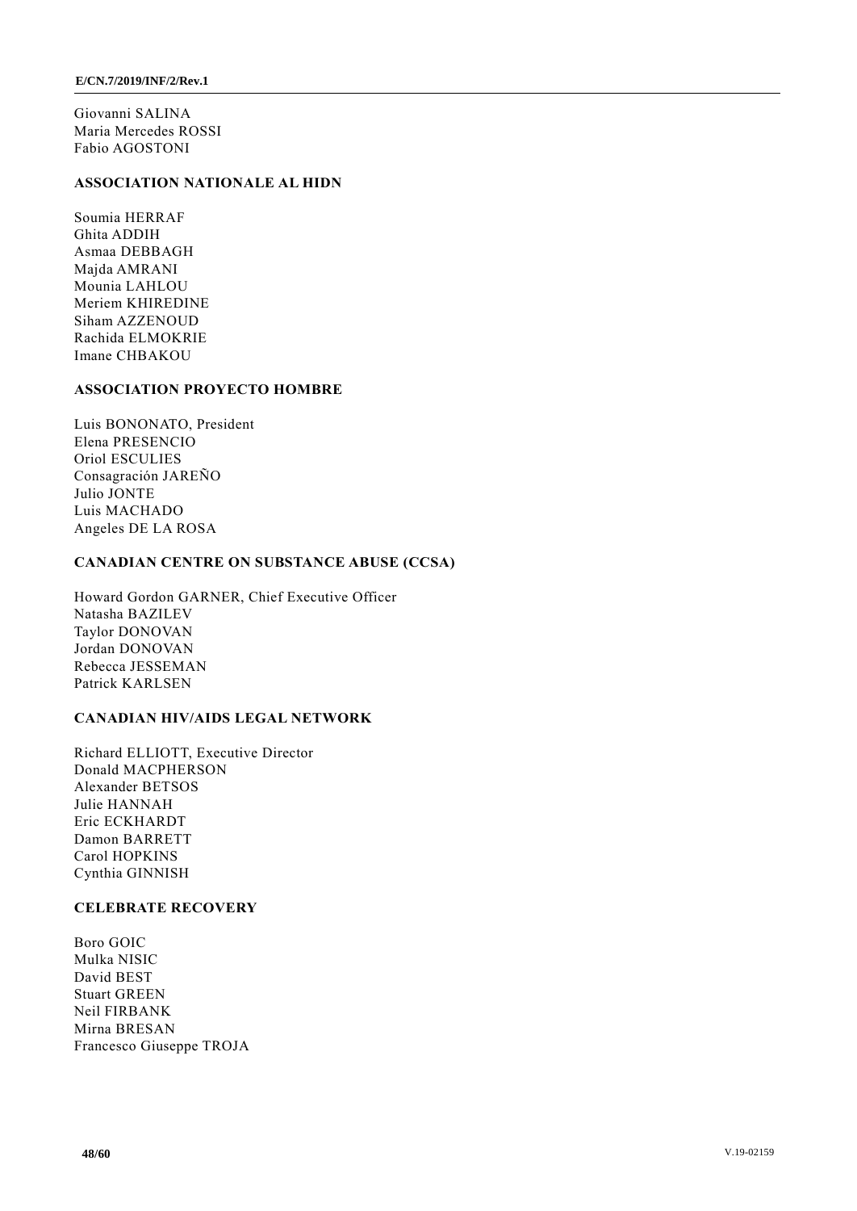Giovanni SALINA
Maria Mercedes ROSSI
Fabio AGOSTONI

**ASSOCIATION NATIONALE AL HIDN**

Soumia HERRAF
Ghita ADDIH
Asmaa DEBBAGH
Majda AMRANI
Mounia LAHLOU
Meriem KHIREDINE
Siham AZZENOUD
Rachida ELMOKRIE
Imane CHBAKOU

**ASSOCIATION PROYECTO HOMBRE**

Luis BONONATO, President
Elena PRESENCIO
Oriol ESCULIES
Consagración JAREÑO
Julio JONTE
Luis MACHADO
Angeles DE LA ROSA

**CANADIAN CENTRE ON SUBSTANCE ABUSE (CCSA)**

Howard Gordon GARNER, Chief Executive Officer
Natasha BAZILEV
Taylor DONOVAN
Jordan DONOVAN
Rebecca JESSEMAN
Patrick KARLSEN

**CANADIAN HIV/AIDS LEGAL NETWORK**

Richard ELLIOTT, Executive Director
Donald MACPHERSON
Alexander BETSOS
Julie HANNAH
Eric ECKHARDT
Damon BARRETT
Carol HOPKINS
Cynthia GINNISH

**CELEBRATE RECOVERY**

Boro GOIC
Mulka NISIC
David BEST
Stuart GREEN
Neil FIRBANK
Mirna BRESAN
Francesco Giuseppe TROJA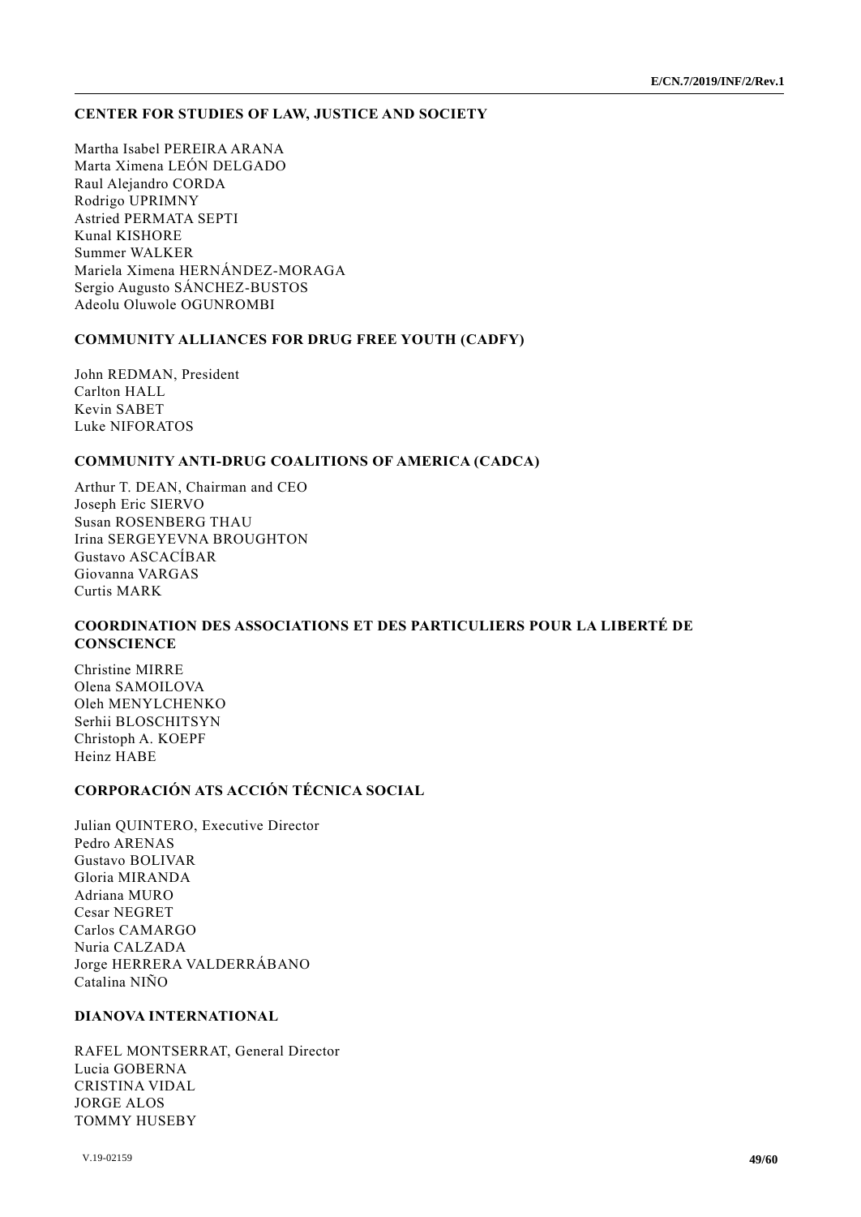**CENTER FOR STUDIES OF LAW, JUSTICE AND SOCIETY**

Martha Isabel PEREIRA ARANA
Marta Ximena LEÓN DELGADO
Raul Alejandro CORDA
Rodrigo UPRIMNY
Astried PERMATA SEPTI
Kunal KISHORE
Summer WALKER
Mariela Ximena HERNÁNDEZ-MORAGA
Sergio Augusto SÁNCHEZ-BUSTOS
Adeolu Oluwole OGUNROMBI

**COMMUNITY ALLIANCES FOR DRUG FREE YOUTH (CADFY)**

John REDMAN, President
Carlton HALL
Kevin SABET
Luke NIFORATOS

**COMMUNITY ANTI-DRUG COALITIONS OF AMERICA (CADCA)**

Arthur T. DEAN, Chairman and CEO
Joseph Eric SIERVO
Susan ROSENBERG THAU
Irina SERGEYEVNA BROUGHTON
Gustavo ASCACÍBAR
Giovanna VARGAS
Curtis MARK

**COORDINATION DES ASSOCIATIONS ET DES PARTICULIERS POUR LA LIBERTÉ DE CONSCIENCE**

Christine MIRRE
Olena SAMOILOVA
Oleh MENYLCHENKO
Serhii BLOSCHITSYN
Christoph A. KOEPF
Heinz HABE

**CORPORACIÓN ATS ACCIÓN TÉCNICA SOCIAL**

Julian QUINTERO, Executive Director
Pedro ARENAS
Gustavo BOLIVAR
Gloria MIRANDA
Adriana MURO
Cesar NEGRET
Carlos CAMARGO
Nuria CALZADA
Jorge HERRERA VALDERRÁBANO
Catalina NIÑO

**DIANOVA INTERNATIONAL**

RAFEL MONTSERRAT, General Director
Lucia GOBERNA
CRISTINA VIDAL
JORGE ALOS
TOMMY HUSEBY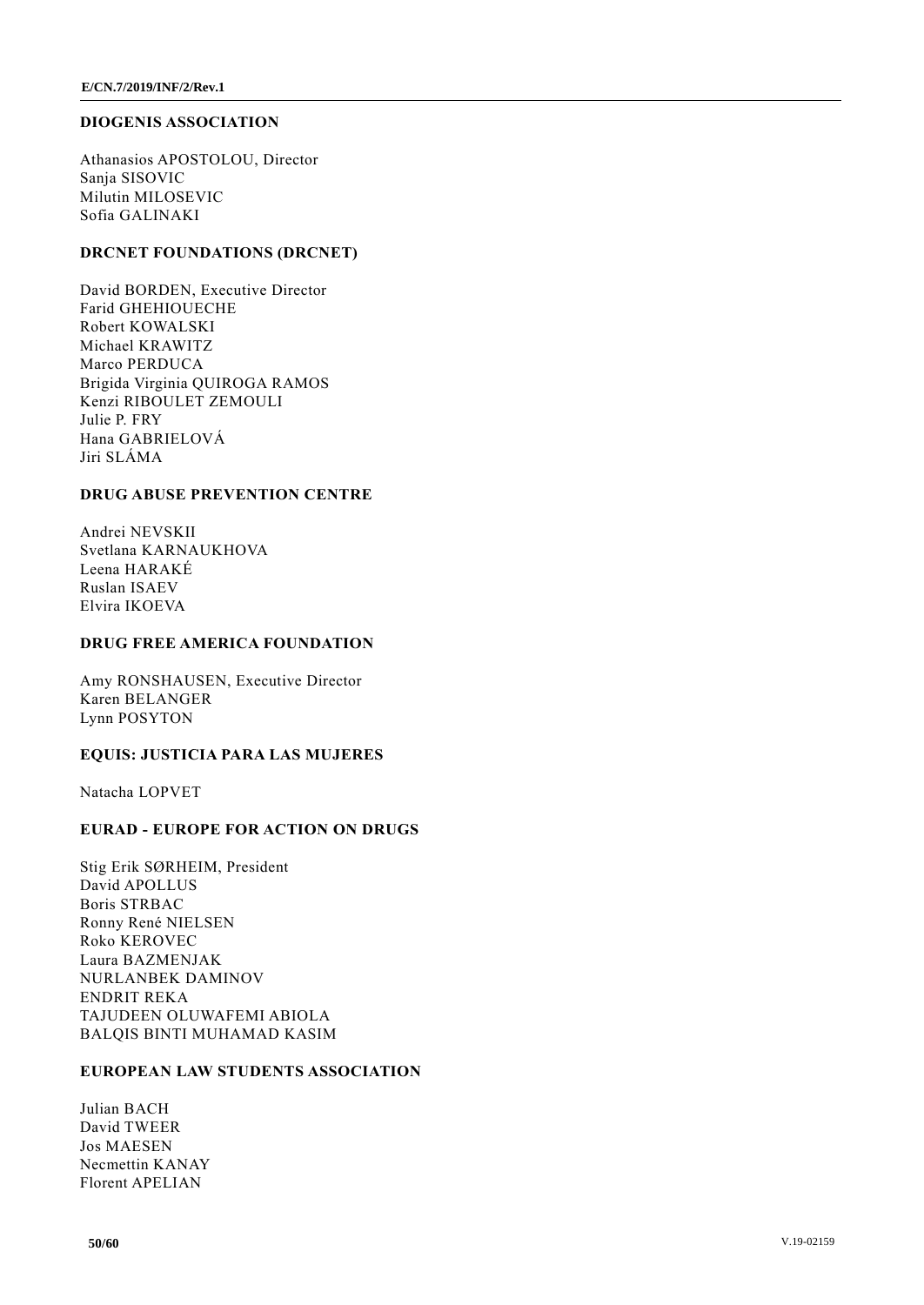**DIOGENIS ASSOCIATION**

Athanasios APOSTOLOU, Director
Sanja SISOVIC
Milutin MILOSEVIC
Sofia GALINAKI

**DRCNET FOUNDATIONS (DRCNET)**

David BORDEN, Executive Director
Farid GHEHIOUECHE
Robert KOWALSKI
Michael KRAWITZ
Marco PERDUCA
Brigida Virginia QUIROGA RAMOS
Kenzi RIBOULET ZEMOULI
Julie P. FRY
Hana GABRIELOVÁ
Jiri SLÁMA

**DRUG ABUSE PREVENTION CENTRE**

Andrei NEVSKII
Svetlana KARNAUKHOVA
Leena HARAKÉ
Ruslan ISAEV
Elvira IKOEVA

**DRUG FREE AMERICA FOUNDATION**

Amy RONSHAUSEN, Executive Director
Karen BELANGER
Lynn POSYTON

**EQUIS: JUSTICIA PARA LAS MUJERES**

Natacha LOPVET

**EURAD - EUROPE FOR ACTION ON DRUGS**

Stig Erik SØRHEIM, President
David APOLLUS
Boris STRBAC
Ronny René NIELSEN
Roko KEROVEC
Laura BAZMENJAK
NURLANBEK DAMINOV
ENDRIT REKA
TAJUDEEN OLUWAFEMI ABIOLA
BALQIS BINTI MUHAMAD KASIM

**EUROPEAN LAW STUDENTS ASSOCIATION**

Julian BACH
David TWEER
Jos MAESEN
Necmettin KANAY
Florent APELIAN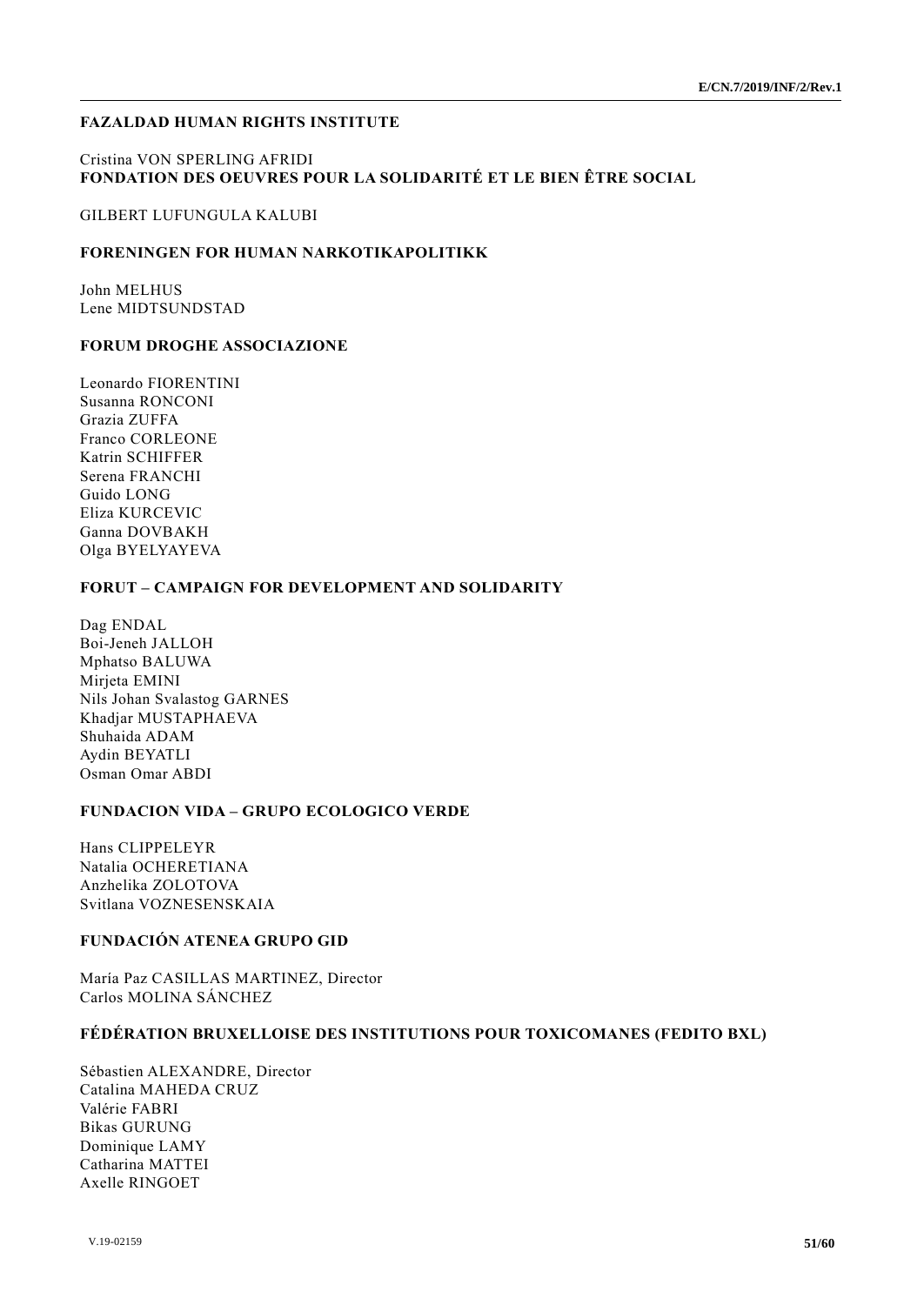**FAZALDAD HUMAN RIGHTS INSTITUTE**

Cristina VON SPERLING AFRIDI

**FONDATION DES OEUVRES POUR LA SOLIDARITÉ ET LE BIEN ÊTRE SOCIAL**

GILBERT LUFUNGULA KALUBI

**FORENINGEN FOR HUMAN NARKOTIKAPOLITIKK**

John MELHUS
Lene MIDTSUNDSTAD

**FORUM DROGHE ASSOCIAZIONE**

Leonardo FIORENTINI
Susanna RONCONI
Grazia ZUFFA
Franco CORLEONE
Katrin SCHIFFER
Serena FRANCHI
Guido LONG
Eliza KURCEVIC
Ganna DOVBAKH
Olga BYELYAYEVA

**FORUT – CAMPAIGN FOR DEVELOPMENT AND SOLIDARITY**

Dag ENDAL
Boi-Jeneh JALLOH
Mphatso BALUWA
Mirjeta EMINI
Nils Johan Svalastog GARNES
Khadjar MUSTAPHAEVA
Shuhaida ADAM
Aydin BEYATLI
Osman Omar ABDI

**FUNDACION VIDA – GRUPO ECOLOGICO VERDE**

Hans CLIPPELEYR
Natalia OCHERETIANA
Anzhelika ZOLOTOVA
Svitlana VOZNESENSKAIA

**FUNDACIÓN ATENEA GRUPO GID**

María Paz CASILLAS MARTINEZ, Director
Carlos MOLINA SÁNCHEZ

**FÉDÉRATION BRUXELLOISE DES INSTITUTIONS POUR TOXICOMANES (FEDITO BXL)**

Sébastien ALEXANDRE, Director
Catalina MAHEDA CRUZ
Valérie FABRI
Bikas GURUNG
Dominique LAMY
Catharina MATTEI
Axelle RINGOET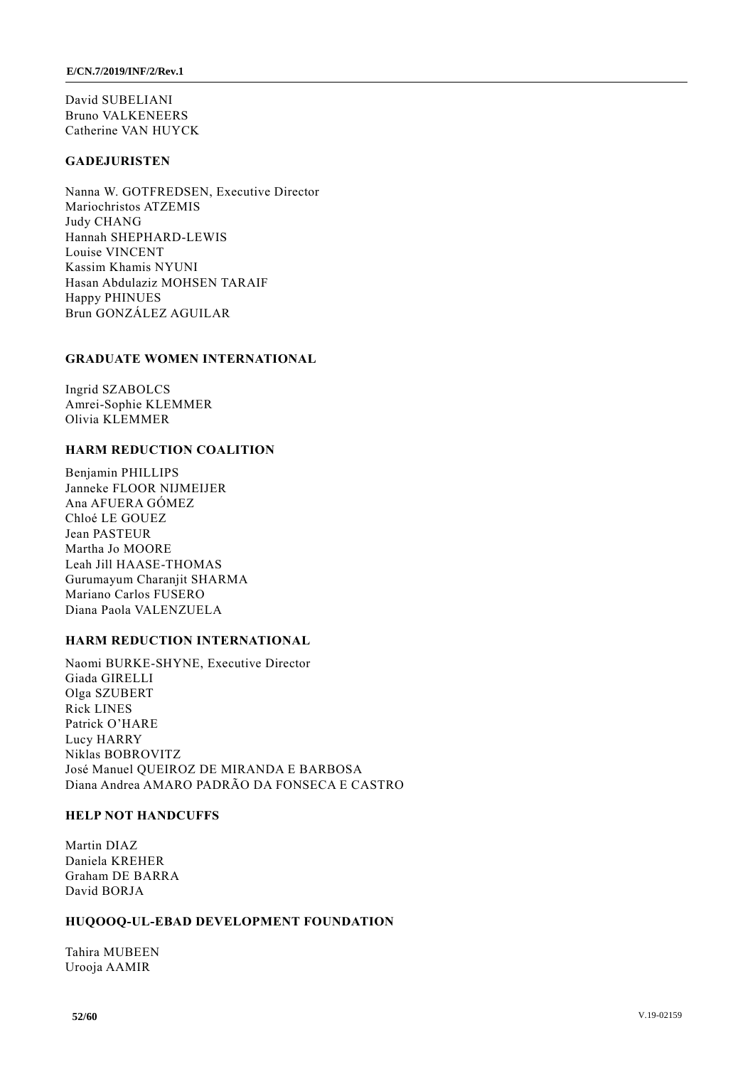David SUBELIANI
Bruno VALKENEERS
Catherine VAN HUYCK

**GADEJURISTEN**

Nanna W. GOTFREDSEN, Executive Director
Mariochristos ATZEMIS
Judy CHANG
Hannah SHEPHARD-LEWIS
Louise VINCENT
Kassim Khamis NYUNI
Hasan Abdulaziz MOHSEN TARAIF
Happy PHINUES
Brun GONZÁLEZ AGUILAR

**GRADUATE WOMEN INTERNATIONAL**

Ingrid SZABOLCS
Amrei-Sophie KLEMMER
Olivia KLEMMER

**HARM REDUCTION COALITION**

Benjamin PHILLIPS
Janneke FLOOR NIJMEIJER
Ana AFUERA GÓMEZ
Chloé LE GOUEZ
Jean PASTEUR
Martha Jo MOORE
Leah Jill HAASE-THOMAS
Gurumayum Charanjit SHARMA
Mariano Carlos FUSERO
Diana Paola VALENZUELA

**HARM REDUCTION INTERNATIONAL**

Naomi BURKE-SHYNE, Executive Director
Giada GIRELLI
Olga SZUBERT
Rick LINES
Patrick O'HARE
Lucy HARRY
Niklas BOBROVITZ
José Manuel QUEIROZ DE MIRANDA E BARBOSA
Diana Andrea AMARO PADRÃO DA FONSECA E CASTRO

**HELP NOT HANDCUFFS**

Martin DIAZ
Daniela KREHER
Graham DE BARRA
David BORJA

**HUQOOQ-UL-EBAD DEVELOPMENT FOUNDATION**

Tahira MUBEEN
Urooja AAMIR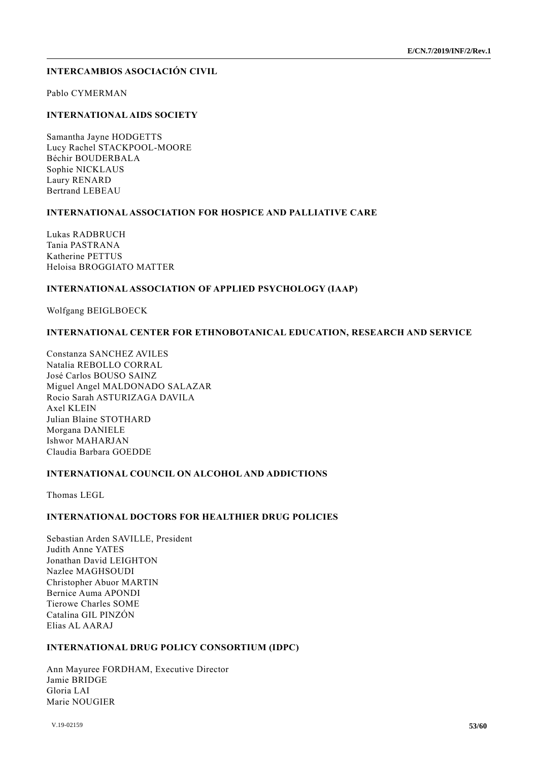**INTERCAMBIOS ASOCIACIÓN CIVIL**

Pablo CYMERMAN

**INTERNATIONAL AIDS SOCIETY**

Samantha Jayne HODGETTS
Lucy Rachel STACKPOOL-MOORE
Béchir BOUDERBALA
Sophie NICKLAUS
Laury RENARD
Bertrand LEBEAU

**INTERNATIONAL ASSOCIATION FOR HOSPICE AND PALLIATIVE CARE**

Lukas RADBRUCH
Tania PASTRANA
Katherine PETTUS
Heloisa BROGGIATO MATTER

**INTERNATIONAL ASSOCIATION OF APPLIED PSYCHOLOGY (IAAP)**

Wolfgang BEIGLBOECK

**INTERNATIONAL CENTER FOR ETHNOBOTANICAL EDUCATION, RESEARCH AND SERVICE**

Constanza SANCHEZ AVILES
Natalia REBOLLO CORRAL
José Carlos BOUSO SAINZ
Miguel Angel MALDONADO SALAZAR
Rocio Sarah ASTURIZAGA DAVILA
Axel KLEIN
Julian Blaine STOTHARD
Morgana DANIELE
Ishwor MAHARJAN
Claudia Barbara GOEDDE

**INTERNATIONAL COUNCIL ON ALCOHOL AND ADDICTIONS**

Thomas LEGL

**INTERNATIONAL DOCTORS FOR HEALTHIER DRUG POLICIES**

Sebastian Arden SAVILLE, President
Judith Anne YATES
Jonathan David LEIGHTON
Nazlee MAGHSOUDI
Christopher Abuor MARTIN
Bernice Auma APONDI
Tierowe Charles SOME
Catalina GIL PINZÓN
Elias AL AARAJ

**INTERNATIONAL DRUG POLICY CONSORTIUM (IDPC)**

Ann Mayuree FORDHAM, Executive Director
Jamie BRIDGE
Gloria LAI
Marie NOUGIER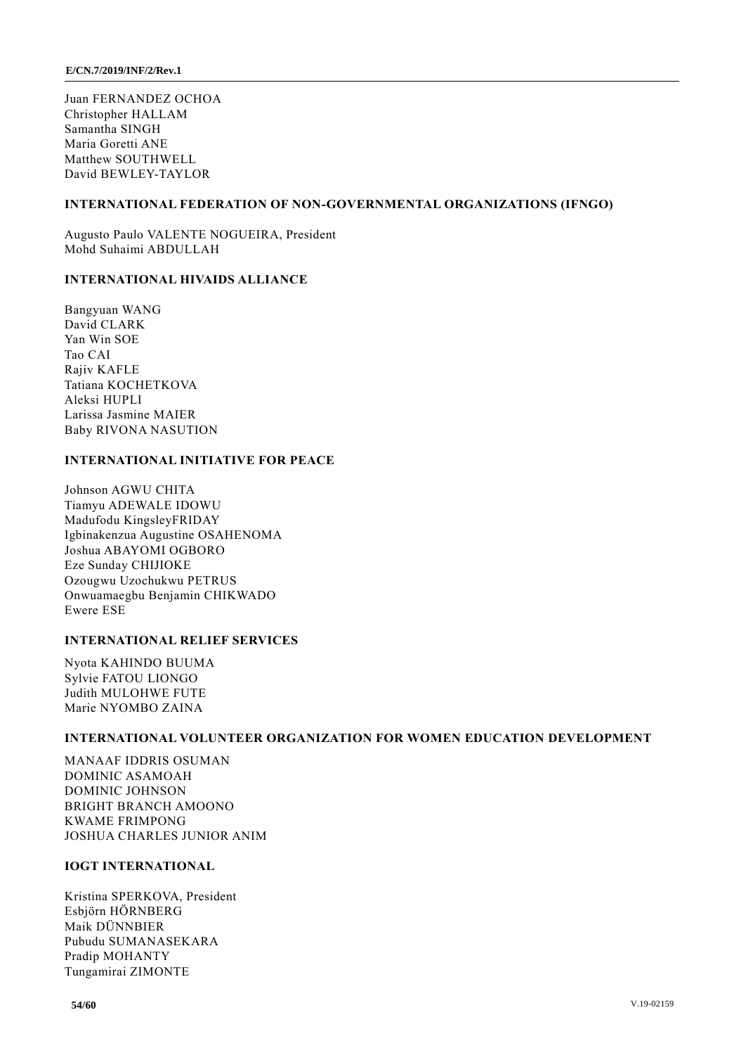Juan FERNANDEZ OCHOA
Christopher HALLAM
Samantha SINGH
Maria Goretti ANE
Matthew SOUTHWELL
David BEWLEY-TAYLOR

**INTERNATIONAL FEDERATION OF NON-GOVERNMENTAL ORGANIZATIONS (IFNGO)**

Augusto Paulo VALENTE NOGUEIRA, President
Mohd Suhaimi ABDULLAH

**INTERNATIONAL HIVAIDS ALLIANCE**

Bangyuan WANG
David CLARK
Yan Win SOE
Tao CAI
Rajiv KAFLE
Tatiana KOCHETKOVA
Aleksi HUPLI
Larissa Jasmine MAIER
Baby RIVONA NASUTION

**INTERNATIONAL INITIATIVE FOR PEACE**

Johnson AGWU CHITA
Tiamyu ADEWALE IDOWU
Madufodu KingsleyFRIDAY
Igbinakenzua Augustine OSAHENOMA
Joshua ABAYOMI OGBORO
Eze Sunday CHIJIOKE
Ozougwu Uzochukwu PETRUS
Onwuamaegbu Benjamin CHIKWADO
Ewere ESE

**INTERNATIONAL RELIEF SERVICES**

Nyota KAHINDO BUUMA
Sylvie FATOU LIONGO
Judith MULOHWE FUTE
Marie NYOMBO ZAINA

**INTERNATIONAL VOLUNTEER ORGANIZATION FOR WOMEN EDUCATION DEVELOPMENT**

MANAAF IDDRIS OSUMAN
DOMINIC ASAMOAH
DOMINIC JOHNSON
BRIGHT BRANCH AMOONO
KWAME FRIMPONG
JOSHUA CHARLES JUNIOR ANIM

**IOGT INTERNATIONAL**

Kristina SPERKOVA, President
Esbjörn HÖRNBERG
Maik DÜNNBIER
Pubudu SUMANASEKARA
Pradip MOHANTY
Tungamirai ZIMONTE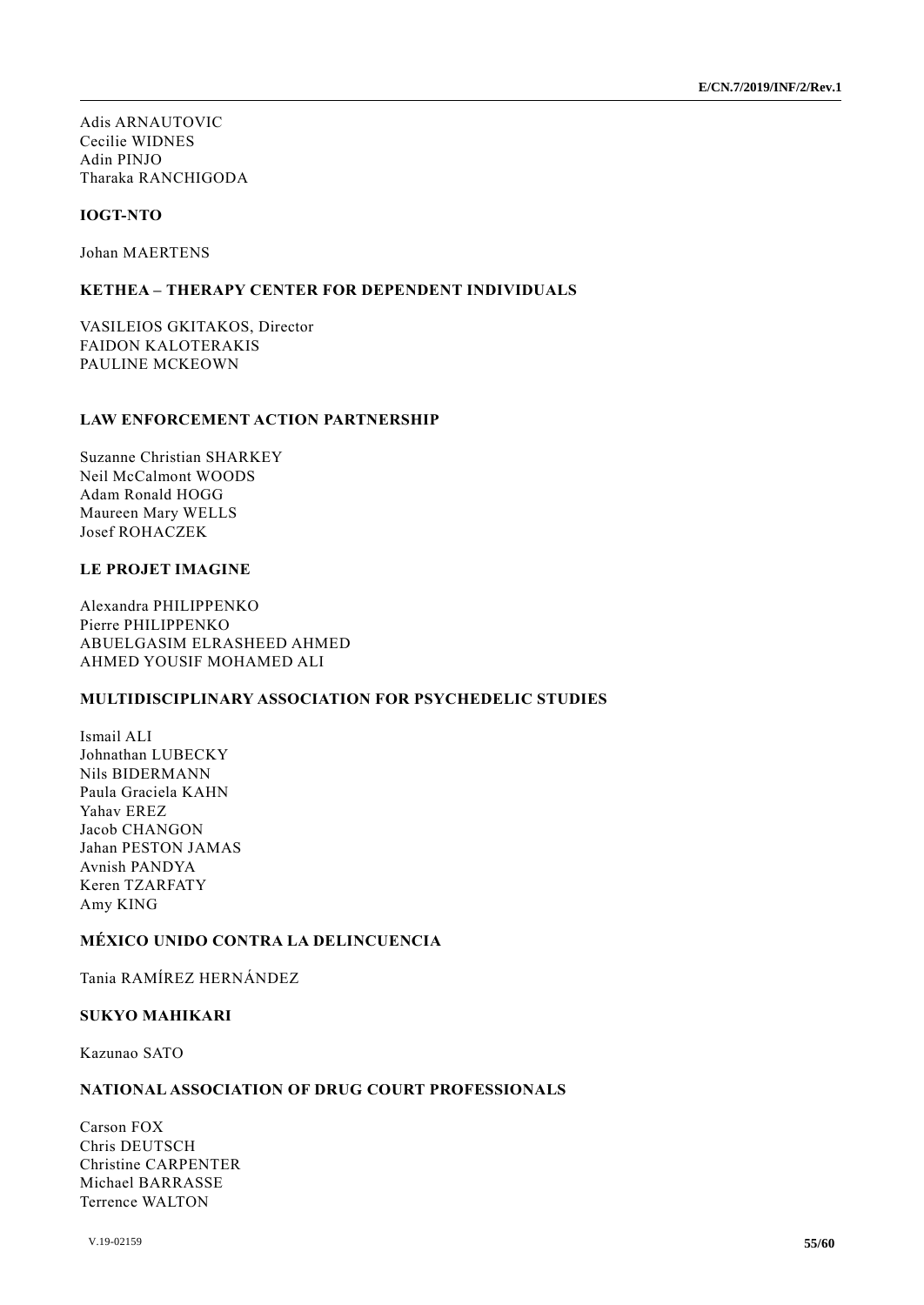Adis ARNAUTOVIC
Cecilie WIDNES
Adin PINJO
Tharaka RANCHIGODA

**IOGT-NTO**

Johan MAERTENS

**KETHEA – THERAPY CENTER FOR DEPENDENT INDIVIDUALS**

VASILEIOS GKITAKOS, Director
FAIDON KALOTERAKIS
PAULINE MCKEOWN

**LAW ENFORCEMENT ACTION PARTNERSHIP**

Suzanne Christian SHARKEY
Neil McCalmont WOODS
Adam Ronald HOGG
Maureen Mary WELLS
Josef ROHACZEK

**LE PROJET IMAGINE**

Alexandra PHILIPPENKO
Pierre PHILIPPENKO
ABUELGASIM ELRASHEED AHMED
AHMED YOUSIF MOHAMED ALI

**MULTIDISCIPLINARY ASSOCIATION FOR PSYCHEDELIC STUDIES**

Ismail ALI
Johnathan LUBECKY
Nils BIDERMANN
Paula Graciela KAHN
Yahav EREZ
Jacob CHANGON
Jahan PESTON JAMAS
Avnish PANDYA
Keren TZARFATY
Amy KING

**MÉXICO UNIDO CONTRA LA DELINCUENCIA**

Tania RAMÍREZ HERNÁNDEZ

**SUKYO MAHIKARI**

Kazunao SATO

**NATIONAL ASSOCIATION OF DRUG COURT PROFESSIONALS**

Carson FOX
Chris DEUTSCH
Christine CARPENTER
Michael BARRASSE
Terrence WALTON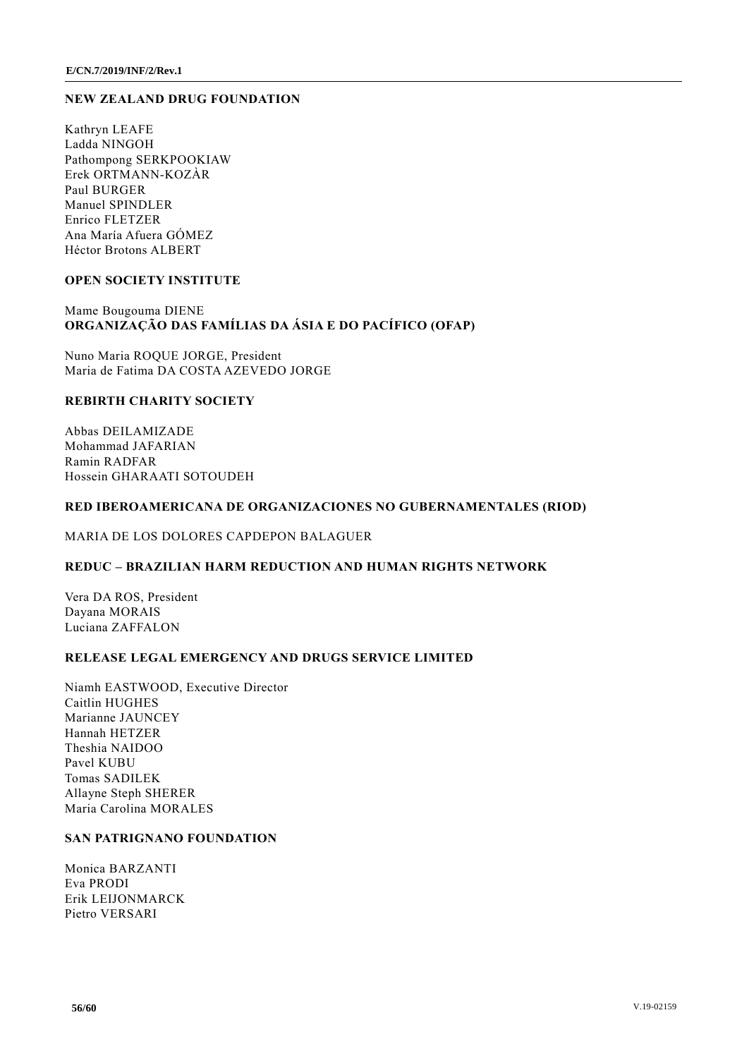**NEW ZEALAND DRUG FOUNDATION**

Kathryn LEAFE
Ladda NINGOH
Pathompong SERKPOOKIAW
Erek ORTMANN-KOZÀR
Paul BURGER
Manuel SPINDLER
Enrico FLETZER
Ana María Afuera GÓMEZ
Héctor Brotons ALBERT

**OPEN SOCIETY INSTITUTE**

Mame Bougouma DIENE

**ORGANIZAÇÃO DAS FAMÍLIAS DA ÁSIA E DO PACÍFICO (OFAP)**

Nuno Maria ROQUE JORGE, President
Maria de Fatima DA COSTA AZEVEDO JORGE

**REBIRTH CHARITY SOCIETY**

Abbas DEILAMIZADE
Mohammad JAFARIAN
Ramin RADFAR
Hossein GHARAATI SOTOUDEH

**RED IBEROAMERICANA DE ORGANIZACIONES NO GUBERNAMENTALES (RIOD)**

MARIA DE LOS DOLORES CAPDEPON BALAGUER

**REDUC – BRAZILIAN HARM REDUCTION AND HUMAN RIGHTS NETWORK**

Vera DA ROS, President
Dayana MORAIS
Luciana ZAFFALON

**RELEASE LEGAL EMERGENCY AND DRUGS SERVICE LIMITED**

Niamh EASTWOOD, Executive Director
Caitlin HUGHES
Marianne JAUNCEY
Hannah HETZER
Theshia NAIDOO
Pavel KUBU
Tomas SADILEK
Allayne Steph SHERER
Maria Carolina MORALES

**SAN PATRIGNANO FOUNDATION**

Monica BARZANTI
Eva PRODI
Erik LEIJONMARCK
Pietro VERSARI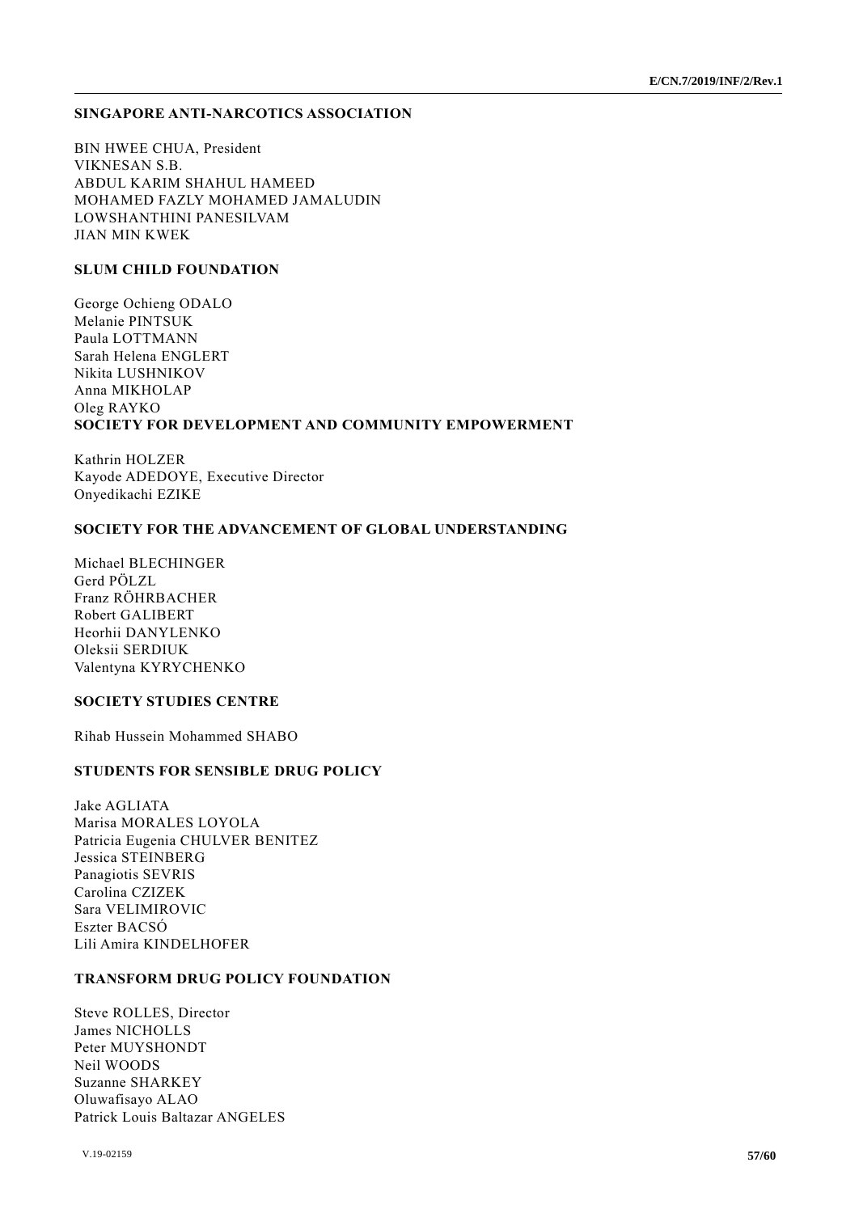**SINGAPORE ANTI-NARCOTICS ASSOCIATION**

BIN HWEE CHUA, President
VIKNESAN S.B.
ABDUL KARIM SHAHUL HAMEED
MOHAMED FAZLY MOHAMED JAMALUDIN
LOWSHANTHINI PANESILVAM
JIAN MIN KWEK

**SLUM CHILD FOUNDATION**

George Ochieng ODALO
Melanie PINTSUK
Paula LOTTMANN
Sarah Helena ENGLERT
Nikita LUSHNIKOV
Anna MIKHOLAP
Oleg RAYKO

**SOCIETY FOR DEVELOPMENT AND COMMUNITY EMPOWERMENT**

Kathrin HOLZER
Kayode ADEDOYE, Executive Director
Onyedikachi EZIKE

**SOCIETY FOR THE ADVANCEMENT OF GLOBAL UNDERSTANDING**

Michael BLECHINGER
Gerd PÖLZL
Franz RÖHRBACHER
Robert GALIBERT
Heorhii DANYLENKO
Oleksii SERDIUK
Valentyna KYRYCHENKO

**SOCIETY STUDIES CENTRE**

Rihab Hussein Mohammed SHABO

**STUDENTS FOR SENSIBLE DRUG POLICY**

Jake AGLIATA
Marisa MORALES LOYOLA
Patricia Eugenia CHULVER BENITEZ
Jessica STEINBERG
Panagiotis SEVRIS
Carolina CZIZEK
Sara VELIMIROVIC
Eszter BACSÓ
Lili Amira KINDELHOFER

**TRANSFORM DRUG POLICY FOUNDATION**

Steve ROLLES, Director
James NICHOLLS
Peter MUYSHONDT
Neil WOODS
Suzanne SHARKEY
Oluwafisayo ALAO
Patrick Louis Baltazar ANGELES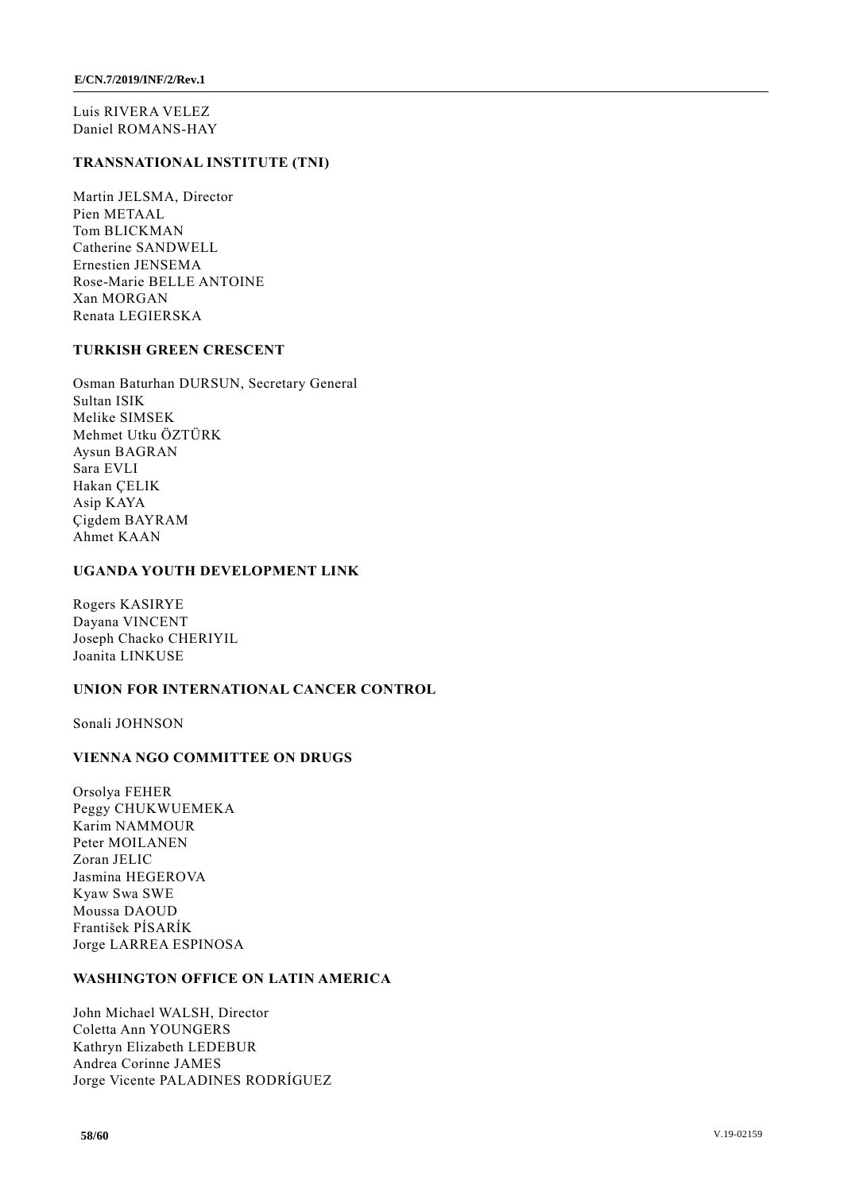Luis RIVERA VELEZ
Daniel ROMANS-HAY

**TRANSNATIONAL INSTITUTE (TNI)**

Martin JELSMA, Director
Pien METAAL
Tom BLICKMAN
Catherine SANDWELL
Ernestien JENSEMA
Rose-Marie BELLE ANTOINE
Xan MORGAN
Renata LEGIERSKA

**TURKISH GREEN CRESCENT**

Osman Baturhan DURSUN, Secretary General
Sultan ISIK
Melike SIMSEK
Mehmet Utku ÖZTÜRK
Aysun BAGRAN
Sara EVLI
Hakan ÇELIK
Asip KAYA
Çigdem BAYRAM
Ahmet KAAN

**UGANDA YOUTH DEVELOPMENT LINK**

Rogers KASIRYE
Dayana VINCENT
Joseph Chacko CHERIYIL
Joanita LINKUSE

**UNION FOR INTERNATIONAL CANCER CONTROL**

Sonali JOHNSON

**VIENNA NGO COMMITTEE ON DRUGS**

Orsolya FEHER
Peggy CHUKWUEMEKA
Karim NAMMOUR
Peter MOILANEN
Zoran JELIC
Jasmina HEGEROVA
Kyaw Swa SWE
Moussa DAOUD
František PÍSARÍK
Jorge LARREA ESPINOSA

**WASHINGTON OFFICE ON LATIN AMERICA**

John Michael WALSH, Director
Coletta Ann YOUNGERS
Kathryn Elizabeth LEDEBUR
Andrea Corinne JAMES
Jorge Vicente PALADINES RODRÍGUEZ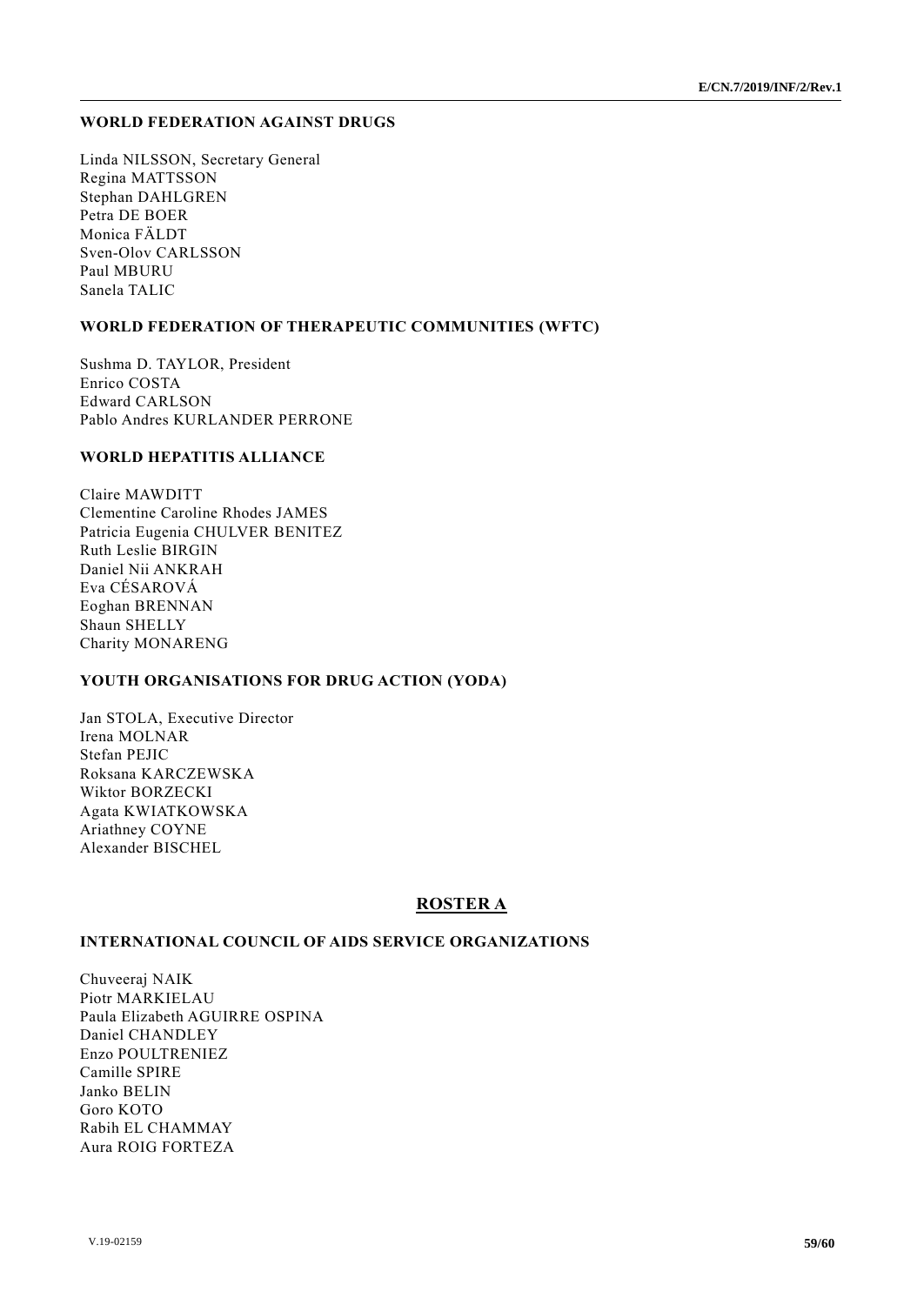**WORLD FEDERATION AGAINST DRUGS**

Linda NILSSON, Secretary General
Regina MATTSSON
Stephan DAHLGREN
Petra DE BOER
Monica FÄLDT
Sven-Olov CARLSSON
Paul MBURU
Sanela TALIC

**WORLD FEDERATION OF THERAPEUTIC COMMUNITIES (WFTC)**

Sushma D. TAYLOR, President
Enrico COSTA
Edward CARLSON
Pablo Andres KURLANDER PERRONE

**WORLD HEPATITIS ALLIANCE**

Claire MAWDITT
Clementine Caroline Rhodes JAMES
Patricia Eugenia CHULVER BENITEZ
Ruth Leslie BIRGIN
Daniel Nii ANKRAH
Eva CÉSAROVÁ
Eoghan BRENNAN
Shaun SHELLY
Charity MONARENG

**YOUTH ORGANISATIONS FOR DRUG ACTION (YODA)**

Jan STOLA, Executive Director
Irena MOLNAR
Stefan PEJIC
Roksana KARCZEWSKA
Wiktor BORZECKI
Agata KWIATKOWSKA
Ariathney COYNE
Alexander BISCHEL

## ROSTER A

**INTERNATIONAL COUNCIL OF AIDS SERVICE ORGANIZATIONS**

Chuveeraj NAIK
Piotr MARKIELAU
Paula Elizabeth AGUIRRE OSPINA
Daniel CHANDLEY
Enzo POULTRENIEZ
Camille SPIRE
Janko BELIN
Goro KOTO
Rabih EL CHAMMAY
Aura ROIG FORTEZA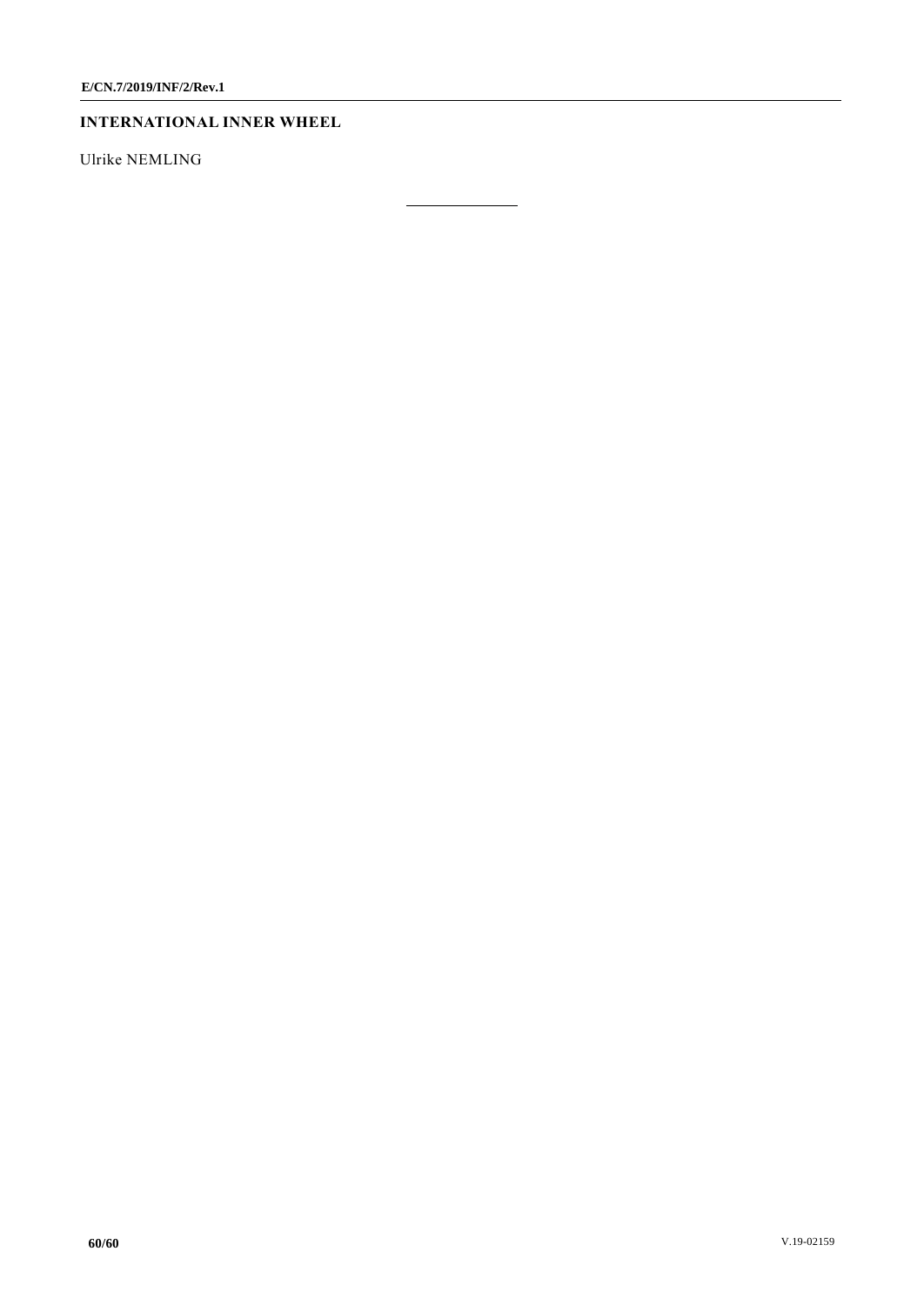**INTERNATIONAL INNER WHEEL**

Ulrike NEMLING